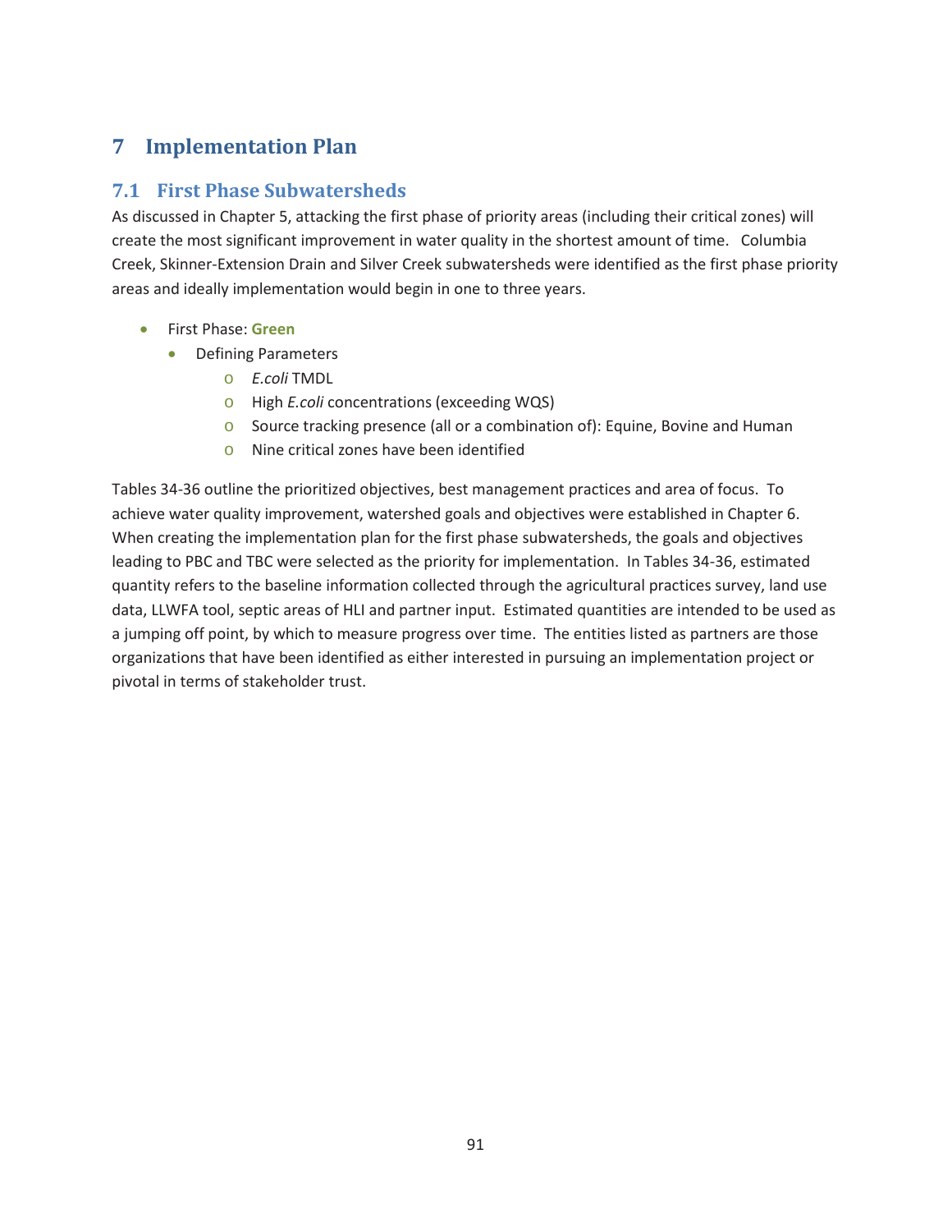# 7 Implementation Plan

## 7.1 First Phase Subwatersheds

As discussed in Chapter 5, attacking the first phase of priority areas (including their critical zones) will create the most significant improvement in water quality in the shortest amount of time. Columbia Creek, Skinner-Extension Drain and Silver Creek subwatersheds were identified as the first phase priority areas and ideally implementation would begin in one to three years.

- First Phase: **Green**
  - Defining Parameters
    - *E.coli* TMDL
    - High *E.coli* concentrations (exceeding WQS)
    - Source tracking presence (all or a combination of): Equine, Bovine and Human
    - Nine critical zones have been identified

Tables 34-36 outline the prioritized objectives, best management practices and area of focus. To achieve water quality improvement, watershed goals and objectives were established in Chapter 6. When creating the implementation plan for the first phase subwatersheds, the goals and objectives leading to PBC and TBC were selected as the priority for implementation. In Tables 34-36, estimated quantity refers to the baseline information collected through the agricultural practices survey, land use data, LLWFA tool, septic areas of HLI and partner input. Estimated quantities are intended to be used as a jumping off point, by which to measure progress over time. The entities listed as partners are those organizations that have been identified as either interested in pursuing an implementation project or pivotal in terms of stakeholder trust.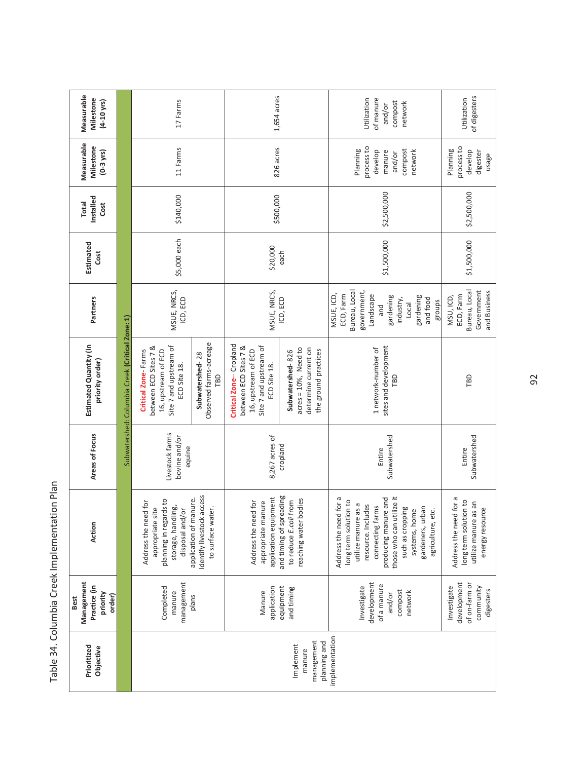Table 34. Columbia Creek Implementation Plan

| Prioritized Objective | Best Management Practice (in priority order) | Action | Areas of Focus | Estimated Quantity (in priority order) | Partners | Estimated Cost | Total Installed Cost | Measurable Milestone (0-3 yrs) | Measurable Milestone (4-10 yrs) |
|---|---|---|---|---|---|---|---|---|---|
| Subwatershed: Columbia Creek **(Critical Zone: 1)** | | | | | | | | | |
| Implement manure management planning and implementation | Completed manure management plans | Address the need for appropriate site planning in regards to storage, handling, disposal and/or application of manure. Identify livestock access to surface water. | Livestock farms bovine and/or equine | **Critical Zone**- Farms between ECD Sites 7 & 16, upstream of ECD Site 7 and upstream of ECD Site 18. **Subwatershed**- 28 Observed farms-acreage TBD | MSUE, NRCS, ICD, ECD | $5,000 each | $140,000 | 11 Farms | 17 Farms |
| | Manure application equipment and timing | Address the need for appropriate manure application equipment and timing of spreading to reduce *E. coli* from reaching water bodies | 8,267 acres of cropland | **Critical Zone**- Cropland between ECD Sites 7 & 16, upstream of ECD Site 7 and upstream of ECD Site 18. **Subwatershed**- 826 acres = 10%, Need to determine current on the ground practices | MSUE, NRCS, ICD, ECD | $20,000 each | $500,000 | 826 acres | 1,654 acres |
| | Investigate development of a manure and/or compost network | Address the need for a long term solution to utilize manure as a resource. Includes connecting farms producing manure and those who can utilize it such as cropping systems, home gardeners, urban agriculture, etc. | Entire Subwatershed | 1 network-number of sites and development TBD | MSUE, ICD, ECD, Farm Bureau, Local government, Landscape and gardening industry, Local gardening and food groups | $1,500,000 | $2,500,000 | Planning process to develop manure and/or compost network | Utilization of manure and/or compost network |
| | Investigate development of on-farm or community digesters | Address the need for a long term solution to utilize manure as an energy resource | Entire Subwatershed | TBD | MSU, ICD, ECD, Farm Bureau, Local Government and Business | $1,500,000 | $2,500,000 | Planning process to develop digester usage | Utilization of digesters |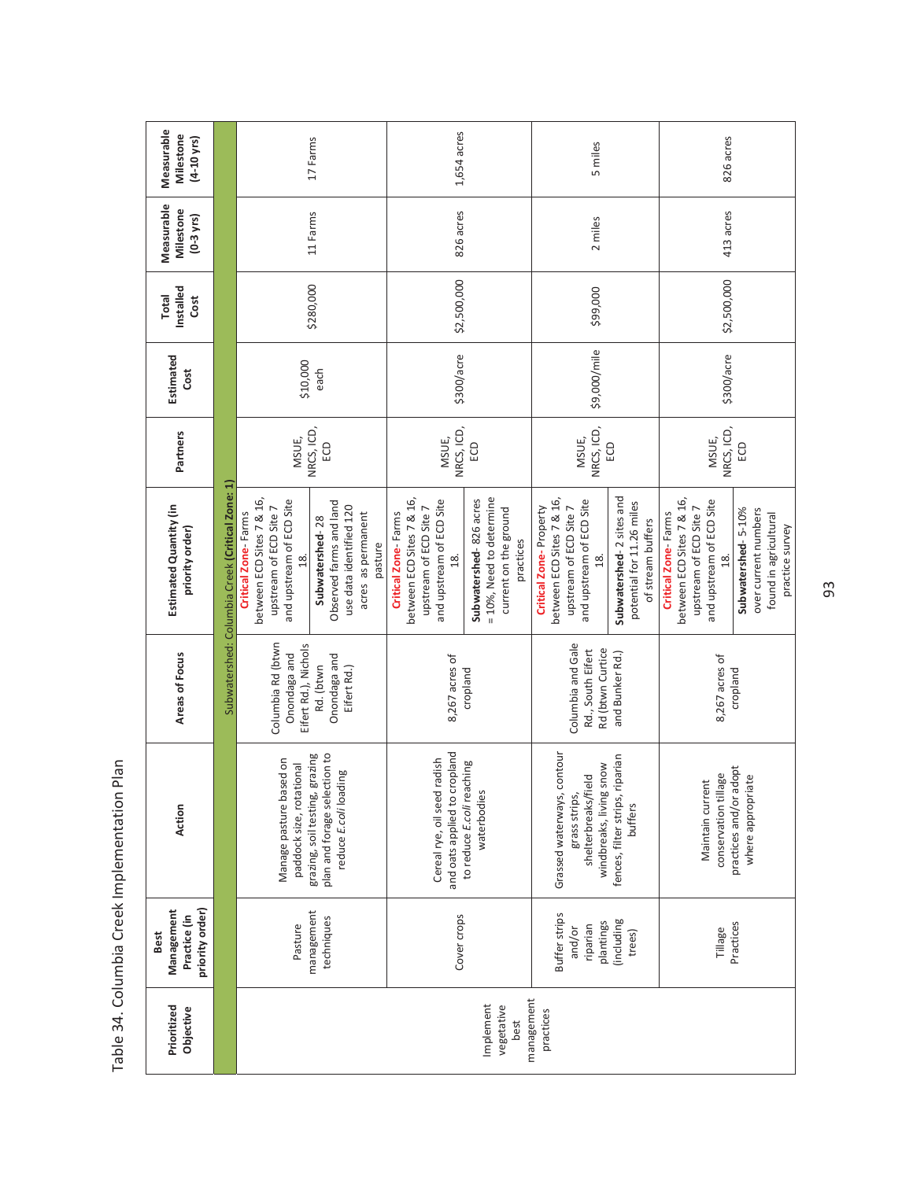Table 34. Columbia Creek Implementation Plan

| Prioritized Objective | Best Management Practice (in priority order) | Action | Areas of Focus | Estimated Quantity (in priority order) | Partners | Estimated Cost | Total Installed Cost | Measurable Milestone (0-3 yrs) | Measurable Milestone (4-10 yrs) |
|---|---|---|---|---|---|---|---|---|---|
| Subwatershed: Columbia Creek **(Critical Zone: 1)** | | | | | | | | | |
| Implement vegetative best management practices | Pasture management techniques | Manage pasture based on paddock size, rotational grazing, soil testing, grazing plan and forage selection to reduce *E.coli* loading | Columbia Rd (btwn Onondaga and Eifert Rd.), Nichols Rd. (btwn Onondaga and Eifert Rd.) | **Critical Zone**- Farms between ECD Sites 7 & 16, upstream of ECD Site 7 and upstream of ECD Site 18. **Subwatershed**- 28 Observed farms and land use data identified 120 acres as permanent pasture | MSUE, NRCS, ICD, ECD | $10,000 each | $280,000 | 11 Farms | 17 Farms |
| | Cover crops | Cereal rye, oil seed radish and oats applied to cropland to reduce *E.coli* reaching waterbodies | 8,267 acres of cropland | **Critical Zone**- Farms between ECD Sites 7 & 16, upstream of ECD Site 7 and upstream of ECD Site 18. **Subwatershed**- 826 acres = 10%, Need to determine current on the ground practices | MSUE, NRCS, ICD, ECD | $300/acre | $2,500,000 | 826 acres | 1,654 acres |
| | Buffer strips and/or riparian plantings (including trees) | Grassed waterways, contour grass strips, shelterbreaks/field windbreaks, living snow fences, filter strips, riparian buffers | Columbia and Gale Rd., South Eifert Rd (btwn Curtice and Bunker Rd.) | **Critical Zone**- Property between ECD Sites 7 & 16, upstream of ECD Site 7 and upstream of ECD Site 18. **Subwatershed**- 2 sites and potential for 11.26 miles of stream buffers | MSUE, NRCS, ICD, ECD | $9,000/mile | $99,000 | 2 miles | 5 miles |
| | Tillage Practices | Maintain current conservation tillage practices and/or adopt where appropriate | 8,267 acres of cropland | **Critical Zone**- Farms between ECD Sites 7 & 16, upstream of ECD Site 7 and upstream of ECD Site 18. **Subwatershed**- 5-10% over current numbers found in agricultural practice survey | MSUE, NRCS, ICD, ECD | $300/acre | $2,500,000 | 413 acres | 826 acres |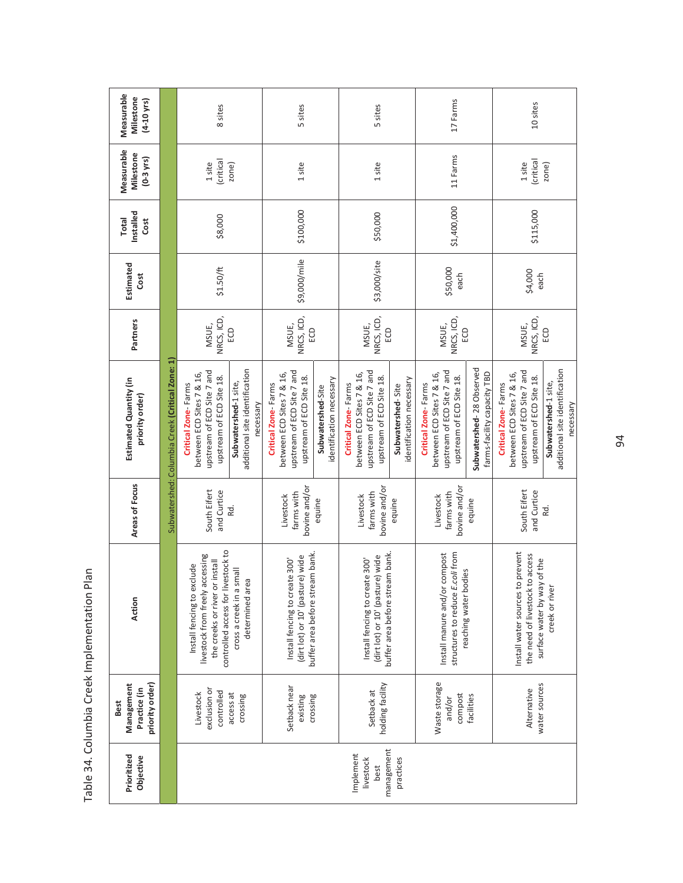Table 34. Columbia Creek Implementation Plan

| Prioritized Objective | Best Management Practice (in priority order) | Action | Areas of Focus | Estimated Quantity (in priority order) | Partners | Estimated Cost | Total Installed Cost | Measurable Milestone (0-3 yrs) | Measurable Milestone (4-10 yrs) |
|---|---|---|---|---|---|---|---|---|---|
| Subwatershed: Columbia Creek **(Critical Zone: 1)** | | | | | | | | | |
| Implement livestock best management practices | Livestock exclusion or controlled access at crossing | Install fencing to exclude livestock from freely accessing the creeks or river or install controlled access for livestock to cross a creek in a small determined area | South Eifert and Curtice Rd. | **Critical Zone**- Farms between ECD Sites 7 & 16, upstream of ECD Site 7 and upstream of ECD Site 18. **Subwatershed**-1 site, additional site identification necessary | MSUE, NRCS, ICD, ECD | $1.50/ft | $8,000 | 1 site (critical zone) | 8 sites |
| | Setback near existing crossing | Install fencing to create 300' (dirt lot) or 10' (pasture) wide buffer area before stream bank. | Livestock farms with bovine and/or equine | **Critical Zone**- Farms between ECD Sites 7 & 16, upstream of ECD Site 7 and upstream of ECD Site 18. **Subwatershed**-Site identification necessary | MSUE, NRCS, ICD, ECD | $9,000/mile | $100,000 | 1 site | 5 sites |
| | Setback at holding facility | Install fencing to create 300' (dirt lot) or 10' (pasture) wide buffer area before stream bank. | Livestock farms with bovine and/or equine | **Critical Zone**- Farms between ECD Sites 7 & 16, upstream of ECD Site 7 and upstream of ECD Site 18. **Subwatershed**- Site identification necessary | MSUE, NRCS, ICD, ECD | $3,000/site | $50,000 | 1 site | 5 sites |
| | Waste storage and/or compost facilities | Install manure and/or compost structures to reduce *E.coli* from reaching water bodies | Livestock farms with bovine and/or equine | **Critical Zone**- Farms between ECD Sites 7 & 16, upstream of ECD Site 7 and upstream of ECD Site 18. **Subwatershed**- 28 Observed farms-facility capacity TBD | MSUE, NRCS, ICD, ECD | $50,000 each | $1,400,000 | 11 Farms | 17 Farms |
| | Alternative water sources | Install water sources to prevent the need of livestock to access surface water by way of the creek or river | South Eifert and Curtice Rd. | **Critical Zone**- Farms between ECD Sites 7 & 16, upstream of ECD Site 7 and upstream of ECD Site 18. **Subwatershed**-1 site, additional site identification necessary | MSUE, NRCS, ICD, ECD | $4,000 each | $115,000 | 1 site (critical zone) | 10 sites |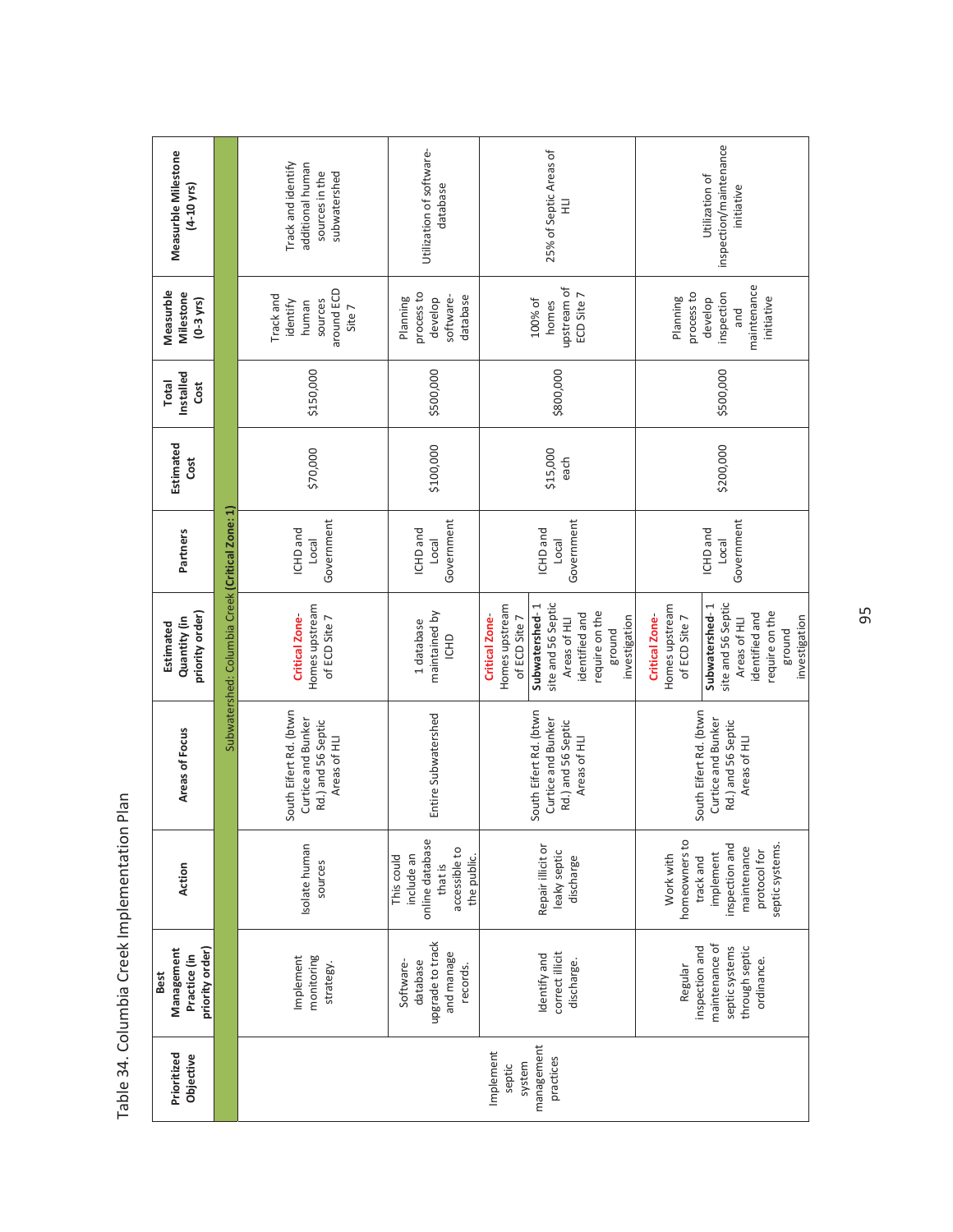Table 34. Columbia Creek Implementation Plan

| Prioritized Objective | Best Management Practice (in priority order) | Action | Areas of Focus | Estimated Quantity (in priority order) | Partners | Estimated Cost | Total Installed Cost | Measurble Milestone (0-3 yrs) | Measurble Milestone (4-10 yrs) |
|---|---|---|---|---|---|---|---|---|---|
| Subwatershed: Columbia Creek (Critical Zone: 1) | | | | | | | | | |
| Implement septic system management practices | Implement monitoring strategy. | Isolate human sources | South Eifert Rd. (btwn Curtice and Bunker Rd.) and 56 Septic Areas of HLI | **Critical Zone**- Homes upstream of ECD Site 7 | ICHD and Local Government | $70,000 | $150,000 | Track and identify human sources around ECD Site 7 | Track and identify additional human sources in the subwatershed |
| | Software-database upgrade to track and manage records. | This could include an online database that is accessible to the public. | Entire Subwatershed | 1 database maintained by ICHD | ICHD and Local Government | $100,000 | $500,000 | Planning process to develop software-database | Utilization of software-database |
| | Identify and correct illicit discharge. | Repair illicit or leaky septic discharge | South Eifert Rd. (btwn Curtice and Bunker Rd.) and 56 Septic Areas of HLI | **Critical Zone**- Homes upstream of ECD Site 7; **Subwatershed**- 1 site and 56 Septic Areas of HLI identified and require on the ground investigation | ICHD and Local Government | $15,000 each | $800,000 | 100% of homes upstream of ECD Site 7 | 25% of Septic Areas of HLI |
| | Regular inspection and maintenance of septic systems through septic ordinance. | Work with homeowners to track and implement inspection and maintenance protocol for septic systems. | South Eifert Rd. (btwn Curtice and Bunker Rd.) and 56 Septic Areas of HLI | **Critical Zone**- Homes upstream of ECD Site 7; **Subwatershed**- 1 site and 56 Septic Areas of HLI identified and require on the ground investigation | ICHD and Local Government | $200,000 | $500,000 | Planning process to develop inspection and maintenance initiative | Utilization of inspection/maintenance initiative |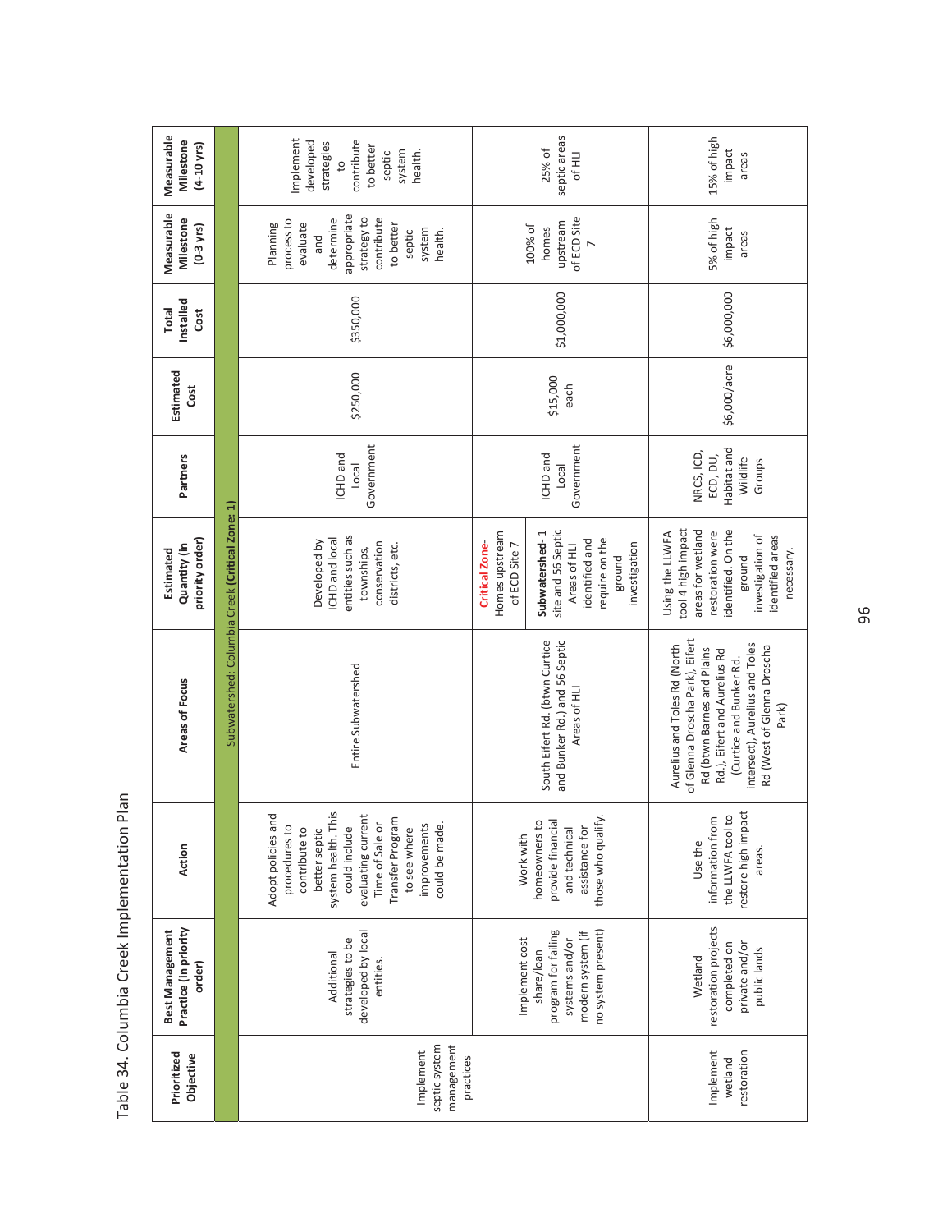# Table 34. Columbia Creek Implementation Plan

| Prioritized Objective | Best Management Practice (in priority order) | Action | Areas of Focus | Estimated Quantity (in priority order) | Partners | Estimated Cost | Total Installed Cost | Measurable Milestone (0-3 yrs) | Measurable Milestone (4-10 yrs) |
|---|---|---|---|---|---|---|---|---|---|
| Subwatershed: Columbia Creek **(Critical Zone: 1)** | | | | | | | | | |
| Implement septic system management practices | Additional strategies to be developed by local entities. | Adopt policies and procedures to contribute to better septic system health. This could include evaluating current Time of Sale or Transfer Program to see where improvements could be made. | Entire Subwatershed | Developed by ICHD and local entities such as townships, conservation districts, etc. | ICHD and Local Government | $250,000 | $350,000 | Planning process to evaluate and determine appropriate strategy to contribute to better septic system health. | Implement developed strategies to contribute to better septic system health. |
| | Implement cost share/loan program for failing systems and/or modern system (if no system present) | Work with homeowners to provide financial and technical assistance for those who qualify. | South Eifert Rd. (btwn Curtice and Bunker Rd.) and 56 Septic Areas of HLI | **Critical Zone-** Homes upstream of ECD Site 7<br>**Subwatershed-** 1 site and 56 Septic Areas of HLI identified and require on the ground investigation | ICHD and Local Government | $15,000 each | $1,000,000 | 100% of homes upstream of ECD Site 7 | 25% of septic areas of HLI |
| Implement wetland restoration | Wetland restoration projects completed on private and/or public lands | Use the information from the LLWFA tool to restore high impact areas. | Aurelius and Toles Rd (North of Glenna Droscha Park), Eifert Rd (btwn Barnes and Plains Rd.), Eifert and Aurelius Rd (Curtice and Bunker Rd. intersect), Aurelius and Toles Rd (West of Glenna Droscha Park) | Using the LLWFA tool 4 high impact areas for wetland restoration were identified. On the ground investigation of identified areas necessary. | NRCS, ICD, ECD, DU, Habitat and Wildlife Groups | $6,000/acre | $6,000,000 | 5% of high impact areas | 15% of high impact areas |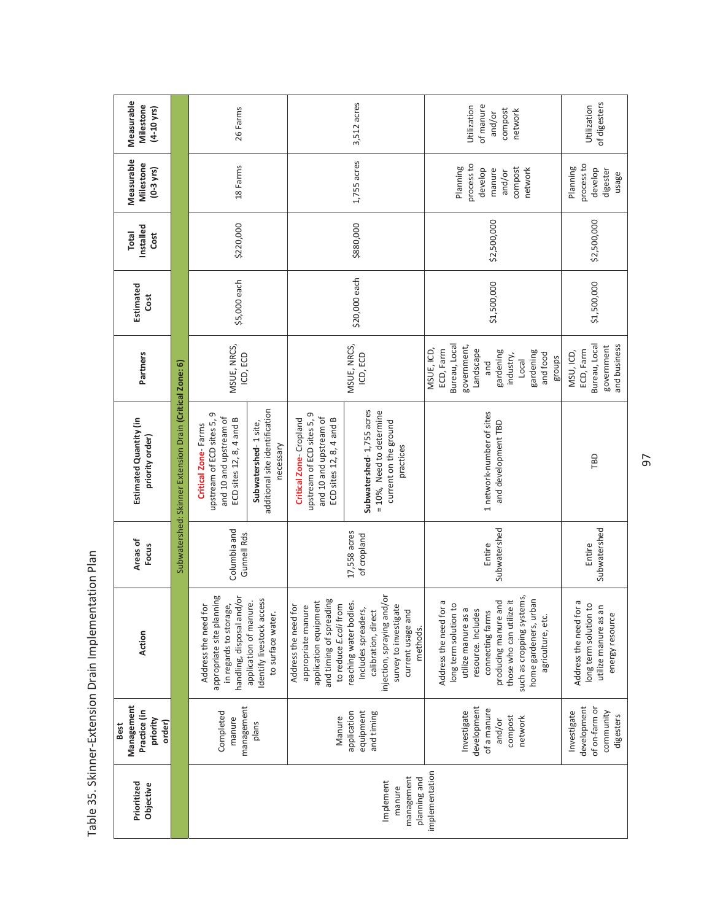# Table 35. Skinner-Extension Drain Implementation Plan

| Prioritized Objective | Best Management Practice (in priority order) | Action | Areas of Focus | Estimated Quantity (in priority order) | Partners | Estimated Cost | Total Installed Cost | Measurable Milestone (0-3 yrs) | Measurable Milestone (4-10 yrs) |
|---|---|---|---|---|---|---|---|---|---|
| Subwatershed: Skinner Extension Drain **(Critical Zone: 6)** | | | | | | | | | |
| Implement manure management planning and implementation | Completed manure management plans | Address the need for appropriate site planning in regards to storage, handling, disposal and/or application of manure. Identify livestock access to surface water. | Columbia and Gunnell Rds | **Critical Zone**- Farms upstream of ECD sites 5, 9 and 10 and upstream of ECD sites 12, 8, 4 and B | MSUE, NRCS, ICD, ECD | $5,000 each | $220,000 | 18 Farms | 26 Farms |
| | | | | **Subwatershed**- 1 site, additional site identification necessary | | | | | |
| | Manure application equipment and timing | Address the need for appropriate manure application equipment and timing of spreading to reduce *E.coli* from reaching water bodies. Includes spreaders, calibration, direct injection, spraying and/or survey to investigate current usage and methods. | 17,558 acres of cropland | **Critical Zone**- Cropland upstream of ECD sites 5, 9 and 10 and upstream of ECD sites 12, 8, 4 and B | MSUE, NRCS, ICD, ECD | $20,000 each | $880,000 | 1,755 acres | 3,512 acres |
| | | | | **Subwatershed**- 1,755 acres = 10%, Need to determine current on the ground practices | | | | | |
| | Investigate development of a manure and/or compost network | Address the need for a long term solution to utilize manure as a resource. Includes connecting farms producing manure and those who can utilize it such as cropping systems, home gardeners, urban agriculture, etc. | Entire Subwatershed | 1 network-number of sites and development TBD | MSUE, ICD, ECD, Farm Bureau, Local government, Landscape and gardening industry, Local gardening and food groups | $1,500,000 | $2,500,000 | Planning process to develop manure and/or compost network | Utilization of manure and/or compost network |
| | Investigate development of on-farm or community digesters | Address the need for a long term solution to utilize manure as an energy resource | Entire Subwatershed | TBD | MSU, ICD, ECD, Farm Bureau, Local government and business | $1,500,000 | $2,500,000 | Planning process to develop digester usage | Utilization of digesters |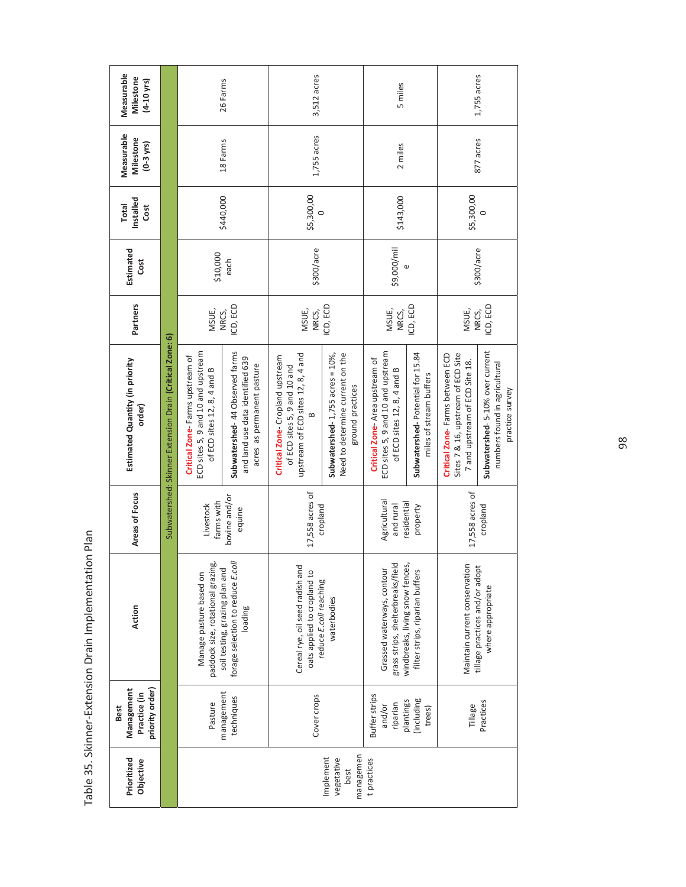Table 35. Skinner-Extension Drain Implementation Plan

| Prioritized Objective | Best Management Practice (in priority order) | Action | Areas of Focus | Estimated Quantity (in priority order) | Partners | Estimated Cost | Total Installed Cost | Measurable Milestone (0-3 yrs) | Measurable Milestone (4-10 yrs) |
|---|---|---|---|---|---|---|---|---|---|
| Subwatershed: Skinner Extension Drain **(Critical Zone: 6)** | | | | | | | | | |
| Implement vegetative best management practices | Pasture management techniques | Manage pasture based on paddock size, rotational grazing, soil testing, grazing plan and forage selection to reduce *E.coli* loading | Livestock farms with bovine and/or equine | **Critical Zone**- Farms upstream of ECD sites 5, 9 and 10 and upstream of ECD sites 12, 8, 4 and B<br>**Subwatershed**- 44 Observed farms and land use data identified 639 acres as permanent pasture | MSUE, NRCS, ICD, ECD | $10,000 each | $440,000 | 18 Farms | 26 Farms |
| | Cover crops | Cereal rye, oil seed radish and oats applied to cropland to reduce *E.coli* reaching waterbodies | 17,558 acres of cropland | **Critical Zone**- Cropland upstream of ECD sites 5, 9 and 10 and upstream of ECD sites 12, 8, 4 and B<br>**Subwatershed**- 1,755 acres = 10%, Need to determine current on the ground practices | MSUE, NRCS, ICD, ECD | $300/acre | $5,300,000 | 1,755 acres | 3,512 acres |
| | Buffer strips and/or riparian plantings (including trees) | Grassed waterways, contour grass strips, shelterbreaks/field windbreaks, living snow fences, filter strips, riparian buffers | Agricultural and rural residential property | **Critical Zone**- Area upstream of ECD sites 5, 9 and 10 and upstream of ECD sites 12, 8, 4 and B<br>**Subwatershed**- Potential for 15.84 miles of stream buffers | MSUE, NRCS, ICD, ECD | $9,000/mile | $143,000 | 2 miles | 5 miles |
| | Tillage Practices | Maintain current conservation tillage practices and/or adopt where appropriate | 17,558 acres of cropland | **Critical Zone**- Farms between ECD Sites 7 & 16, upstream of ECD Site 7 and upstream of ECD Site 18.<br>**Subwatershed**- 5-10% over current numbers found in agricultural practice survey | MSUE, NRCS, ICD, ECD | $300/acre | $5,300,000 | 877 acres | 1,755 acres |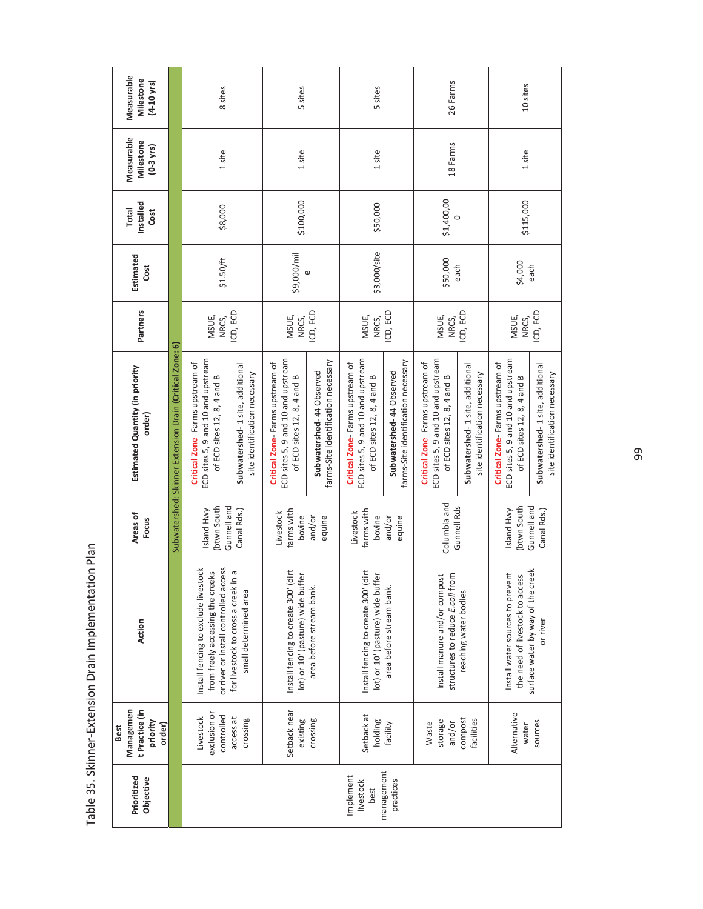Table 35. Skinner-Extension Drain Implementation Plan

| Prioritized Objective | Best Management Practice (in priority order) | Action | Areas of Focus | Estimated Quantity (in priority order) | Partners | Estimated Cost | Total Installed Cost | Measurable Milestone (0-3 yrs) | Measurable Milestone (4-10 yrs) |
|---|---|---|---|---|---|---|---|---|---|
| Subwatershed: Skinner Extension Drain **(Critical Zone: 6)** | | | | | | | | | |
| Implement livestock best management practices | Livestock exclusion or controlled access at crossing | Install fencing to exclude livestock from freely accessing the creeks or river or install controlled access for livestock to cross a creek in a small determined area | Island Hwy (btwn South Gunnell and Canal Rds.) | **Critical Zone**- Farms upstream of ECD sites 5, 9 and 10 and upstream of ECD sites 12, 8, 4 and B<br>**Subwatershed**- 1 site, additional site identification necessary | MSUE, NRCS, ICD, ECD | $1.50/ft | $8,000 | 1 site | 8 sites |
| | Setback near existing crossing | Install fencing to create 300' (dirt lot) or 10' (pasture) wide buffer area before stream bank. | Livestock farms with bovine and/or equine | **Critical Zone**- Farms upstream of ECD sites 5, 9 and 10 and upstream of ECD sites 12, 8, 4 and B<br>**Subwatershed**- 44 Observed farms-Site identification necessary | MSUE, NRCS, ICD, ECD | $9,000/mile | $100,000 | 1 site | 5 sites |
| | Setback at holding facility | Install fencing to create 300' (dirt lot) or 10' (pasture) wide buffer area before stream bank. | Livestock farms with bovine and/or equine | **Critical Zone**- Farms upstream of ECD sites 5, 9 and 10 and upstream of ECD sites 12, 8, 4 and B<br>**Subwatershed**- 44 Observed farms-Site identification necessary | MSUE, NRCS, ICD, ECD | $3,000/site | $50,000 | 1 site | 5 sites |
| | Waste storage and/or compost facilities | Install manure and/or compost structures to reduce *E.coli* from reaching water bodies | Columbia and Gunnell Rds | **Critical Zone**- Farms upstream of ECD sites 5, 9 and 10 and upstream of ECD sites 12, 8, 4 and B<br>**Subwatershed**- 1 site, additional site identification necessary | MSUE, NRCS, ICD, ECD | $50,000 each | $1,400,000 | 18 Farms | 26 Farms |
| | Alternative water sources | Install water sources to prevent the need of livestock to access surface water by way of the creek or river | Island Hwy (btwn South Gunnell and Canal Rds.) | **Critical Zone**- Farms upstream of ECD sites 5, 9 and 10 and upstream of ECD sites 12, 8, 4 and B<br>**Subwatershed**- 1 site, additional site identification necessary | MSUE, NRCS, ICD, ECD | $4,000 each | $115,000 | 1 site | 10 sites |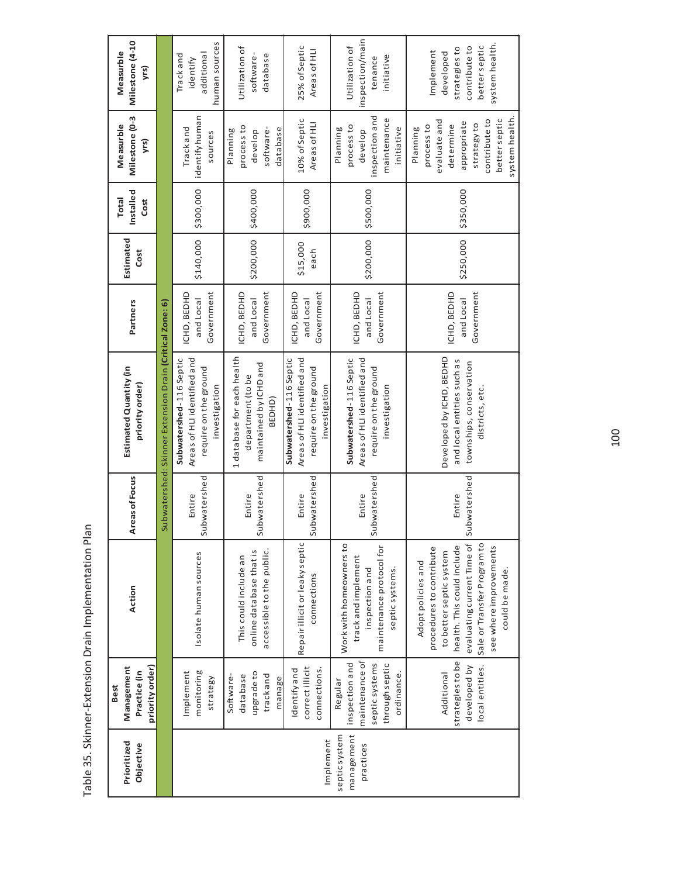Table 35. Skinner-Extension Drain Implementation Plan

| Prioritized Objective | Best Management Practice (in priority order) | Action | Areas of Focus | Estimated Quantity (in priority order) | Partners | Estimated Cost | Total Installed Cost | Measurble Milestone (0-3 yrs) | Measurble Milestone (4-10 yrs) |
|---|---|---|---|---|---|---|---|---|---|
| Subwatershed: Skinner Extension Drain **(Critical Zone: 6)** | | | | | | | | | |
| Implement septic system management practices | Implement monitoring strategy | Isolate human sources | Entire Subwatershed | **Subwatershed**-116 Septic Areas of HLI identified and require on the ground investigation | ICHD, BEDHD and Local Government | $140,000 | $300,000 | Track and identify human sources | Track and identify additional human sources |
| | Software-database upgrade to track and manage | This could include an online database that is accessible to the public. | Entire Subwatershed | 1 database for each health department (to be maintained by ICHD and BEDHD) | ICHD, BEDHD and Local Government | $200,000 | $400,000 | Planning process to develop software-database | Utilization of software-database |
| | Identify and correct illicit connections. | Repair illicit or leaky septic connections | Entire Subwatershed | **Subwatershed**-116 Septic Areas of HLI identified and require on the ground investigation | ICHD, BEDHD and Local Government | $15,000 each | $900,000 | 10% of Septic Areas of HLI | 25% of Septic Areas of HLI |
| | Regular inspection and maintenance of septic systems through septic ordinance. | Work with homeowners to track and implement inspection and maintenance protocol for septic systems. | Entire Subwatershed | **Subwatershed**-116 Septic Areas of HLI identified and require on the ground investigation | ICHD, BEDHD and Local Government | $200,000 | $500,000 | Planning process to develop inspection and maintenance initiative | Utilization of inspection/maintenance initiative |
| | Additional strategies to be developed by local entities. | Adopt policies and procedures to contribute to better septic system health. This could include evaluating current Time of Sale or Transfer Program to see where improvements could be made. | Entire Subwatershed | Developed by ICHD, BEDHD and local entities such as townships, conservation districts, etc. | ICHD, BEDHD and Local Government | $250,000 | $350,000 | Planning process to evaluate and determine appropriate strategy to contribute to better septic system health. | Implement developed strategies to contribute to better septic system health. |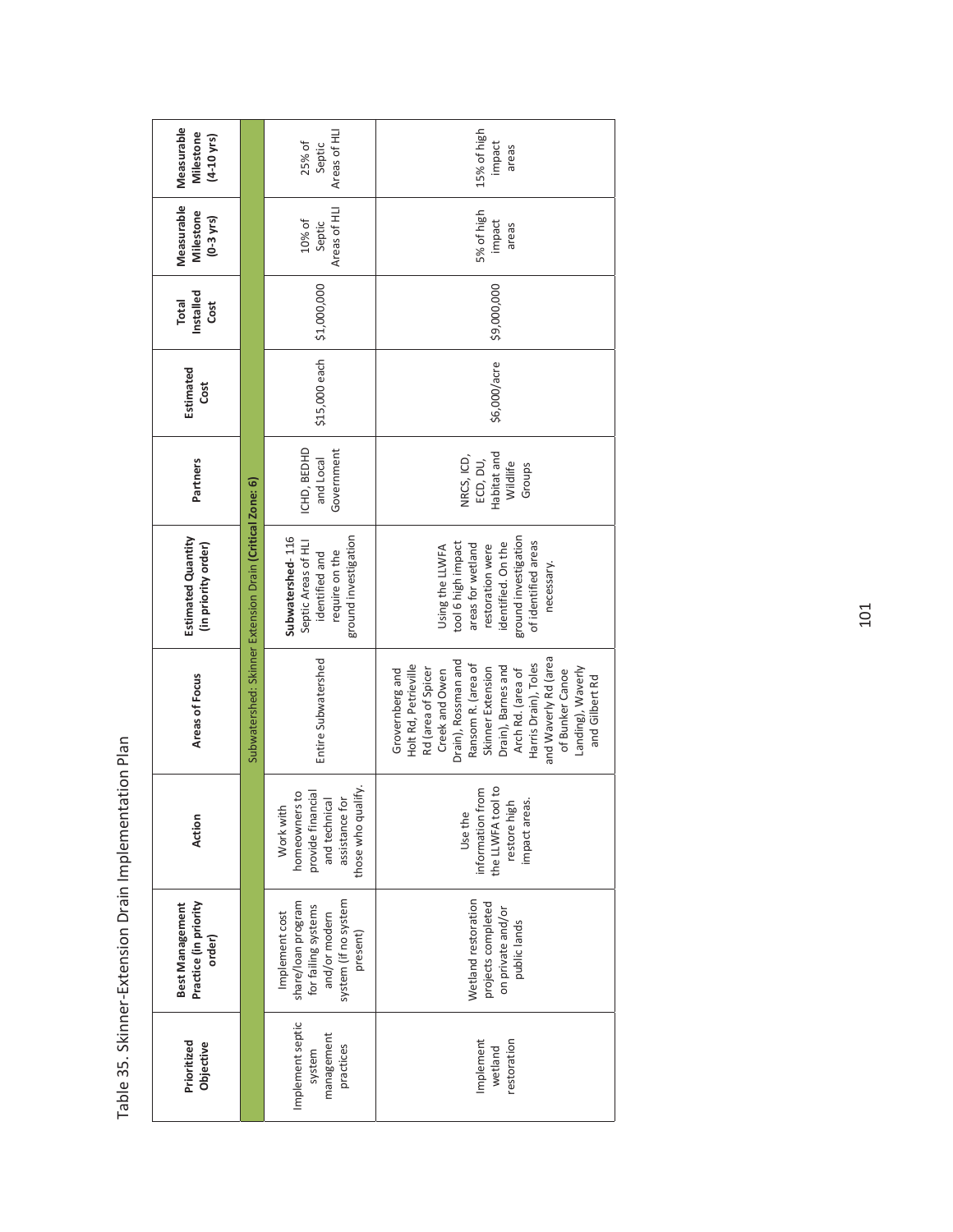Table 35. Skinner-Extension Drain Implementation Plan

| Prioritized Objective | Best Management Practice (in priority order) | Action | Areas of Focus | Estimated Quantity (in priority order) | Partners | Estimated Cost | Total Installed Cost | Measurable Milestone (0-3 yrs) | Measurable Milestone (4-10 yrs) |
|---|---|---|---|---|---|---|---|---|---|
| Subwatershed: Skinner Extension Drain **(Critical Zone: 6)** | | | | | | | | | |
| Implement septic system management practices | Implement cost share/loan program for failing systems and/or modern system (if no system present) | Work with homeowners to provide financial and technical assistance for those who qualify. | Entire Subwatershed | **Subwatershed**- 116 Septic Areas of HLI identified and require on the ground investigation | ICHD, BEDHD and Local Government | $15,000 each | $1,000,000 | 10% of Septic Areas of HLI | 25% of Septic Areas of HLI |
| Implement wetland restoration | Wetland restoration projects completed on private and/or public lands | Use the information from the LLWFA tool to restore high impact areas. | Grovernberg and Holt Rd, Petrieville Rd (area of Spicer Creek and Owen Drain), Rossman and Ransom R. (area of Skinner Extension Drain), Barnes and Arch Rd. (area of Harris Drain), Toles and Waverly Rd (area of Bunker Canoe Landing), Waverly and Gilbert Rd | Using the LLWFA tool 6 high impact areas for wetland restoration were identified. On the ground investigation of identified areas necessary. | NRCS, ICD, ECD, DU, Habitat and Wildlife Groups | $6,000/acre | $9,000,000 | 5% of high impact areas | 15% of high impact areas |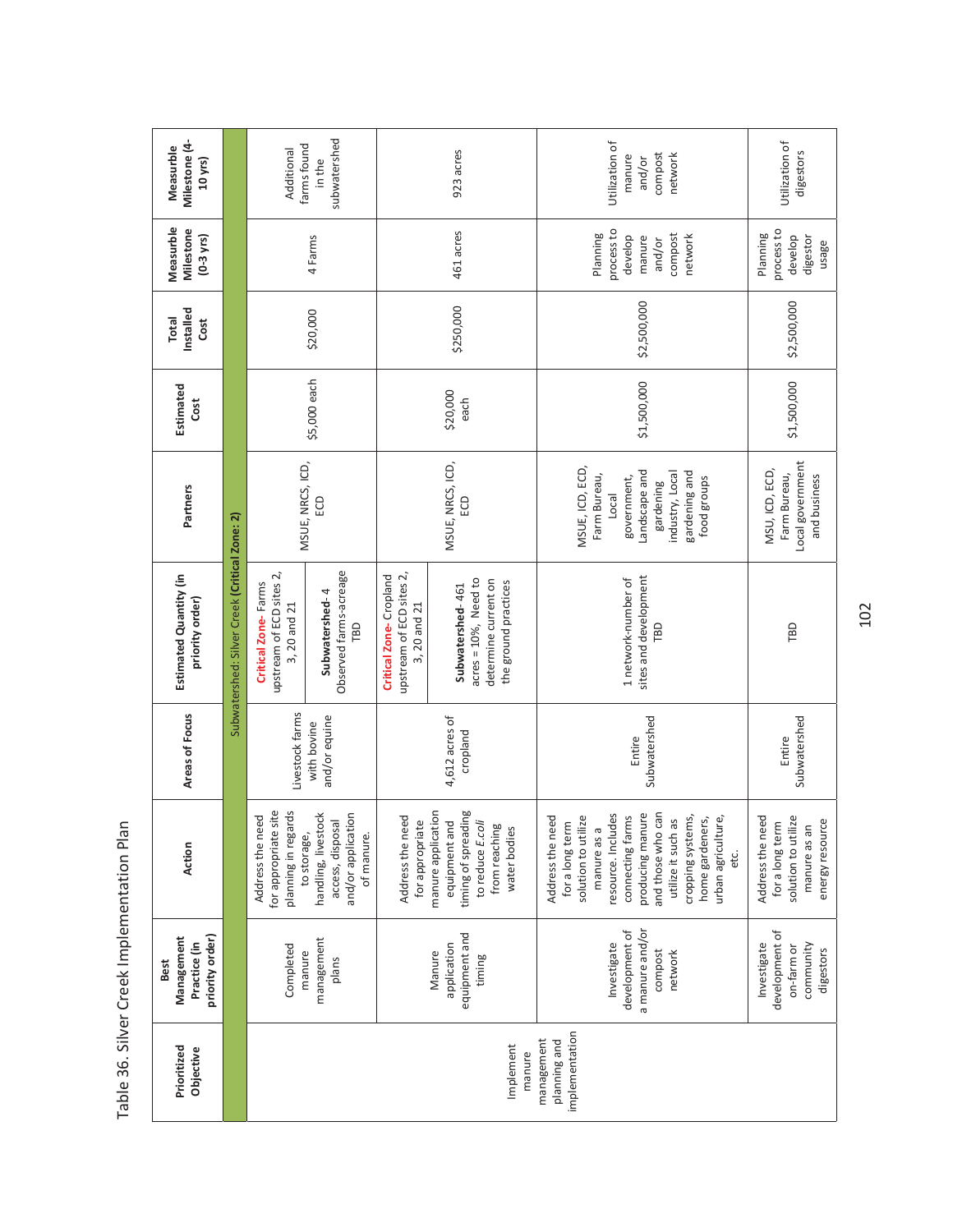Table 36. Silver Creek Implementation Plan

| Prioritized Objective | Best Management Practice (in priority order) | Action | Areas of Focus | Estimated Quantity (in priority order) | Partners | Estimated Cost | Total Installed Cost | Measurble Milestone (0-3 yrs) | Measurble Milestone (4-10 yrs) |
|---|---|---|---|---|---|---|---|---|---|
| Subwatershed: Silver Creek (**Critical Zone: 2**) | | | | | | | | | |
| Implement manure management planning and implementation | Completed manure management plans | Address the need for appropriate site planning in regards to storage, handling, livestock access, disposal and/or application of manure. | Livestock farms with bovine and/or equine | **Critical Zone**- Farms upstream of ECD sites 2, 3, 20 and 21<br>**Subwatershed**- 4 Observed farms-acreage TBD | MSUE, NRCS, ICD, ECD | $5,000 each | $20,000 | 4 Farms | Additional farms found in the subwatershed |
| | Manure application equipment and timing | Address the need for appropriate manure application equipment and timing of spreading to reduce *E.coli* from reaching water bodies | 4,612 acres of cropland | **Critical Zone**- Cropland upstream of ECD sites 2, 3, 20 and 21<br>**Subwatershed**- 461 acres = 10%, Need to determine current on the ground practices | MSUE, NRCS, ICD, ECD | $20,000 each | $250,000 | 461 acres | 923 acres |
| | Investigate development of a manure and/or compost network | Address the need for a long term solution to utilize manure as a resource. Includes connecting farms producing manure and those who can utilize it such as cropping systems, home gardeners, urban agriculture, etc. | Entire Subwatershed | 1 network-number of sites and development TBD | MSUE, ICD, ECD, Farm Bureau, Local government, Landscape and gardening industry, Local gardening and food groups | $1,500,000 | $2,500,000 | Planning process to develop manure and/or compost network | Utilization of manure and/or compost network |
| | Investigate development of on-farm or community digestors | Address the need for a long term solution to utilize manure as an energy resource | Entire Subwatershed | TBD | MSU, ICD, ECD, Farm Bureau, Local government and business | $1,500,000 | $2,500,000 | Planning process to develop digestor usage | Utilization of digestors |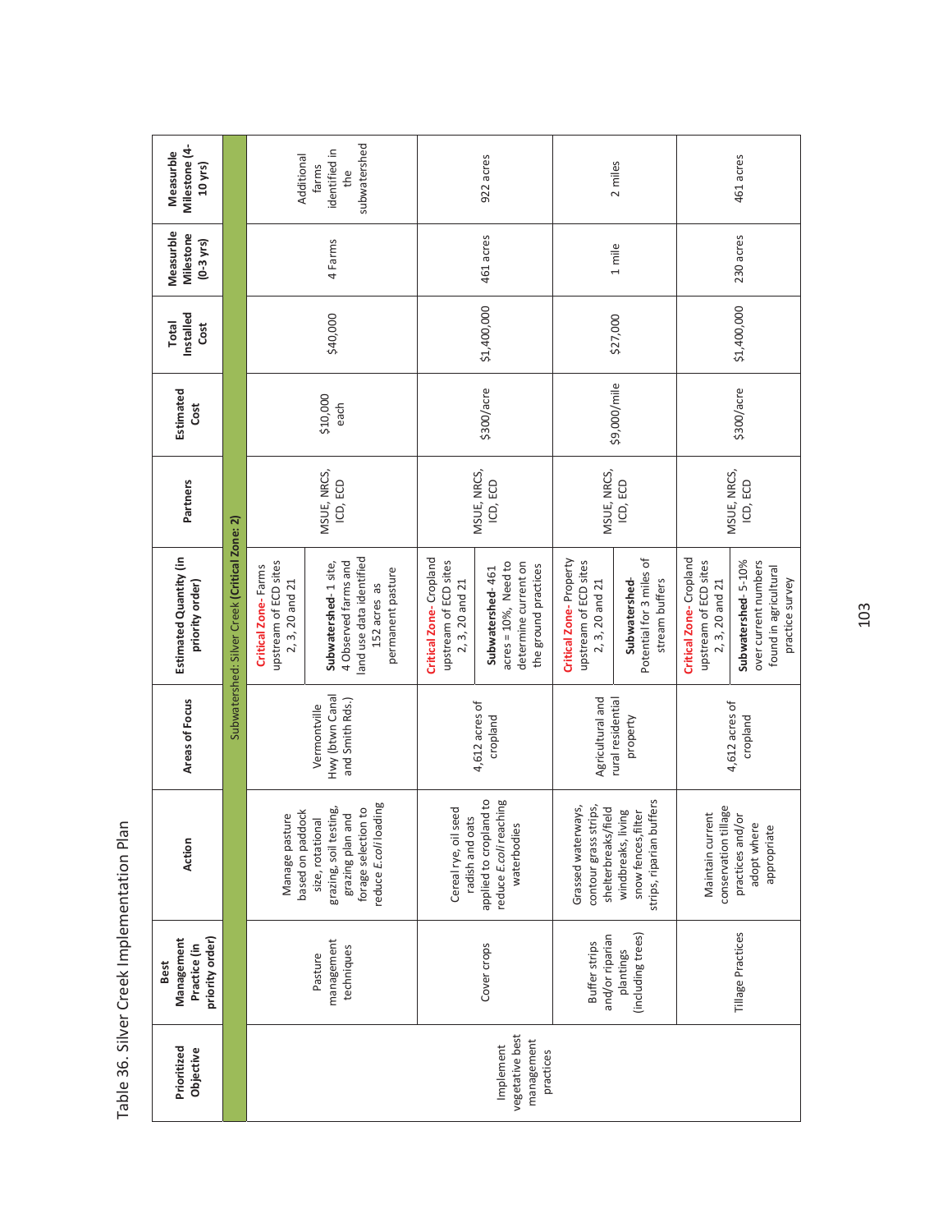Table 36. Silver Creek Implementation Plan

| Prioritized Objective | Best Management Practice (in priority order) | Action | Areas of Focus | Estimated Quantity (in priority order) | Partners | Estimated Cost | Total Installed Cost | Measurble Milestone (0-3 yrs) | Measurble Milestone (4-10 yrs) |
|---|---|---|---|---|---|---|---|---|---|
| Subwatershed: Silver Creek (**Critical Zone: 2**) | | | | | | | | | |
| Implement vegetative best management practices | Pasture management techniques | Manage pasture based on paddock size, rotational grazing, soil testing, grazing plan and forage selection to reduce *E.coli* loading | Vermontville Hwy (btwn Canal and Smith Rds.) | **Critical Zone**- Farms upstream of ECD sites 2, 3, 20 and 21<br>**Subwatershed**- 1 site, 4 Observed farms and land use data identified 152 acres as permanent pasture | MSUE, NRCS, ICD, ECD | $10,000 each | $40,000 | 4 Farms | Additional farms identified in the subwatershed |
| | Cover crops | Cereal rye, oil seed radish and oats applied to cropland to reduce *E.coli* reaching waterbodies | 4,612 acres of cropland | **Critical Zone**- Cropland upstream of ECD sites 2, 3, 20 and 21<br>**Subwatershed**- 461 acres = 10%, Need to determine current on the ground practices | MSUE, NRCS, ICD, ECD | $300/acre | $1,400,000 | 461 acres | 922 acres |
| | Buffer strips and/or riparian plantings (including trees) | Grassed waterways, contour grass strips, shelterbreaks/field windbreaks, living snow fences,filter strips, riparian buffers | Agricultural and rural residential property | **Critical Zone**- Property upstream of ECD sites 2, 3, 20 and 21<br>**Subwatershed**- Potential for 3 miles of stream buffers | MSUE, NRCS, ICD, ECD | $9,000/mile | $27,000 | 1 mile | 2 miles |
| | Tillage Practices | Maintain current conservation tillage practices and/or adopt where appropriate | 4,612 acres of cropland | **Critical Zone**- Cropland upstream of ECD sites 2, 3, 20 and 21<br>**Subwatershed**- 5-10% over current numbers found in agricultural practice survey | MSUE, NRCS, ICD, ECD | $300/acre | $1,400,000 | 230 acres | 461 acres |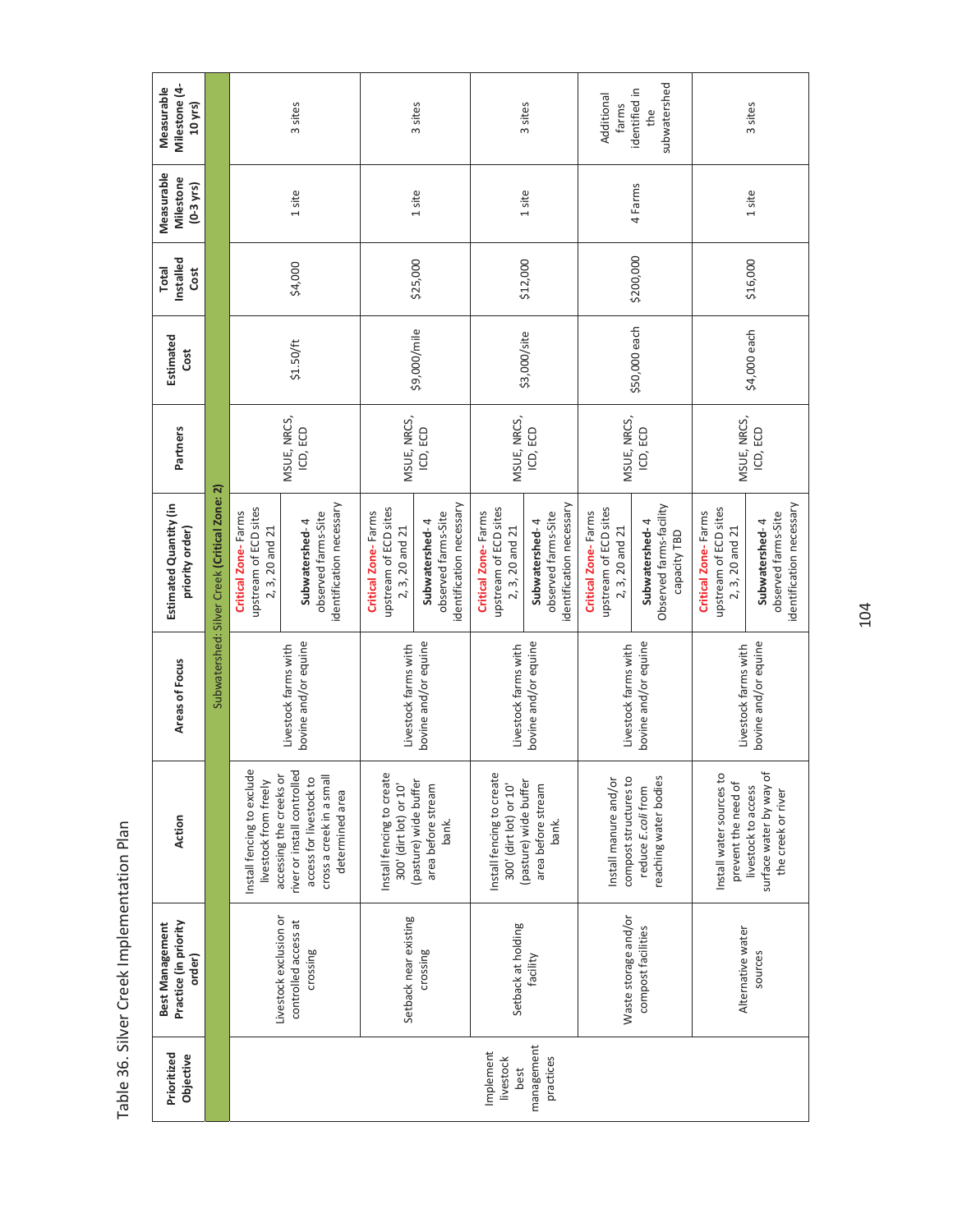Table 36. Silver Creek Implementation Plan

| Prioritized Objective | Best Management Practice (in priority order) | Action | Areas of Focus | Estimated Quantity (in priority order) | Partners | Estimated Cost | Total Installed Cost | Measurable Milestone (0-3 yrs) | Measurable Milestone (4-10 yrs) |
|---|---|---|---|---|---|---|---|---|---|
| Subwatershed: Silver Creek (Critical Zone: 2) | | | | | | | | | |
| Implement livestock best management practices | Livestock exclusion or controlled access at crossing | Install fencing to exclude livestock from freely accessing the creeks or river or install controlled access for livestock to cross a creek in a small determined area | Livestock farms with bovine and/or equine | **Critical Zone**- Farms upstream of ECD sites 2, 3, 20 and 21<br>**Subwatershed**- 4 observed farms-Site identification necessary | MSUE, NRCS, ICD, ECD | $1.50/ft | $4,000 | 1 site | 3 sites |
| | Setback near existing crossing | Install fencing to create 300' (dirt lot) or 10' (pasture) wide buffer area before stream bank. | Livestock farms with bovine and/or equine | **Critical Zone**- Farms upstream of ECD sites 2, 3, 20 and 21<br>**Subwatershed**- 4 observed farms-Site identification necessary | MSUE, NRCS, ICD, ECD | $9,000/mile | $25,000 | 1 site | 3 sites |
| | Setback at holding facility | Install fencing to create 300' (dirt lot) or 10' (pasture) wide buffer area before stream bank. | Livestock farms with bovine and/or equine | **Critical Zone**- Farms upstream of ECD sites 2, 3, 20 and 21<br>**Subwatershed**- 4 observed farms-Site identification necessary | MSUE, NRCS, ICD, ECD | $3,000/site | $12,000 | 1 site | 3 sites |
| | Waste storage and/or compost facilities | Install manure and/or compost structures to reduce *E.coli* from reaching water bodies | Livestock farms with bovine and/or equine | **Critical Zone**- Farms upstream of ECD sites 2, 3, 20 and 21<br>**Subwatershed**- 4 Observed farms-facility capacity TBD | MSUE, NRCS, ICD, ECD | $50,000 each | $200,000 | 4 Farms | Additional farms identified in the subwatershed |
| | Alternative water sources | Install water sources to prevent the need of livestock to access surface water by way of the creek or river | Livestock farms with bovine and/or equine | **Critical Zone**- Farms upstream of ECD sites 2, 3, 20 and 21<br>**Subwatershed**- 4 observed farms-Site identification necessary | MSUE, NRCS, ICD, ECD | $4,000 each | $16,000 | 1 site | 3 sites |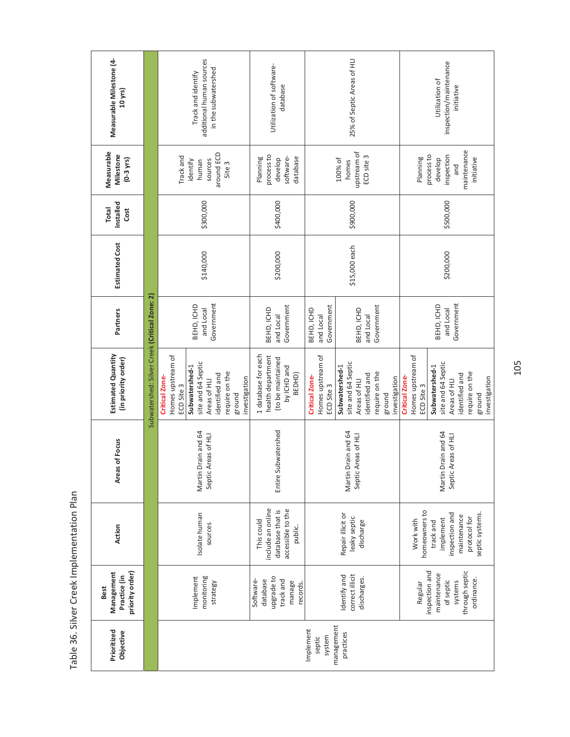Table 36. Silver Creek Implementation Plan

| Prioritized Objective | Best Management Practice (in priority order) | Action | Areas of Focus | Estimated Quantity (in priority order) | Partners | Estimated Cost | Total Installed Cost | Measurable Milestone (0-3 yrs) | Measurable Milestone (4-10 yrs) |
|---|---|---|---|---|---|---|---|---|---|
| Subwatershed: Silver Creek **(Critical Zone: 2)** | | | | | | | | | |
| Implement septic system management practices | Implement monitoring strategy | Isolate human sources | Martin Drain and 64 Septic Areas of HLI | **Critical Zone-** Homes upstream of ECD Site 3<br>**Subwatershed-1** site and 64 Septic Areas of HLI identified and require on the ground investigation | BEHD, ICHD and Local Government | $140,000 | $300,000 | Track and identify human sources around ECD Site 3 | Track and identify additional human sources in the subwatershed |
| | Software-database upgrade to track and manage records. | This could include an online database that is accessible to the public. | Entire Subwatershed | 1 database for each health department (to be maintained by ICHD and BEHD) | BEHD, ICHD and Local Government | $200,000 | $400,000 | Planning process to develop software-database | Utilization of software-database |
| | Identify and correct illicit discharges. | Repair illicit or leaky septic discharge | Martin Drain and 64 Septic Areas of HLI | **Critical Zone-** Homes upstream of ECD Site 3<br>**Subwatershed-1** site and 64 Septic Areas of HLI identified and require on the ground investigation | BEHD, ICHD and Local Government<br>BEHD, ICHD and Local Government | $15,000 each | $900,000 | 100% of homes upstream of ECD site 3 | 25% of Septic Areas of HLI |
| | Regular inspection and maintenance of septic systems through septic ordinance. | Work with homeowners to track and implement inspection and maintenance protocol for septic systems. | Martin Drain and 64 Septic Areas of HLI | **Critical Zone-** Homes upstream of ECD Site 3<br>**Subwatershed-1** site and 64 Septic Areas of HLI identified and require on the ground investigation | BEHD, ICHD and Local Government | $200,000 | $500,000 | Planning process to develop inspection and maintenance initiative | Utilization of inspection/maintenance initiative |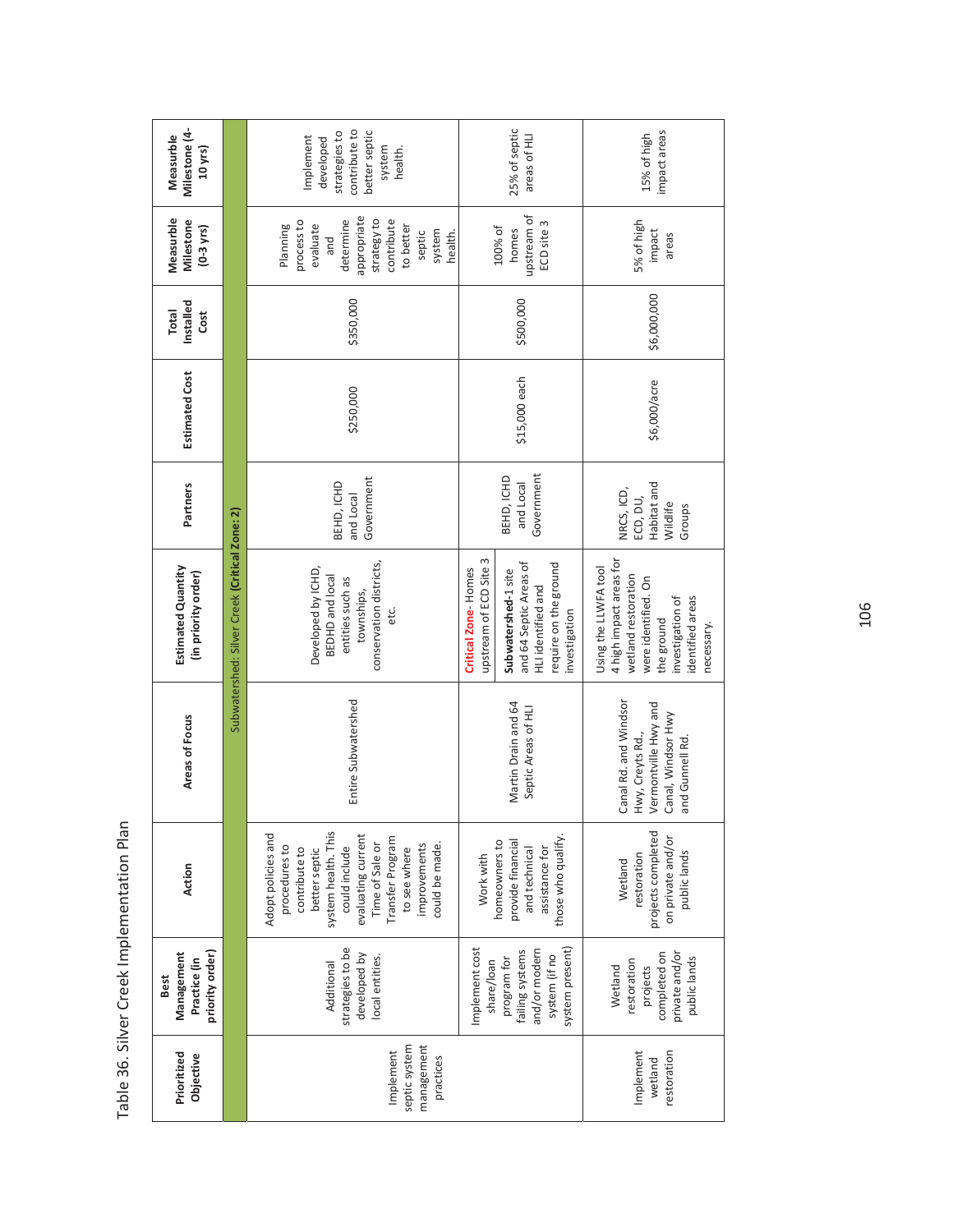## Table 36. Silver Creek Implementation Plan

| Prioritized Objective | Best Management Practice (in priority order) | Action | Areas of Focus | Estimated Quantity (in priority order) | Partners | Estimated Cost | Total Installed Cost | Measurble Milestone (0-3 yrs) | Measurble Milestone (4-10 yrs) |
|---|---|---|---|---|---|---|---|---|---|
| Subwatershed: Silver Creek (**Critical Zone: 2**) | | | | | | | | | |
| Implement septic system management practices | Additional strategies to be developed by local entities. | Adopt policies and procedures to contribute to better septic system health. This could include evaluating current Time of Sale or Transfer Program to see where improvements could be made. | Entire Subwatershed | Developed by ICHD, BEDHD and local entities such as townships, conservation districts, etc. | BEHD, ICHD and Local Government | $250,000 | $350,000 | Planning process to evaluate and determine appropriate strategy to contribute to better septic system health. | Implement developed strategies to contribute to better septic system health. |
| | Implement cost share/loan program for failing systems and/or modern system (if no system present) | Work with homeowners to provide financial and technical assistance for those who qualify. | Martin Drain and 64 Septic Areas of HLI | **Critical Zone**- Homes upstream of ECD Site 3<br>**Subwatershed**-1 site and 64 Septic Areas of HLI identified and require on the ground investigation | BEHD, ICHD and Local Government | $15,000 each | $500,000 | 100% of homes upstream of ECD site 3 | 25% of septic areas of HLI |
| Implement wetland restoration | Wetland restoration projects completed on private and/or public lands | Wetland restoration projects completed on private and/or public lands | Canal Rd. and Windsor Hwy, Creyts Rd., Vermontville Hwy and Canal, Windsor Hwy and Gunnell Rd. | Using the LLWFA tool 4 high impact areas for wetland restoration were identified. On the ground investigation of identified areas necessary. | NRCS, ICD, ECD, DU, Habitat and Wildlife Groups | $6,000/acre | $6,000,000 | 5% of high impact areas | 15% of high impact areas |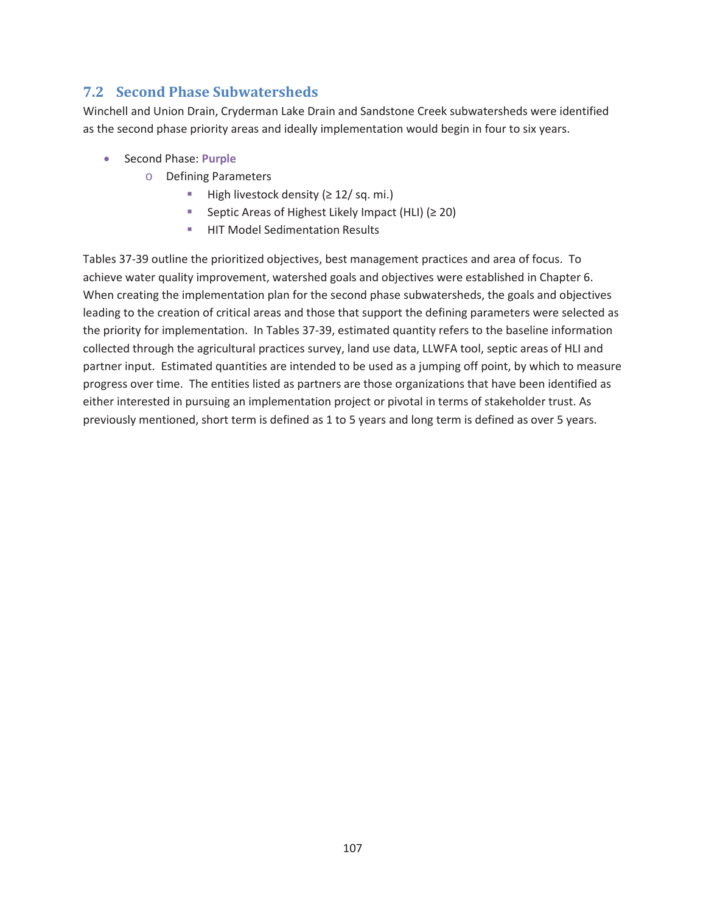## 7.2 Second Phase Subwatersheds

Winchell and Union Drain, Cryderman Lake Drain and Sandstone Creek subwatersheds were identified as the second phase priority areas and ideally implementation would begin in four to six years.

- Second Phase: **Purple**
  - Defining Parameters
    - High livestock density (≥ 12/ sq. mi.)
    - Septic Areas of Highest Likely Impact (HLI) (≥ 20)
    - HIT Model Sedimentation Results

Tables 37-39 outline the prioritized objectives, best management practices and area of focus. To achieve water quality improvement, watershed goals and objectives were established in Chapter 6. When creating the implementation plan for the second phase subwatersheds, the goals and objectives leading to the creation of critical areas and those that support the defining parameters were selected as the priority for implementation. In Tables 37-39, estimated quantity refers to the baseline information collected through the agricultural practices survey, land use data, LLWFA tool, septic areas of HLI and partner input. Estimated quantities are intended to be used as a jumping off point, by which to measure progress over time. The entities listed as partners are those organizations that have been identified as either interested in pursuing an implementation project or pivotal in terms of stakeholder trust. As previously mentioned, short term is defined as 1 to 5 years and long term is defined as over 5 years.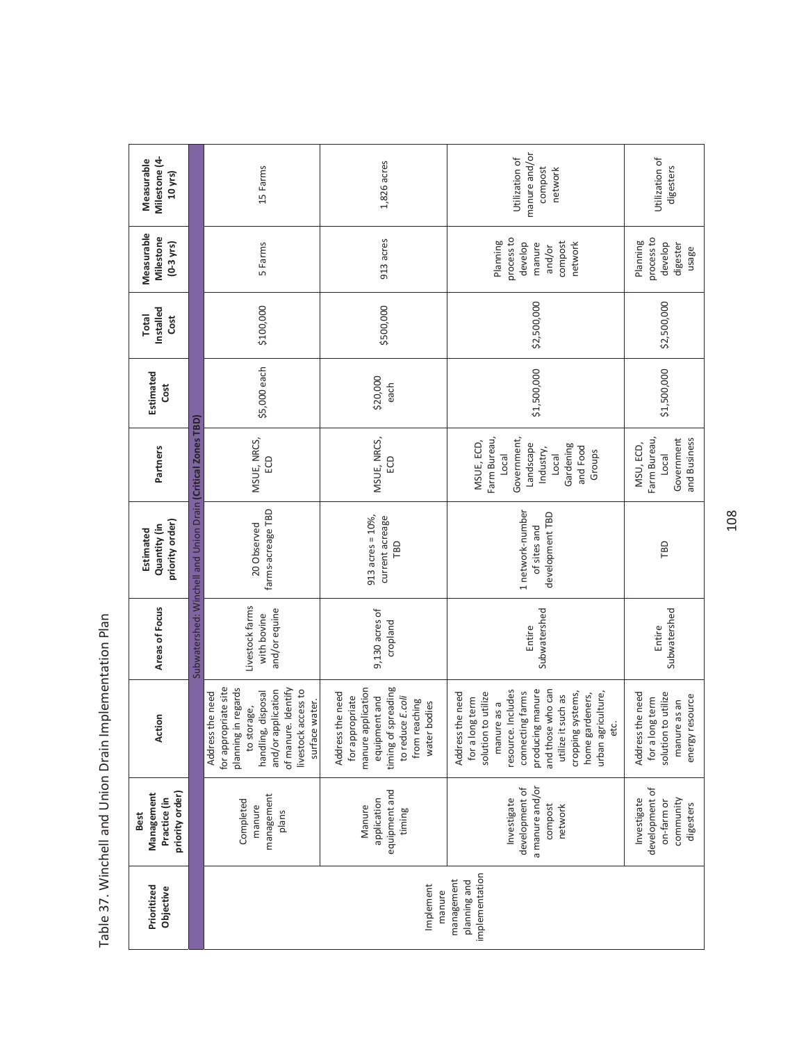Table 37. Winchell and Union Drain Implementation Plan

| Prioritized Objective | Best Management Practice (in priority order) | Action | Areas of Focus | Estimated Quantity (in priority order) | Partners | Estimated Cost | Total Installed Cost | Measurable Milestone (0-3 yrs) | Measurable Milestone (4-10 yrs) |
|---|---|---|---|---|---|---|---|---|---|
| Subwatershed: Winchell and Union Drain (Critical Zones TBD) | | | | | | | | | |
| Implement manure management planning and implementation | Completed manure management plans | Address the need for appropriate site planning in regards to storage, handling, disposal and/or application of manure. Identify livestock access to surface water. | Livestock farms with bovine and/or equine | 20 Observed farms-acreage TBD | MSUE, NRCS, ECD | $5,000 each | $100,000 | 5 Farms | 15 Farms |
| | Manure application equipment and timing | Address the need for appropriate manure application equipment and timing of spreading to reduce *E.coli* from reaching water bodies | 9,130 acres of cropland | 913 acres = 10%, current acreage TBD | MSUE, NRCS, ECD | $20,000 each | $500,000 | 913 acres | 1,826 acres |
| | Investigate development of a manure and/or compost network | Address the need for a long term solution to utilize manure as a resource. Includes connecting farms producing manure and those who can utilize it such as cropping systems, home gardeners, urban agriculture, etc. | Entire Subwatershed | 1 network-number of sites and development TBD | MSUE, ECD, Farm Bureau, Local Government, Landscape Industry, Local Gardening and Food Groups | $1,500,000 | $2,500,000 | Planning process to develop manure and/or compost network | Utilization of manure and/or compost network |
| | Investigate development of on-farm or community digesters | Address the need for a long term solution to utilize manure as an energy resource | Entire Subwatershed | TBD | MSU, ECD, Farm Bureau, Local Government and Business | $1,500,000 | $2,500,000 | Planning process to develop digester usage | Utilization of digesters |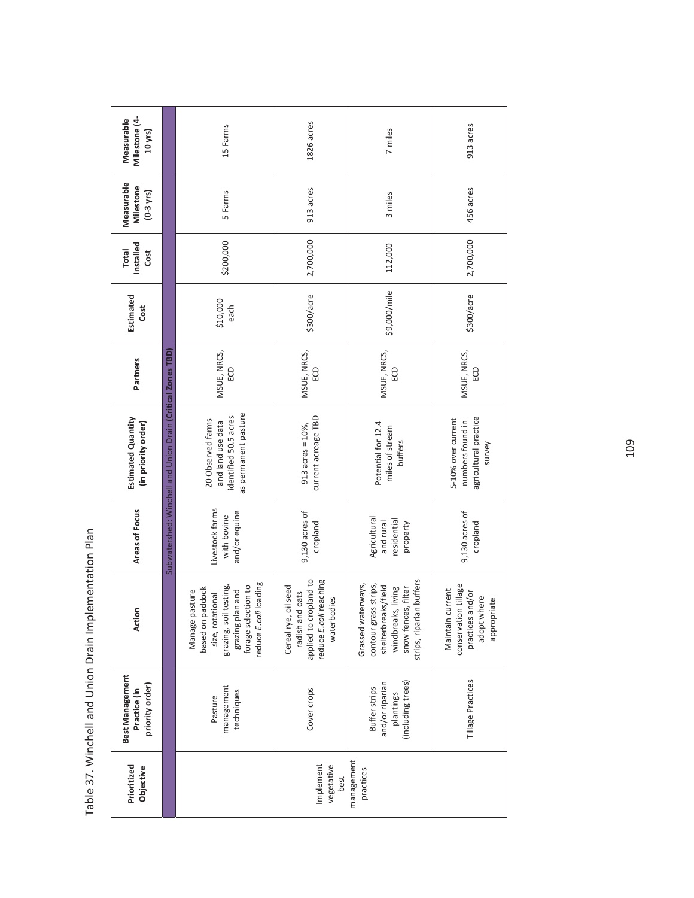Table 37. Winchell and Union Drain Implementation Plan

| Prioritized Objective | Best Management Practice (in priority order) | Action | Areas of Focus | Estimated Quantity (in priority order) | Partners | Estimated Cost | Total Installed Cost | Measurable Milestone (0-3 yrs) | Measurable Milestone (4-10 yrs) |
|---|---|---|---|---|---|---|---|---|---|
| Subwatershed: Winchell and Union Drain **(Critical Zones TBD)** | | | | | | | | | |
| Implement vegetative best management practices | Pasture management techniques | Manage pasture based on paddock size, rotational grazing, soil testing, grazing plan and forage selection to reduce *E. coli* loading | Livestock farms with bovine and/or equine | 20 Observed farms and land use data identified 50.5 acres as permanent pasture | MSUE, NRCS, ECD | $10,000 each | $200,000 | 5 Farms | 15 Farms |
| | Cover crops | Cereal rye, oil seed radish and oats applied to cropland to reduce *E. coli* reaching waterbodies | 9,130 acres of cropland | 913 acres = 10%, current acreage TBD | MSUE, NRCS, ECD | $300/acre | 2,700,000 | 913 acres | 1826 acres |
| | Buffer strips and/or riparian plantings (including trees) | Grassed waterways, contour grass strips, shelterbreaks/field windbreaks, living snow fences, filter strips, riparian buffers | Agricultural and rural residential property | Potential for 12.4 miles of stream buffers | MSUE, NRCS, ECD | $9,000/mile | 112,000 | 3 miles | 7 miles |
| | Tillage Practices | Maintain current conservation tillage practices and/or adopt where appropriate | 9,130 acres of cropland | 5-10% over current numbers found in agricultural practice survey | MSUE, NRCS, ECD | $300/acre | 2,700,000 | 456 acres | 913 acres |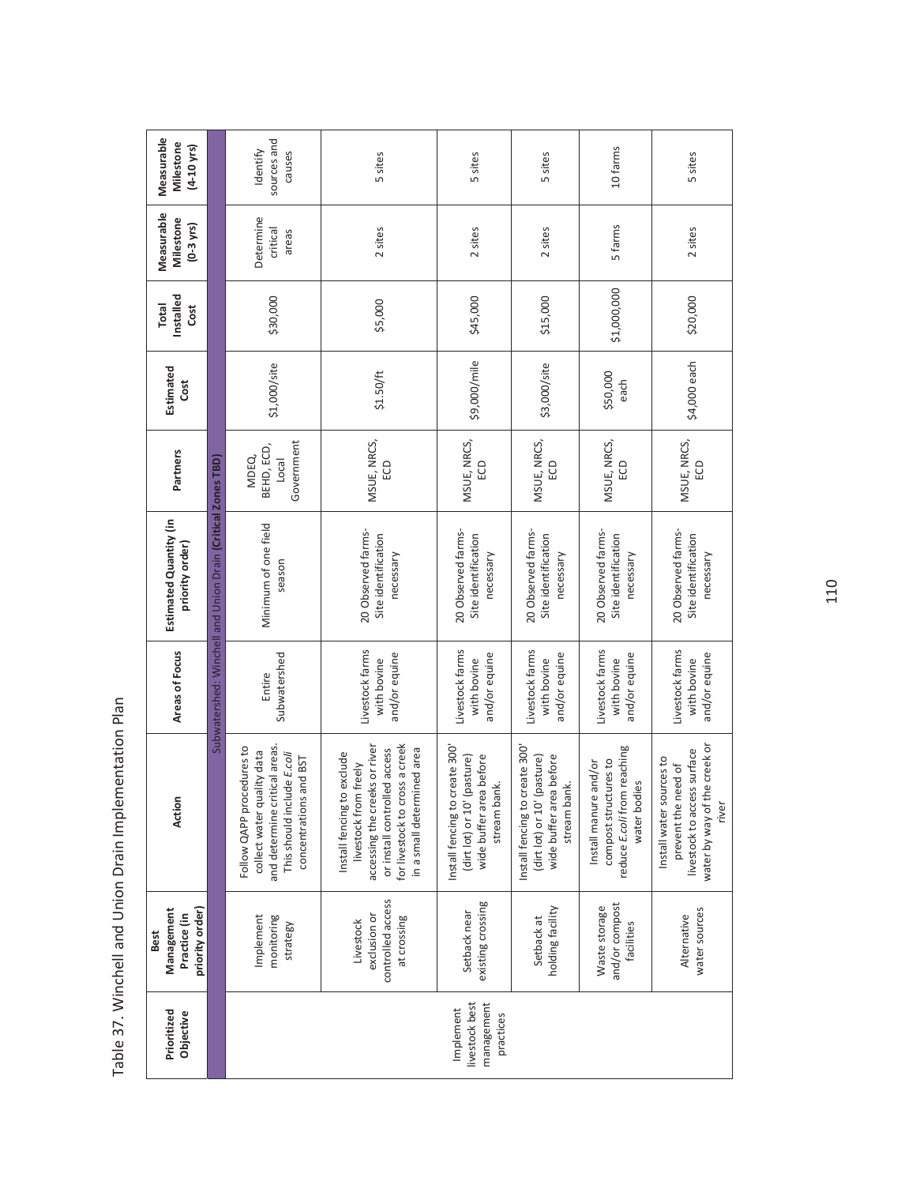Table 37. Winchell and Union Drain Implementation Plan

| Prioritized Objective | Best Management Practice (in priority order) | Action | Areas of Focus | Estimated Quantity (in priority order) | Partners | Estimated Cost | Total Installed Cost | Measurable Milestone (0-3 yrs) | Measurable Milestone (4-10 yrs) |
|---|---|---|---|---|---|---|---|---|---|
| Subwatershed: Winchell and Union Drain (Critical Zones TBD) | | | | | | | | | |
| | Implement monitoring strategy | Follow QAPP procedures to collect water quality data and determine critical areas. This should include *E.coli* concentrations and BST | Entire Subwatershed | Minimum of one field season | MDEQ, BEHD, ECD, Local Government | $1,000/site | $30,000 | Determine critical areas | Identify sources and causes |
| | Livestock exclusion or controlled access at crossing | Install fencing to exclude livestock from freely accessing the creeks or river or install controlled access for livestock to cross a creek in a small determined area | Livestock farms with bovine and/or equine | 20 Observed farms- Site identification necessary | MSUE, NRCS, ECD | $1.50/ft | $5,000 | 2 sites | 5 sites |
| Implement livestock best management practices | Setback near existing crossing | Install fencing to create 300' (dirt lot) or 10' (pasture) wide buffer area before stream bank. | Livestock farms with bovine and/or equine | 20 Observed farms- Site identification necessary | MSUE, NRCS, ECD | $9,000/mile | $45,000 | 2 sites | 5 sites |
| | Setback at holding facility | Install fencing to create 300' (dirt lot) or 10' (pasture) wide buffer area before stream bank. | Livestock farms with bovine and/or equine | 20 Observed farms- Site identification necessary | MSUE, NRCS, ECD | $3,000/site | $15,000 | 2 sites | 5 sites |
| | Waste storage and/or compost facilities | Install manure and/or compost structures to reduce *E.coli* from reaching water bodies | Livestock farms with bovine and/or equine | 20 Observed farms- Site identification necessary | MSUE, NRCS, ECD | $50,000 each | $1,000,000 | 5 farms | 10 farms |
| | Alternative water sources | Install water sources to prevent the need of livestock to access surface water by way of the creek or river | Livestock farms with bovine and/or equine | 20 Observed farms- Site identification necessary | MSUE, NRCS, ECD | $4,000 each | $20,000 | 2 sites | 5 sites |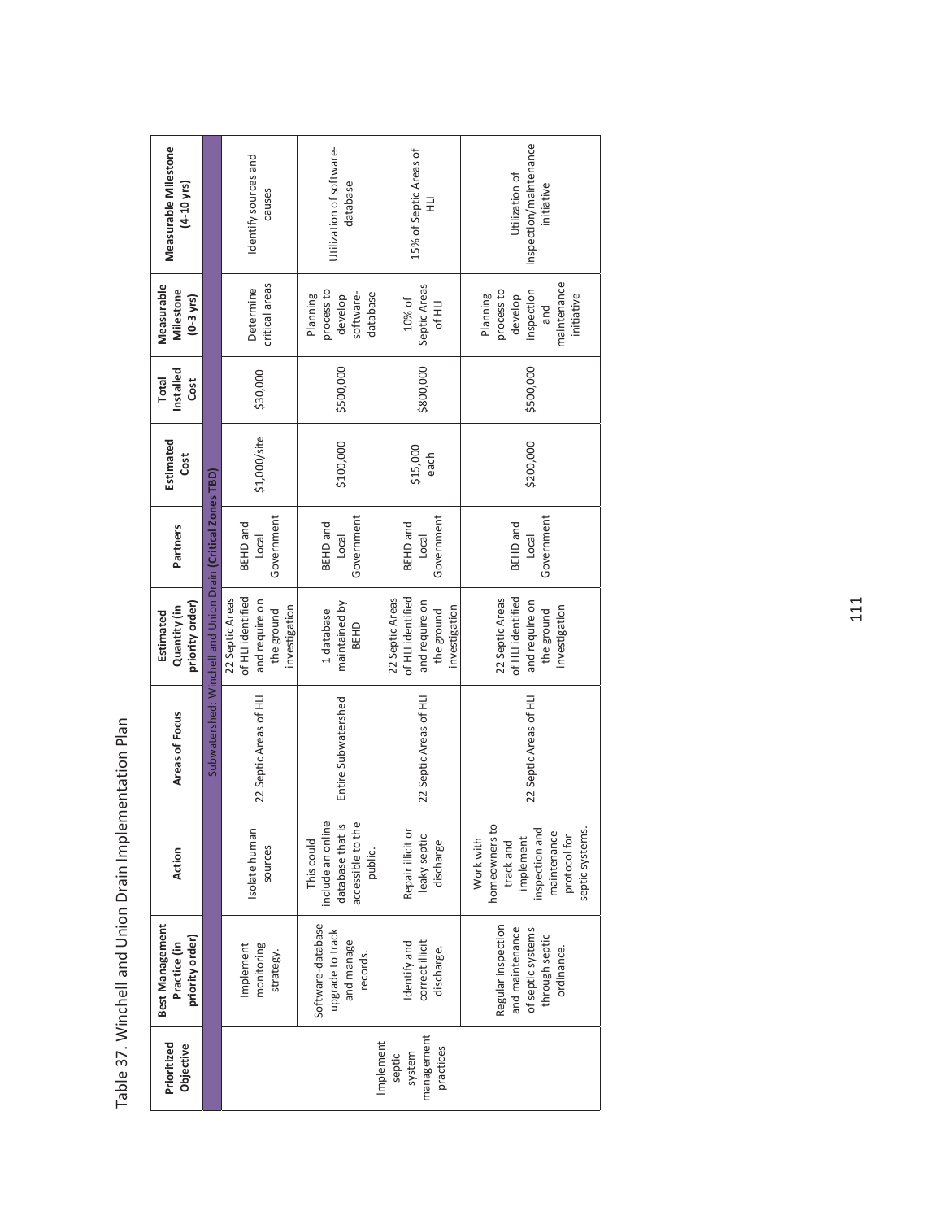Table 37. Winchell and Union Drain Implementation Plan

| Prioritized Objective | Best Management Practice (in priority order) | Action | Areas of Focus | Estimated Quantity (in priority order) | Partners | Estimated Cost | Total Installed Cost | Measurable Milestone (0-3 yrs) | Measurable Milestone (4-10 yrs) |
|---|---|---|---|---|---|---|---|---|---|
| Subwatershed: Winchell and Union Drain **(Critical Zones TBD)** | | | | | | | | | |
| Implement septic system management practices | Implement monitoring strategy. | Isolate human sources | 22 Septic Areas of HLI | 22 Septic Areas of HLI identified and require on the ground investigation | BEHD and Local Government | $1,000/site | $30,000 | Determine critical areas | Identify sources and causes |
| | Software-database upgrade to track and manage records. | This could include an online database that is accessible to the public. | Entire Subwatershed | 1 database maintained by BEHD | BEHD and Local Government | $100,000 | $500,000 | Planning process to develop software-database | Utilization of software-database |
| | Identify and correct illicit discharge. | Repair illicit or leaky septic discharge | 22 Septic Areas of HLI | 22 Septic Areas of HLI identified and require on the ground investigation | BEHD and Local Government | $15,000 each | $800,000 | 10% of Septic Areas of HLI | 15% of Septic Areas of HLI |
| | Regular inspection and maintenance of septic systems through septic ordinance. | Work with homeowners to track and implement inspection and maintenance protocol for septic systems. | 22 Septic Areas of HLI | 22 Septic Areas of HLI identified and require on the ground investigation | BEHD and Local Government | $200,000 | $500,000 | Planning process to develop inspection and maintenance initiative | Utilization of inspection/maintenance initiative |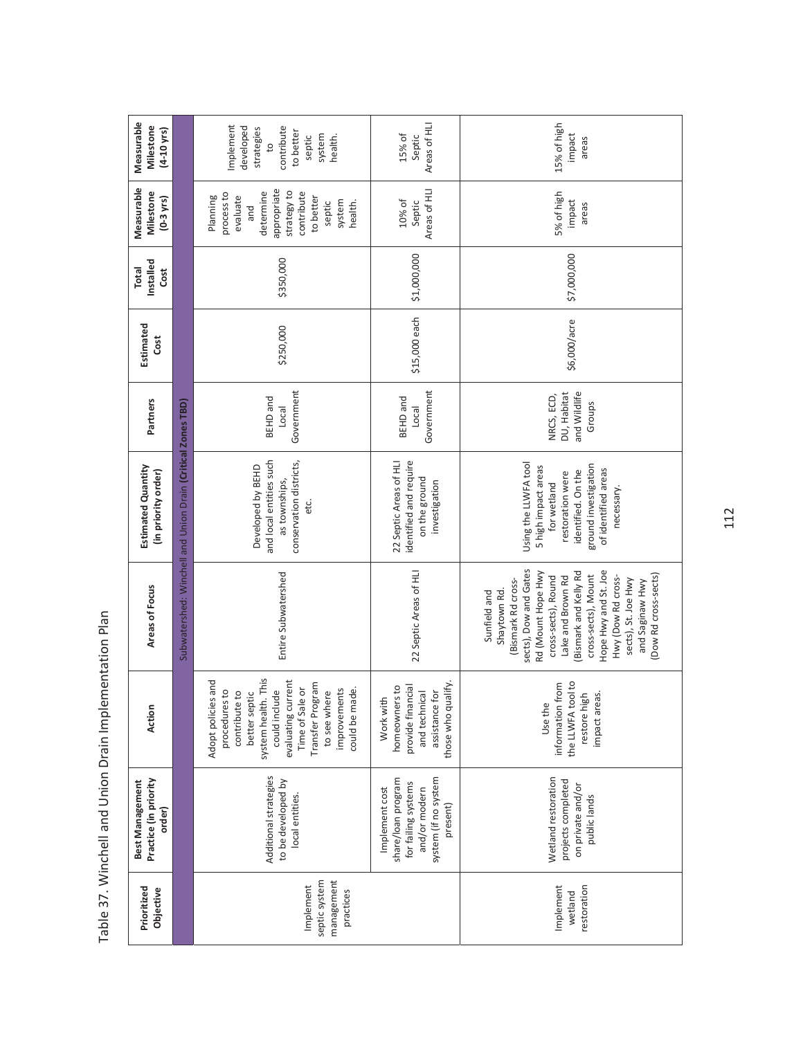Table 37. Winchell and Union Drain Implementation Plan

| Prioritized Objective | Best Management Practice (in priority order) | Action | Areas of Focus | Estimated Quantity (in priority order) | Partners | Estimated Cost | Total Installed Cost | Measurable Milestone (0-3 yrs) | Measurable Milestone (4-10 yrs) |
|---|---|---|---|---|---|---|---|---|---|
| Subwatershed: Winchell and Union Drain **(Critical Zones TBD)** | | | | | | | | | |
| Implement septic system management practices | Additional strategies to be developed by local entities. | Adopt policies and procedures to contribute to better septic system health. This could include evaluating current Time of Sale or Transfer Program to see where improvements could be made. | Entire Subwatershed | Developed by BEHD and local entities such as townships, conservation districts, etc. | BEHD and Local Government | $250,000 | $350,000 | Planning process to evaluate and determine appropriate strategy to contribute to better septic system health. | Implement developed strategies to contribute to better septic system health. |
| | Implement cost share/loan program for failing systems and/or modern system (if no system present) | Work with homeowners to provide financial and technical assistance for those who qualify. | 22 Septic Areas of HLI | 22 Septic Areas of HLI identified and require on the ground investigation | BEHD and Local Government | $15,000 each | $1,000,000 | 10% of Septic Areas of HLI | 15% of Septic Areas of HLI |
| Implement wetland restoration | Wetland restoration projects completed on private and/or public lands | Use the information from the LLWFA tool to restore high impact areas. | Sunfield and Shaytown Rd. (Bismark Rd cross-sects), Dow and Gates Rd (Mount Hope Hwy cross-sects), Round Lake and Brown Rd (Bismark and Kelly Rd cross-sects), Mount Hope Hwy and St. Joe Hwy (Dow Rd cross-sects), St. Joe Hwy and Saginaw Hwy (Dow Rd cross-sects) | Using the LLWFA tool 5 high impact areas for wetland restoration were identified. On the ground investigation of identified areas necessary. | NRCS, ECD, DU, Habitat and Wildlife Groups | $6,000/acre | $7,000,000 | 5% of high impact areas | 15% of high impact areas |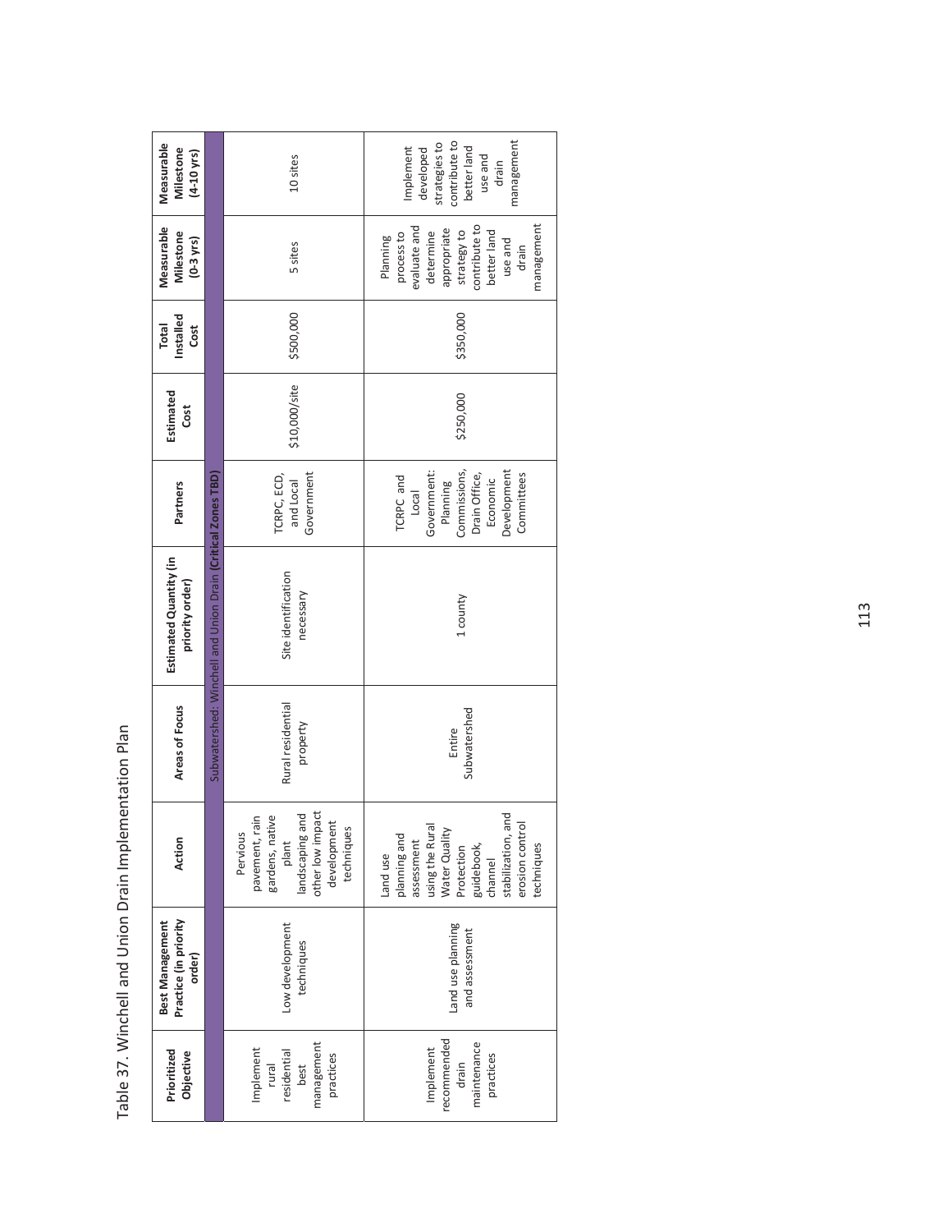# Table 37. Winchell and Union Drain Implementation Plan

| Prioritized Objective | Best Management Practice (in priority order) | Action | Areas of Focus | Estimated Quantity (in priority order) | Partners | Estimated Cost | Total Installed Cost | Measurable Milestone (0-3 yrs) | Measurable Milestone (4-10 yrs) |
|---|---|---|---|---|---|---|---|---|---|
| Subwatershed: Winchell and Union Drain **(Critical Zones TBD)** | | | | | | | | | |
| Implement rural residential best management practices | Low development techniques | Pervious pavement, rain gardens, native plant landscaping and other low impact development techniques | Rural residential property | Site identification necessary | TCRPC, ECD, and Local Government | $10,000/site | $500,000 | 5 sites | 10 sites |
| Implement recommended drain maintenance practices | Land use planning and assessment | Land use planning and assessment using the Rural Water Quality Protection guidebook, channel stabilization, and erosion control techniques | Entire Subwatershed | 1 county | TCRPC and Local Government: Planning Commissions, Drain Office, Economic Development Committees | $250,000 | $350,000 | Planning process to evaluate and determine appropriate strategy to contribute to better land use and drain management | Implement developed strategies to contribute to better land use and drain management |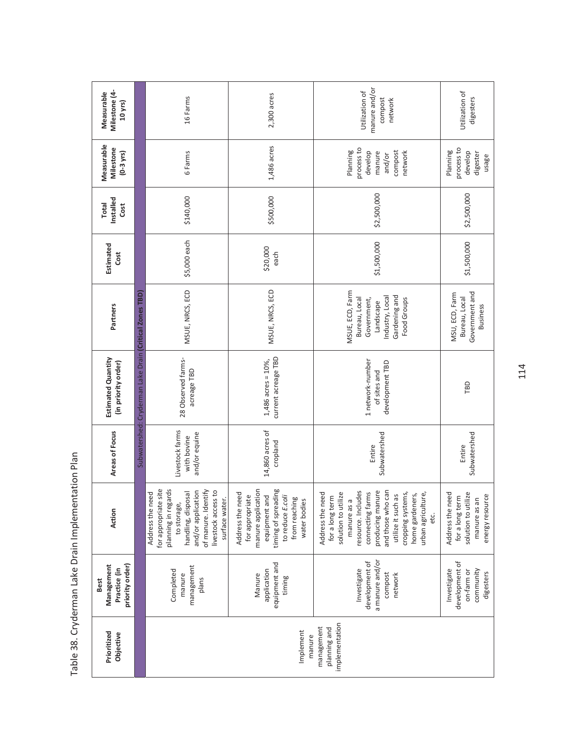Table 38. Cryderman Lake Drain Implementation Plan

| Prioritized Objective | Best Management Practice (in priority order) | Action | Areas of Focus | Estimated Quantity (in priority order) | Partners | Estimated Cost | Total Installed Cost | Measurable Milestone (0-3 yrs) | Measurable Milestone (4-10 yrs) |
|---|---|---|---|---|---|---|---|---|---|
| Subwatershed: Cryderman Lake Drain **(Critical Zones TBD)** | | | | | | | | | |
| Implement manure management planning and implementation | Completed manure management plans | Address the need for appropriate site planning in regards to storage, handling, disposal and/or application of manure. Identify livestock access to surface water. | Livestock farms with bovine and/or equine | 28 Observed farms-acreage TBD | MSUE, NRCS, ECD | $5,000 each | $140,000 | 6 Farms | 16 Farms |
| | Manure application equipment and timing | Address the need for appropriate manure application equipment and timing of spreading to reduce *E.coli* from reaching water bodies | 14,860 acres of cropland | 1,486 acres = 10%, current acreage TBD | MSUE, NRCS, ECD | $20,000 each | $500,000 | 1,486 acres | 2,300 acres |
| | Investigate development of a manure and/or compost network | Address the need for a long term solution to utilize manure as a resource. Includes connecting farms producing manure and those who can utilize it such as cropping systems, home gardeners, urban agriculture, etc. | Entire Subwatershed | 1 network-number of sites and development TBD | MSUE, ECD, Farm Bureau, Local Government, Landscape Industry, Local Gardening and Food Groups | $1,500,000 | $2,500,000 | Planning process to develop manure and/or compost network | Utilization of manure and/or compost network |
| | Investigate development of on-farm or community digesters | Address the need for a long term solution to utilize manure as an energy resource | Entire Subwatershed | TBD | MSU, ECD, Farm Bureau, Local Government and Business | $1,500,000 | $2,500,000 | Planning process to develop digester usage | Utilization of digesters |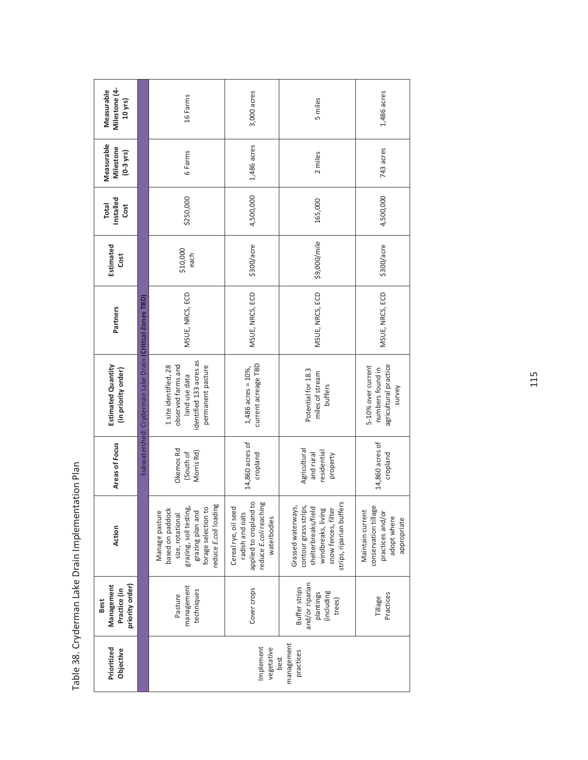Table 38. Cryderman Lake Drain Implementation Plan

| Prioritized Objective | Best Management Practice (in priority order) | Action | Areas of Focus | Estimated Quantity (in priority order) | Partners | Estimated Cost | Total Installed Cost | Measurable Milestone (0-3 yrs) | Measurable Milestone (4-10 yrs) |
|---|---|---|---|---|---|---|---|---|---|
| Subwatershed: Cryderman Lake Drain **(Critical Zones TBD)** | | | | | | | | | |
| Implement vegetative best management practices | Pasture management techniques | Manage pasture based on paddock size, rotational grazing, soil testing, grazing plan and forage selection to reduce *E.coli* loading | Okemos Rd (South of Morris Rd) | 1 site identified, 28 observed farms and land use data identified 133 acres as permanent pasture | MSUE, NRCS, ECD | $10,000 each | $250,000 | 6 Farms | 16 Farms |
| | Cover crops | Cereal rye, oil seed radish and oats applied to cropland to reduce *E.coli* reaching waterbodies | 14,860 acres of cropland | 1,486 acres = 10%, current acreage TBD | MSUE, NRCS, ECD | $300/acre | 4,500,000 | 1,486 acres | 3,000 acres |
| | Buffer strips and/or riparian plantings (including trees) | Grassed waterways, contour grass strips, shelterbreaks/field windbreaks, living snow fences, filter strips, riparian buffers | Agricultural and rural residential property | Potential for 18.3 miles of stream buffers | MSUE, NRCS, ECD | $9,000/mile | 165,000 | 2 miles | 5 miles |
| | Tillage Practices | Maintain current conservation tillage practices and/or adopt where appropriate | 14,860 acres of cropland | 5-10% over current numbers found in agricultural practice survey | MSUE, NRCS, ECD | $300/acre | 4,500,000 | 743 acres | 1,486 acres |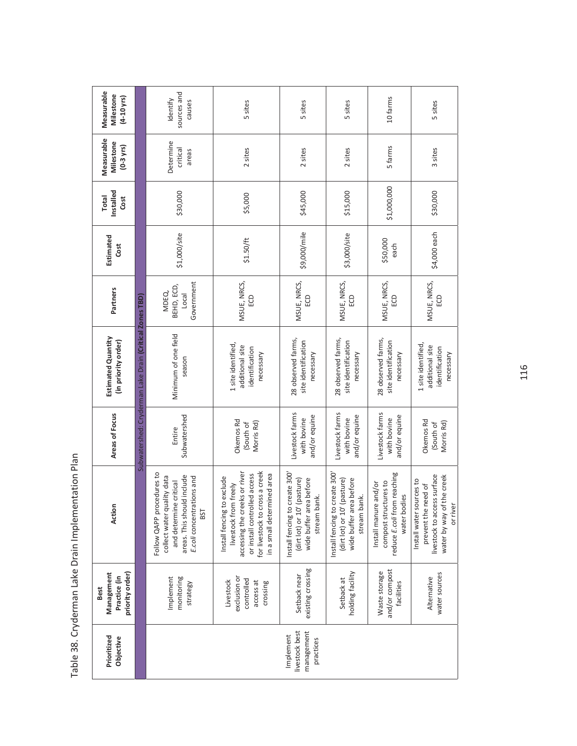Table 38. Cryderman Lake Drain Implementation Plan

| Prioritized Objective | Best Management Practice (in priority order) | Action | Areas of Focus | Estimated Quantity (in priority order) | Partners | Estimated Cost | Total Installed Cost | Measurable Milestone (0-3 yrs) | Measurable Milestone (4-10 yrs) |
|---|---|---|---|---|---|---|---|---|---|
| Subwatershed: Cryderman Lake Drain **(Critical Zones TBD)** | | | | | | | | | |
| Implement livestock best management practices | Implement monitoring strategy | Follow QAPP procedures to collect water quality data and determine critical areas. This should include *E.coli* concentrations and BST | Entire Subwatershed | Minimum of one field season | MDEQ, BEHD, ECD, Local Government | $1,000/site | $30,000 | Determine critical areas | Identify sources and causes |
| | Livestock exclusion or controlled access at crossing | Install fencing to exclude livestock from freely accessing the creeks or river or install controlled access for livestock to cross a creek in a small determined area | Okemos Rd (South of Morris Rd) | 1 site identified, additional site identification necessary | MSUE, NRCS, ECD | $1.50/ft | $5,000 | 2 sites | 5 sites |
| | Setback near existing crossing | Install fencing to create 300' (dirt lot) or 10' (pasture) wide buffer area before stream bank. | Livestock farms with bovine and/or equine | 28 observed farms, site identification necessary | MSUE, NRCS, ECD | $9,000/mile | $45,000 | 2 sites | 5 sites |
| | Setback at holding facility | Install fencing to create 300' (dirt lot) or 10' (pasture) wide buffer area before stream bank. | Livestock farms with bovine and/or equine | 28 observed farms, site identification necessary | MSUE, NRCS, ECD | $3,000/site | $15,000 | 2 sites | 5 sites |
| | Waste storage and/or compost facilities | Install manure and/or compost structures to reduce *E.coli* from reaching water bodies | Livestock farms with bovine and/or equine | 28 observed farms, site identification necessary | MSUE, NRCS, ECD | $50,000 each | $1,000,000 | 5 farms | 10 farms |
| | Alternative water sources | Install water sources to prevent the need of livestock to access surface water by way of the creek or river | Okemos Rd (South of Morris Rd) | 1 site identified, additional site identification necessary | MSUE, NRCS, ECD | $4,000 each | $30,000 | 3 sites | 5 sites |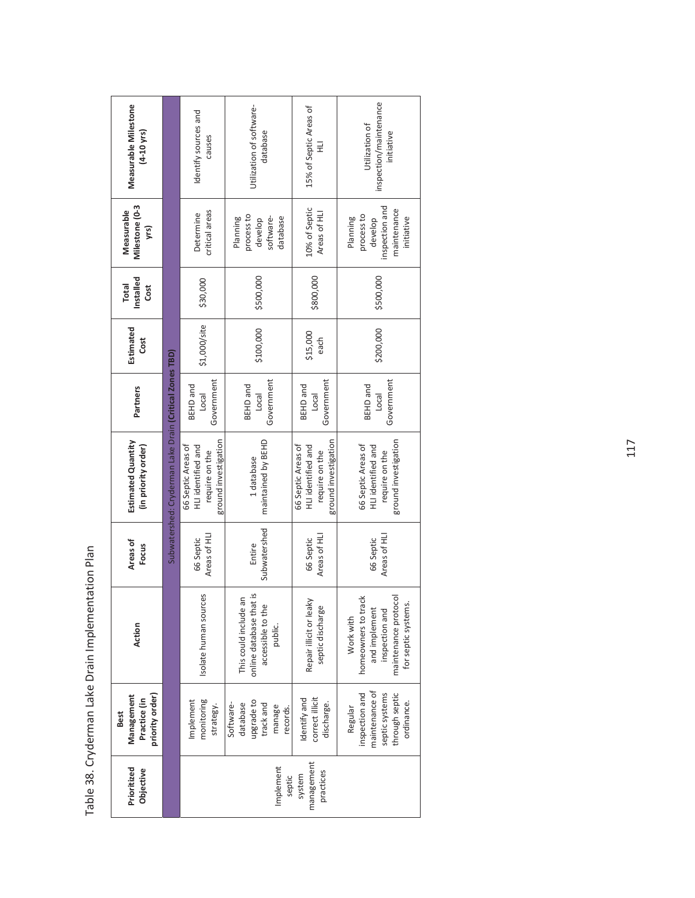Table 38. Cryderman Lake Drain Implementation Plan

| Prioritized Objective | Best Management Practice (in priority order) | Action | Areas of Focus | Estimated Quantity (in priority order) | Partners | Estimated Cost | Total Installed Cost | Measurable Milestone (0-3 yrs) | Measurable Milestone (4-10 yrs) |
|---|---|---|---|---|---|---|---|---|---|
| Subwatershed: Cryderman Lake Drain **(Critical Zones TBD)** | | | | | | | | | |
| Implement septic system management practices | Implement monitoring strategy. | Isolate human sources | 66 Septic Areas of HLI | 66 Septic Areas of HLI identified and require on the ground investigation | BEHD and Local Government | $1,000/site | $30,000 | Determine critical areas | Identify sources and causes |
| | Software-database upgrade to track and manage records. | This could include an online database that is accessible to the public. | Entire Subwatershed | 1 database maintained by BEHD | BEHD and Local Government | $100,000 | $500,000 | Planning process to develop software-database | Utilization of software-database |
| | Identify and correct illicit discharge. | Repair illicit or leaky septic discharge | 66 Septic Areas of HLI | 66 Septic Areas of HLI identified and require on the ground investigation | BEHD and Local Government | $15,000 each | $800,000 | 10% of Septic Areas of HLI | 15% of Septic Areas of HLI |
| | Regular inspection and maintenance of septic systems through septic ordinance. | Work with homeowners to track and implement inspection and maintenance protocol for septic systems. | 66 Septic Areas of HLI | 66 Septic Areas of HLI identified and require on the ground investigation | BEHD and Local Government | $200,000 | $500,000 | Planning process to develop inspection and maintenance initiative | Utilization of inspection/maintenance initiative |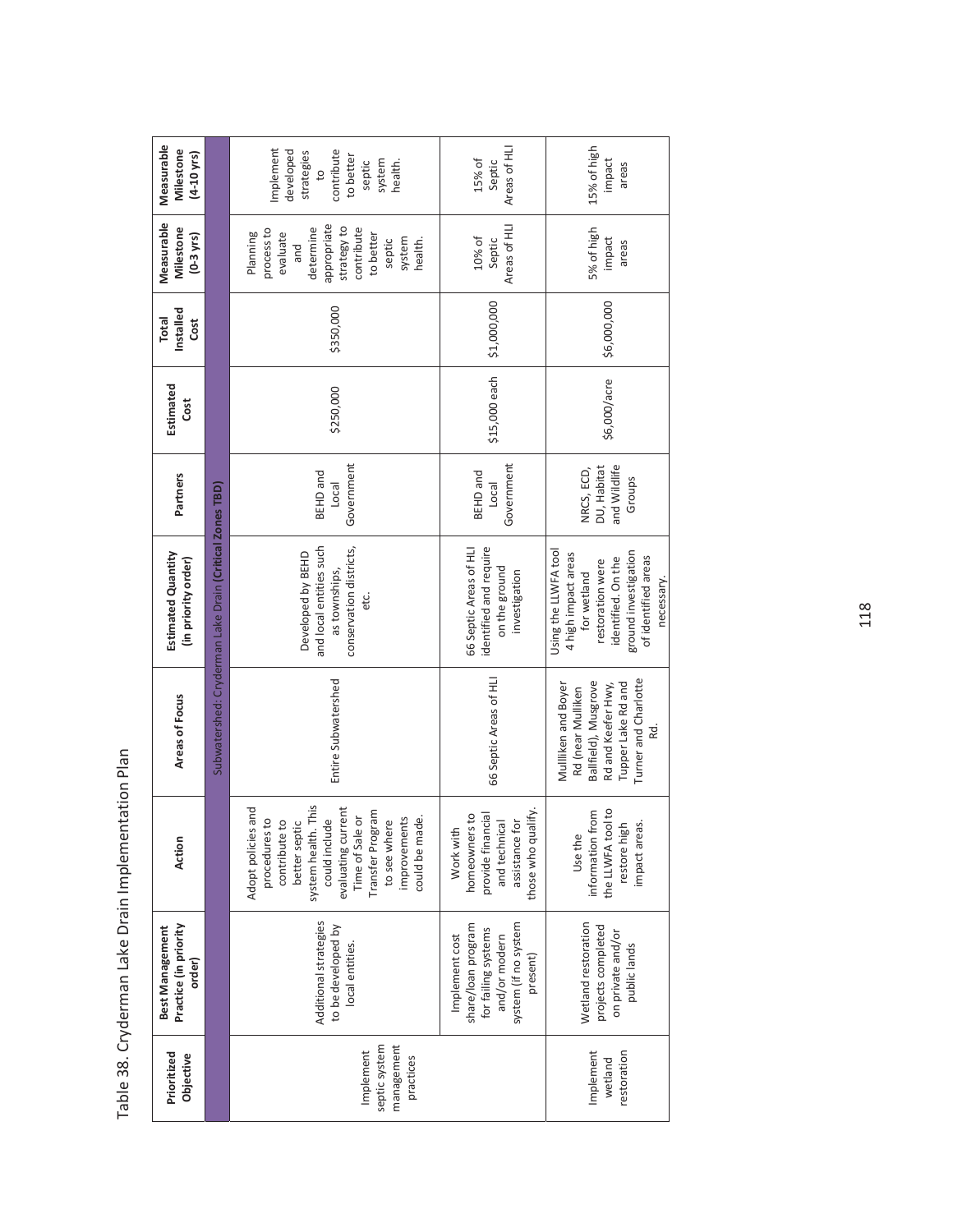Table 38. Cryderman Lake Drain Implementation Plan

| Prioritized Objective | Best Management Practice (in priority order) | Action | Areas of Focus | Estimated Quantity (in priority order) | Partners | Estimated Cost | Total Installed Cost | Measurable Milestone (0-3 yrs) | Measurable Milestone (4-10 yrs) |
|---|---|---|---|---|---|---|---|---|---|
| Subwatershed: Cryderman Lake Drain **(Critical Zones TBD)** | | | | | | | | | |
| Implement septic system management practices | Additional strategies to be developed by local entities. | Adopt policies and procedures to contribute to better septic system health. This could include evaluating current Time of Sale or Transfer Program to see where improvements could be made. | Entire Subwatershed | Developed by BEHD and local entities such as townships, conservation districts, etc. | BEHD and Local Government | $250,000 | $350,000 | Planning process to evaluate and determine appropriate strategy to contribute to better septic system health. | Implement developed strategies to contribute to better septic system health. |
| | Implement cost share/loan program for failing systems and/or modern system (if no system present) | Work with homeowners to provide financial and technical assistance for those who qualify. | 66 Septic Areas of HLI | 66 Septic Areas of HLI identified and require on the ground investigation | BEHD and Local Government | $15,000 each | $1,000,000 | 10% of Septic Areas of HLI | 15% of Septic Areas of HLI |
| Implement wetland restoration | Wetland restoration projects completed on private and/or public lands | Use the information from the LLWFA tool to restore high impact areas. | Mullliken and Boyer Rd (near Mulliken Ballfield), Musgrove Rd and Keefer Hwy, Tupper Lake Rd and Turner and Charlotte Rd. | Using the LLWFA tool 4 high impact areas for wetland restoration were identified. On the ground investigation of identified areas necessary. | NRCS, ECD, DU, Habitat and Wildlife Groups | $6,000/acre | $6,000,000 | 5% of high impact areas | 15% of high impact areas |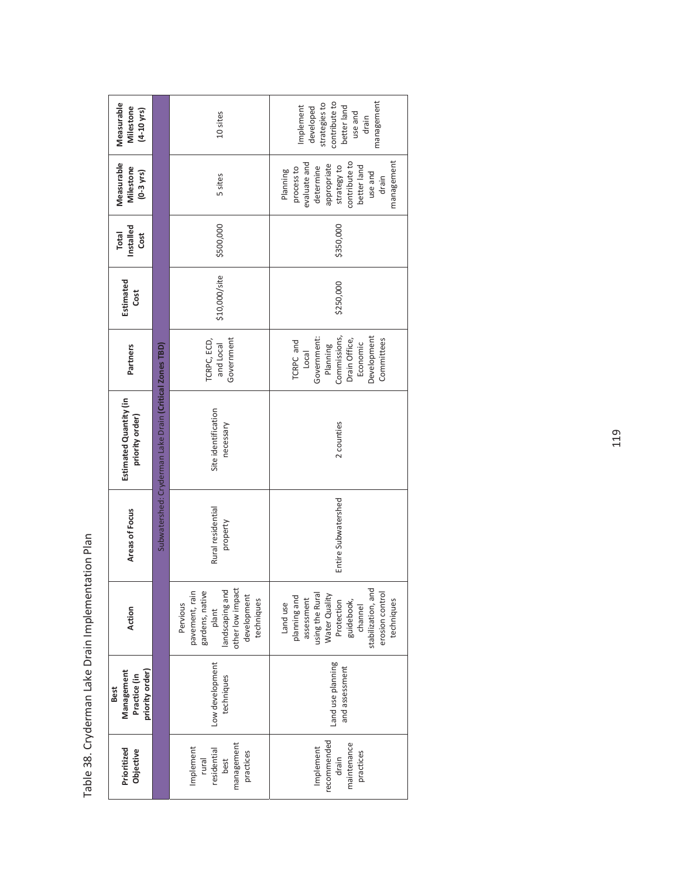Table 38. Cryderman Lake Drain Implementation Plan

| Prioritized Objective | Best Management Practice (in priority order) | Action | Areas of Focus | Estimated Quantity (in priority order) | Partners | Estimated Cost | Total Installed Cost | Measurable Milestone (0-3 yrs) | Measurable Milestone (4-10 yrs) |
|---|---|---|---|---|---|---|---|---|---|
| Subwatershed: Cryderman Lake Drain **(Critical Zones TBD)** | | | | | | | | | |
| Implement rural residential best management practices | Low development techniques | Pervious pavement, rain gardens, native plant landscaping and other low impact development techniques | Rural residential property | Site identification necessary | TCRPC, ECD, and Local Government | $10,000/site | $500,000 | 5 sites | 10 sites |
| Implement recommended drain maintenance practices | Land use planning and assessment | Land use planning and assessment using the Rural Water Quality Protection guidebook, channel stabilization, and erosion control techniques | Entire Subwatershed | 2 counties | TCRPC and Local Government: Planning Commissions, Drain Office, Economic Development Committees | $250,000 | $350,000 | Planning process to evaluate and determine appropriate strategy to contribute to better land use and drain management | Implement developed strategies to contribute to better land use and drain management |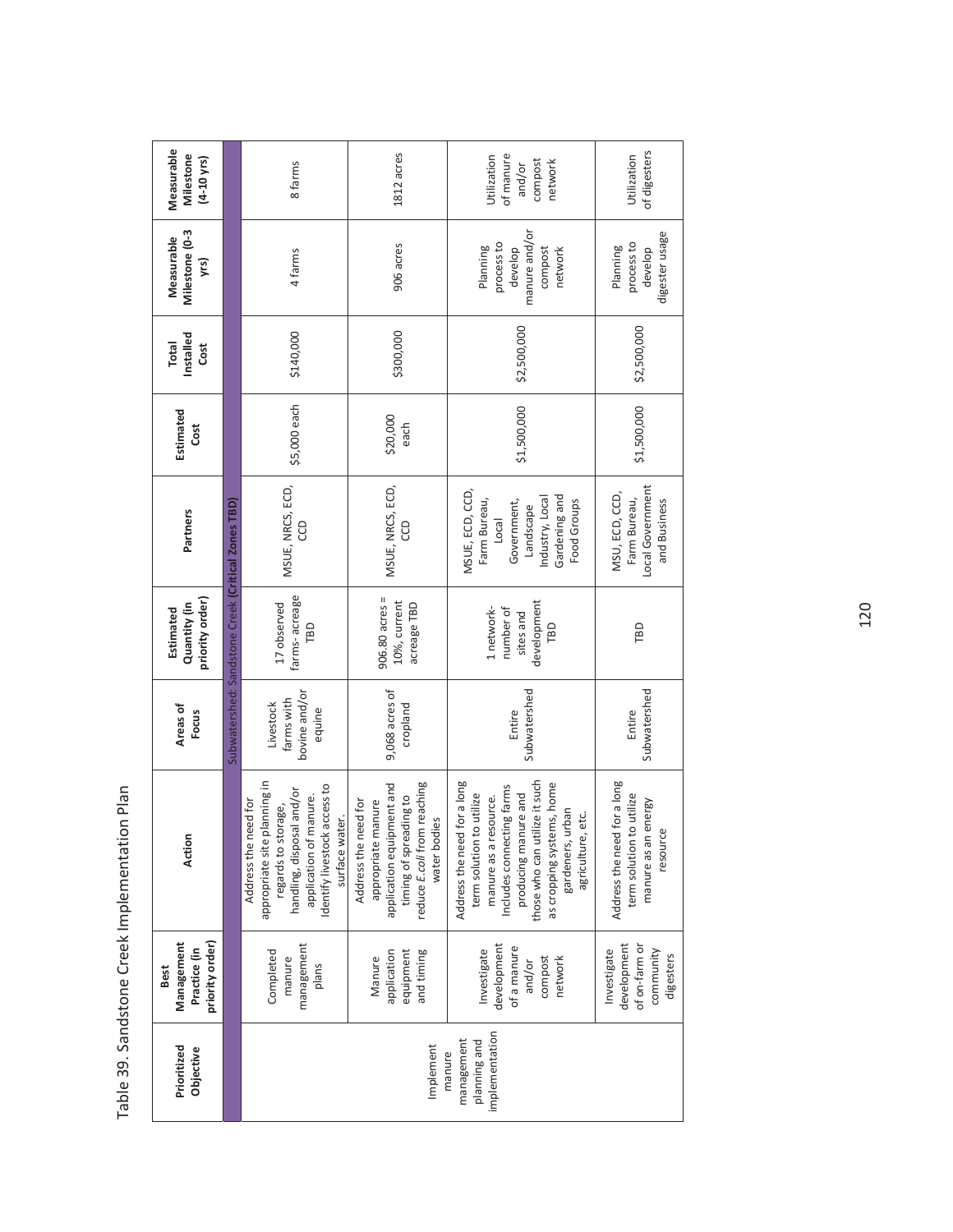Table 39. Sandstone Creek Implementation Plan

| Prioritized Objective | Best Management Practice (in priority order) | Action | Areas of Focus | Estimated Quantity (in priority order) | Partners | Estimated Cost | Total Installed Cost | Measurable Milestone (0-3 yrs) | Measurable Milestone (4-10 yrs) |
|---|---|---|---|---|---|---|---|---|---|
| Subwatershed: Sandstone Creek **(Critical Zones TBD)** | | | | | | | | | |
| Implement manure management planning and implementation | Completed manure management plans | Address the need for appropriate site planning in regards to storage, handling, disposal and/or application of manure. Identify livestock access to surface water. | Livestock farms with bovine and/or equine | 17 observed farms- acreage TBD | MSUE, NRCS, ECD, CCD | $5,000 each | $140,000 | 4 farms | 8 farms |
| | Manure application equipment and timing | Address the need for appropriate manure application equipment and timing of spreading to reduce *E.coli* from reaching water bodies | 9,068 acres of cropland | 906.80 acres = 10%, current acreage TBD | MSUE, NRCS, ECD, CCD | $20,000 each | $300,000 | 906 acres | 1812 acres |
| | Investigate development of a manure and/or compost network | Address the need for a long term solution to utilize manure as a resource. Includes connecting farms producing manure and those who can utilize it such as cropping systems, home gardeners, urban agriculture, etc. | Entire Subwatershed | 1 network- number of sites and development TBD | MSUE, ECD, CCD, Farm Bureau, Local Government, Landscape Industry, Local Gardening and Food Groups | $1,500,000 | $2,500,000 | Planning process to develop manure and/or compost network | Utilization of manure and/or compost network |
| | Investigate development of on-farm or community digesters | Address the need for a long term solution to utilize manure as an energy resource | Entire Subwatershed | TBD | MSU, ECD, CCD, Farm Bureau, Local Government and Business | $1,500,000 | $2,500,000 | Planning process to develop digester usage | Utilization of digesters |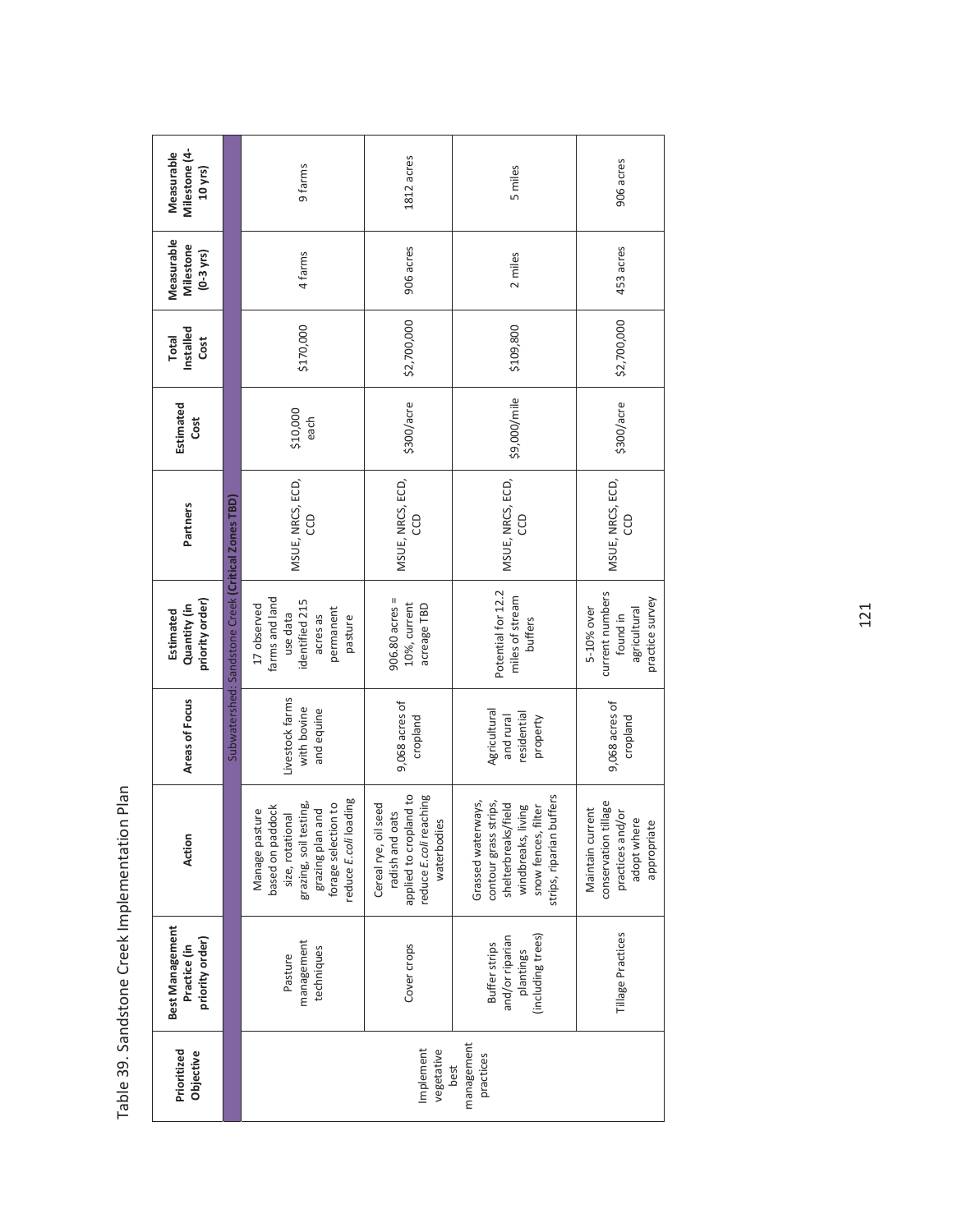Table 39. Sandstone Creek Implementation Plan

| Prioritized Objective | Best Management Practice (in priority order) | Action | Areas of Focus | Estimated Quantity (in priority order) | Partners | Estimated Cost | Total Installed Cost | Measurable Milestone (0-3 yrs) | Measurable Milestone (4-10 yrs) |
|---|---|---|---|---|---|---|---|---|---|
| Subwatershed: Sandstone Creek **(Critical Zones TBD)** | | | | | | | | | |
| Implement vegetative best management practices | Pasture management techniques | Manage pasture based on paddock size, rotational grazing, soil testing, grazing plan and forage selection to reduce *E.coli* loading | Livestock farms with bovine and equine | 17 observed farms and land use data identified 215 acres as permanent pasture | MSUE, NRCS, ECD, CCD | $10,000 each | $170,000 | 4 farms | 9 farms |
| | Cover crops | Cereal rye, oil seed radish and oats applied to cropland to reduce *E.coli* reaching waterbodies | 9,068 acres of cropland | 906.80 acres = 10%, current acreage TBD | MSUE, NRCS, ECD, CCD | $300/acre | $2,700,000 | 906 acres | 1812 acres |
| | Buffer strips and/or riparian plantings (including trees) | Grassed waterways, contour grass strips, shelterbreaks/field windbreaks, living snow fences, filter strips, riparian buffers | Agricultural and rural residential property | Potential for 12.2 miles of stream buffers | MSUE, NRCS, ECD, CCD | $9,000/mile | $109,800 | 2 miles | 5 miles |
| | Tillage Practices | Maintain current conservation tillage practices and/or adopt where appropriate | 9,068 acres of cropland | 5-10% over current numbers found in agricultural practice survey | MSUE, NRCS, ECD, CCD | $300/acre | $2,700,000 | 453 acres | 906 acres |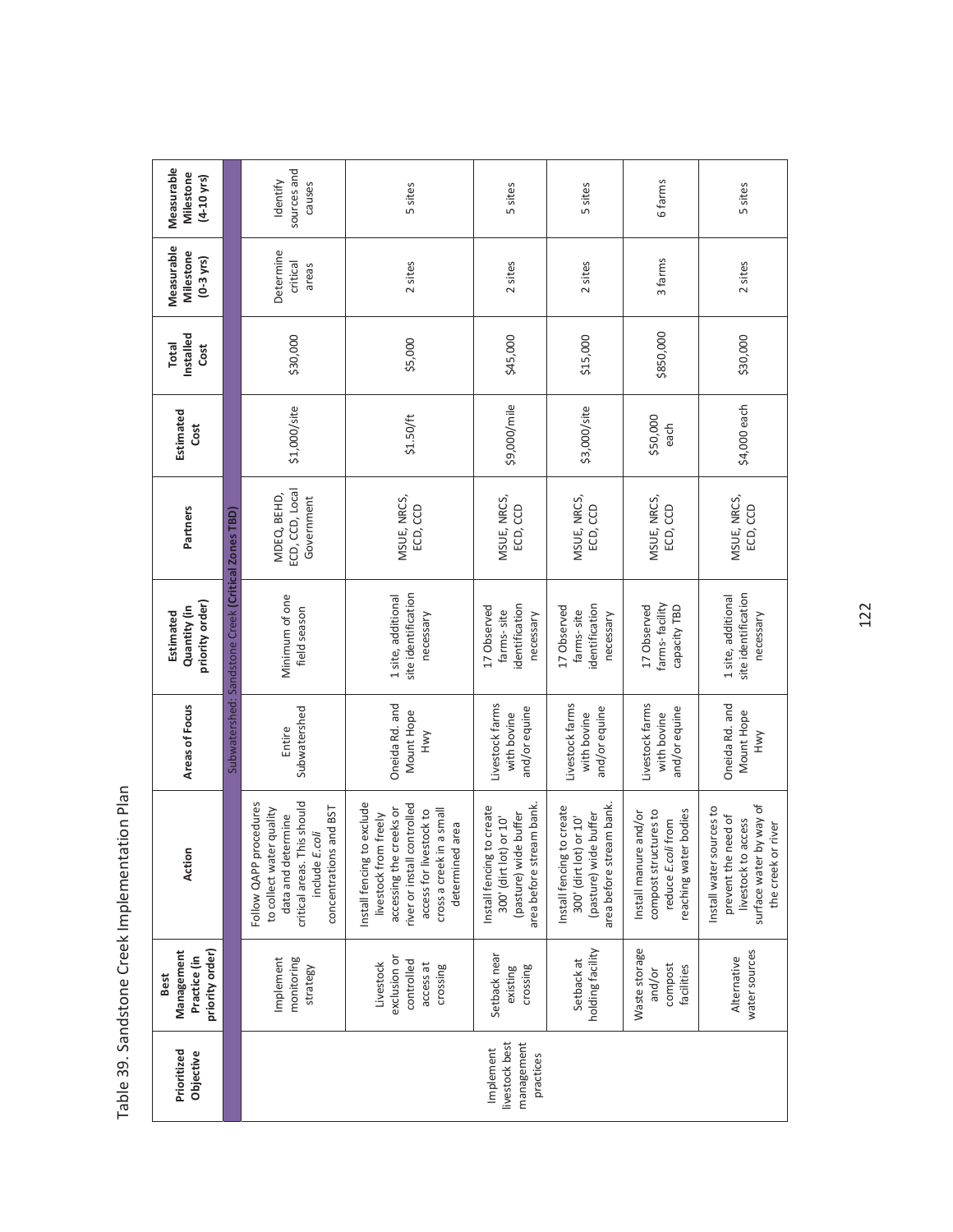Table 39. Sandstone Creek Implementation Plan

| Prioritized Objective | Best Management Practice (in priority order) | Action | Areas of Focus | Estimated Quantity (in priority order) | Partners | Estimated Cost | Total Installed Cost | Measurable Milestone (0-3 yrs) | Measurable Milestone (4-10 yrs) |
|---|---|---|---|---|---|---|---|---|---|
| Subwatershed: Sandstone Creek (Critical Zones TBD) | | | | | | | | | |
| Implement livestock best management practices | Implement monitoring strategy | Follow QAPP procedures to collect water quality data and determine critical areas. This should include *E.coli* concentrations and BST | Entire Subwatershed | Minimum of one field season | MDEQ, BEHD, ECD, CCD, Local Government | $1,000/site | $30,000 | Determine critical areas | Identify sources and causes |
| | Livestock exclusion or controlled access at crossing | Install fencing to exclude livestock from freely accessing the creeks or river or install controlled access for livestock to cross a creek in a small determined area | Oneida Rd. and Mount Hope Hwy | 1 site, additional site identification necessary | MSUE, NRCS, ECD, CCD | $1.50/ft | $5,000 | 2 sites | 5 sites |
| | Setback near existing crossing | Install fencing to create 300' (dirt lot) or 10' (pasture) wide buffer area before stream bank. | Livestock farms with bovine and/or equine | 17 Observed farms- site identification necessary | MSUE, NRCS, ECD, CCD | $9,000/mile | $45,000 | 2 sites | 5 sites |
| | Setback at holding facility | Install fencing to create 300' (dirt lot) or 10' (pasture) wide buffer area before stream bank. | Livestock farms with bovine and/or equine | 17 Observed farms- site identification necessary | MSUE, NRCS, ECD, CCD | $3,000/site | $15,000 | 2 sites | 5 sites |
| | Waste storage and/or compost facilities | Install manure and/or compost structures to reduce *E.coli* from reaching water bodies | Livestock farms with bovine and/or equine | 17 Observed farms- facility capacity TBD | MSUE, NRCS, ECD, CCD | $50,000 each | $850,000 | 3 farms | 6 farms |
| | Alternative water sources | Install water sources to prevent the need of livestock to access surface water by way of the creek or river | Oneida Rd. and Mount Hope Hwy | 1 site, additional site identification necessary | MSUE, NRCS, ECD, CCD | $4,000 each | $30,000 | 2 sites | 5 sites |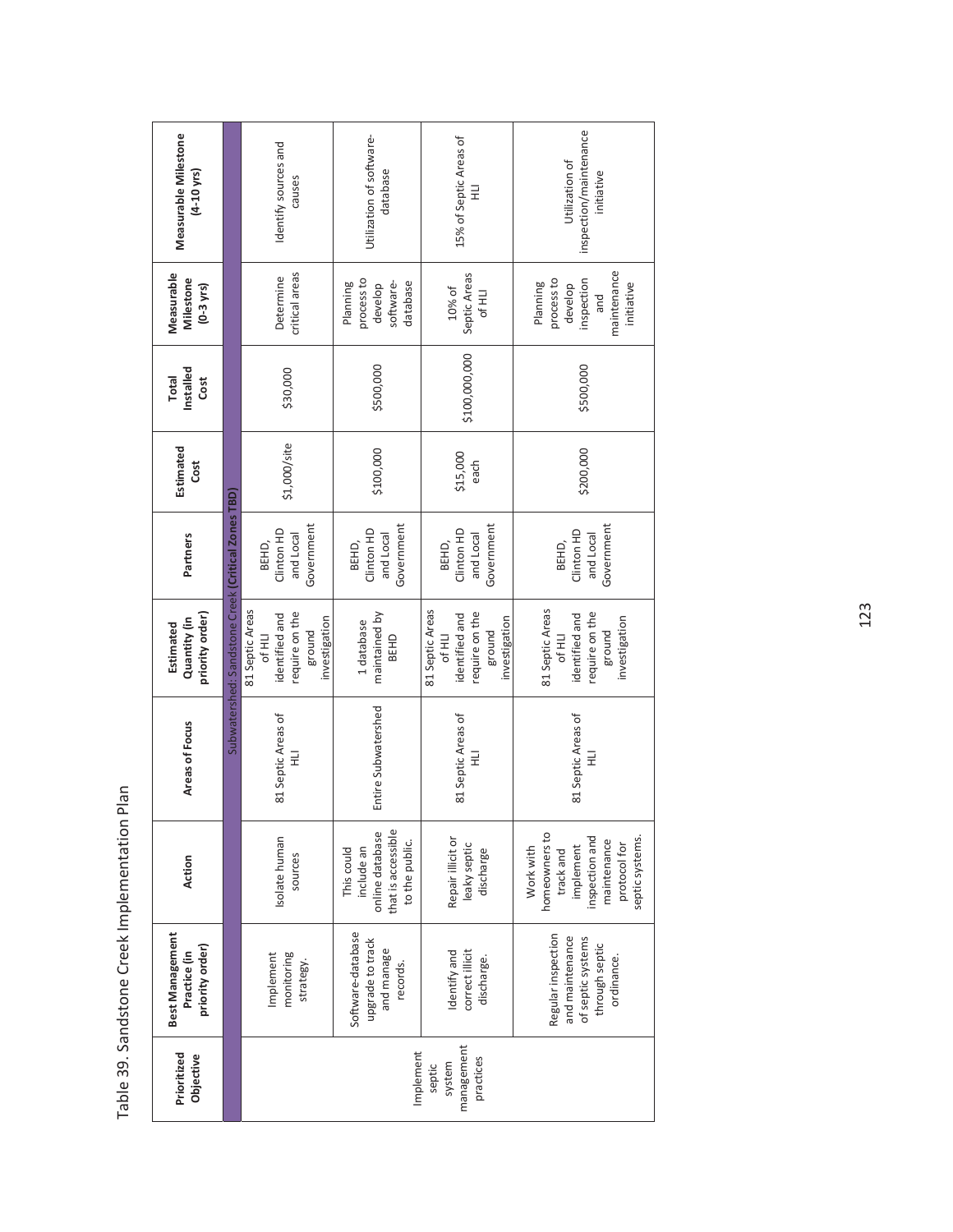Table 39. Sandstone Creek Implementation Plan

| Prioritized Objective | Best Management Practice (in priority order) | Action | Areas of Focus | Estimated Quantity (in priority order) | Partners | Estimated Cost | Total Installed Cost | Measurable Milestone (0-3 yrs) | Measurable Milestone (4-10 yrs) |
|---|---|---|---|---|---|---|---|---|---|
| Subwatershed: Sandstone Creek **(Critical Zones TBD)** | | | | | | | | | |
| Implement septic system management practices | Implement monitoring strategy. | Isolate human sources | 81 Septic Areas of HLI | 81 Septic Areas of HLI identified and require on the ground investigation | BEHD, Clinton HD and Local Government | $1,000/site | $30,000 | Determine critical areas | Identify sources and causes |
| | Software-database upgrade to track and manage records. | This could include an online database that is accessible to the public. | Entire Subwatershed | 1 database maintained by BEHD | BEHD, Clinton HD and Local Government | $100,000 | $500,000 | Planning process to develop software-database | Utilization of software-database |
| | Identify and correct illicit discharge. | Repair illicit or leaky septic discharge | 81 Septic Areas of HLI | 81 Septic Areas of HLI identified and require on the ground investigation | BEHD, Clinton HD and Local Government | $15,000 each | $100,000,000 | 10% of Septic Areas of HLI | 15% of Septic Areas of HLI |
| | Regular inspection and maintenance of septic systems through septic ordinance. | Work with homeowners to track and implement inspection and maintenance protocol for septic systems. | 81 Septic Areas of HLI | 81 Septic Areas of HLI identified and require on the ground investigation | BEHD, Clinton HD and Local Government | $200,000 | $500,000 | Planning process to develop inspection and maintenance initiative | Utilization of inspection/maintenance initiative |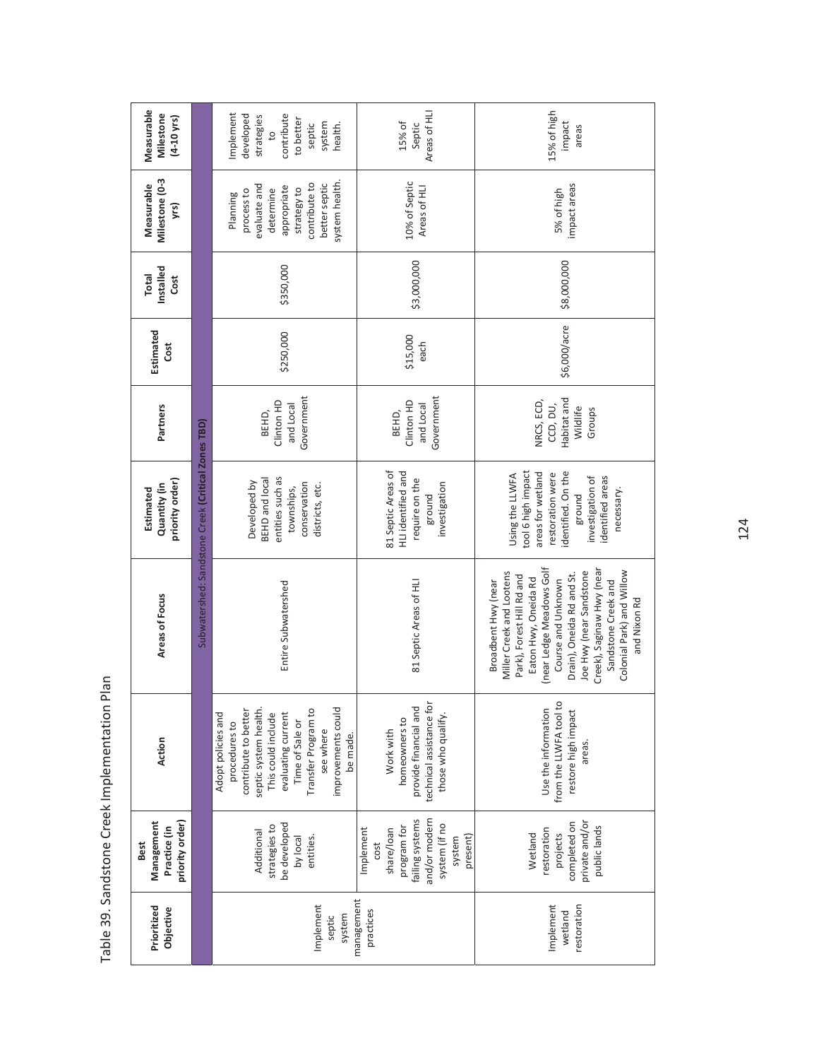Table 39. Sandstone Creek Implementation Plan

| Prioritized Objective | Best Management Practice (in priority order) | Action | Areas of Focus | Estimated Quantity (in priority order) | Partners | Estimated Cost | Total Installed Cost | Measurable Milestone (0-3 yrs) | Measurable Milestone (4-10 yrs) |
|---|---|---|---|---|---|---|---|---|---|
| Subwatershed: Sandstone Creek **(Critical Zones TBD)** | | | | | | | | | |
| Implement septic system management practices | Additional strategies to be developed by local entities. | Adopt policies and procedures to contribute to better septic system health. This could include evaluating current Time of Sale or Transfer Program to see where improvements could be made. | Entire Subwatershed | Developed by BEHD and local entities such as townships, conservation districts, etc. | BEHD, Clinton HD and Local Government | $250,000 | $350,000 | Planning process to evaluate and determine appropriate strategy to contribute to better septic system health. | Implement developed strategies to contribute to better septic system health. |
| | Implement cost share/loan program for failing systems and/or modern system (if no system present) | Work with homeowners to provide financial and technical assistance for those who qualify. | 81 Septic Areas of HLI | 81 Septic Areas of HLI identified and require on the ground investigation | BEHD, Clinton HD and Local Government | $15,000 each | $3,000,000 | 10% of Septic Areas of HLI | 15% of Septic Areas of HLI |
| Implement wetland restoration | Wetland restoration projects completed on private and/or public lands | Use the information from the LLWFA tool to restore high impact areas. | Broadbent Hwy (near Miller Creek and Lootens Park), Forest Hill Rd and Eaton Hwy, Oneida Rd (near Ledge Meadows Golf Course and Unknown Drain), Oneida Rd and St. Joe Hwy (near Sandstone Creek), Saginaw Hwy (near Sandstone Creek and Colonial Park) and Willow and Nixon Rd | Using the LLWFA tool 6 high impact areas for wetland restoration were identified. On the ground investigation of identified areas necessary. | NRCS, ECD, CCD, DU, Habitat and Wildlife Groups | $6,000/acre | $8,000,000 | 5% of high impact areas | 15% of high impact areas |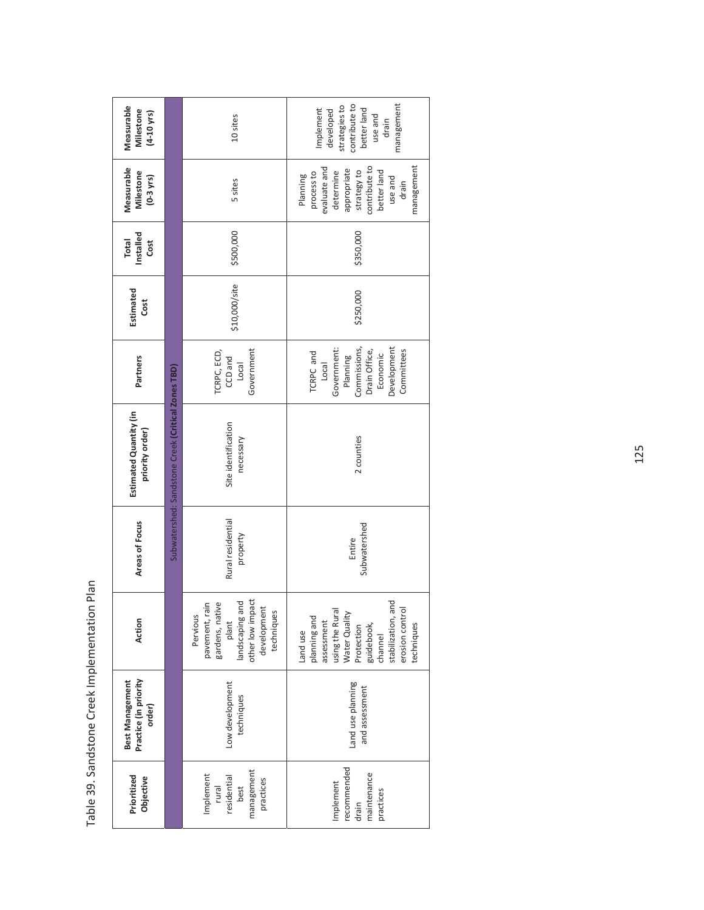Table 39. Sandstone Creek Implementation Plan

| Prioritized Objective | Best Management Practice (in priority order) | Action | Areas of Focus | Estimated Quantity (in priority order) | Partners | Estimated Cost | Total Installed Cost | Measurable Milestone (0-3 yrs) | Measurable Milestone (4-10 yrs) |
|---|---|---|---|---|---|---|---|---|---|
| Subwatershed: Sandstone Creek **(Critical Zones TBD)** | | | | | | | | | |
| Implement rural residential best management practices | Low development techniques | Pervious pavement, rain gardens, native plant landscaping and other low impact development techniques | Rural residential property | Site identification necessary | TCRPC, ECD, CCD and Local Government | $10,000/site | $500,000 | 5 sites | 10 sites |
| Implement recommended drain maintenance practices | Land use planning and assessment | Land use planning and assessment using the Rural Water Quality Protection guidebook, channel stabilization, and erosion control techniques | Entire Subwatershed | 2 counties | TCRPC and Local Government: Planning Commissions, Drain Office, Economic Development Committees | $250,000 | $350,000 | Planning process to evaluate and determine appropriate strategy to contribute to better land use and drain management | Implement developed strategies to contribute to better land use and drain management |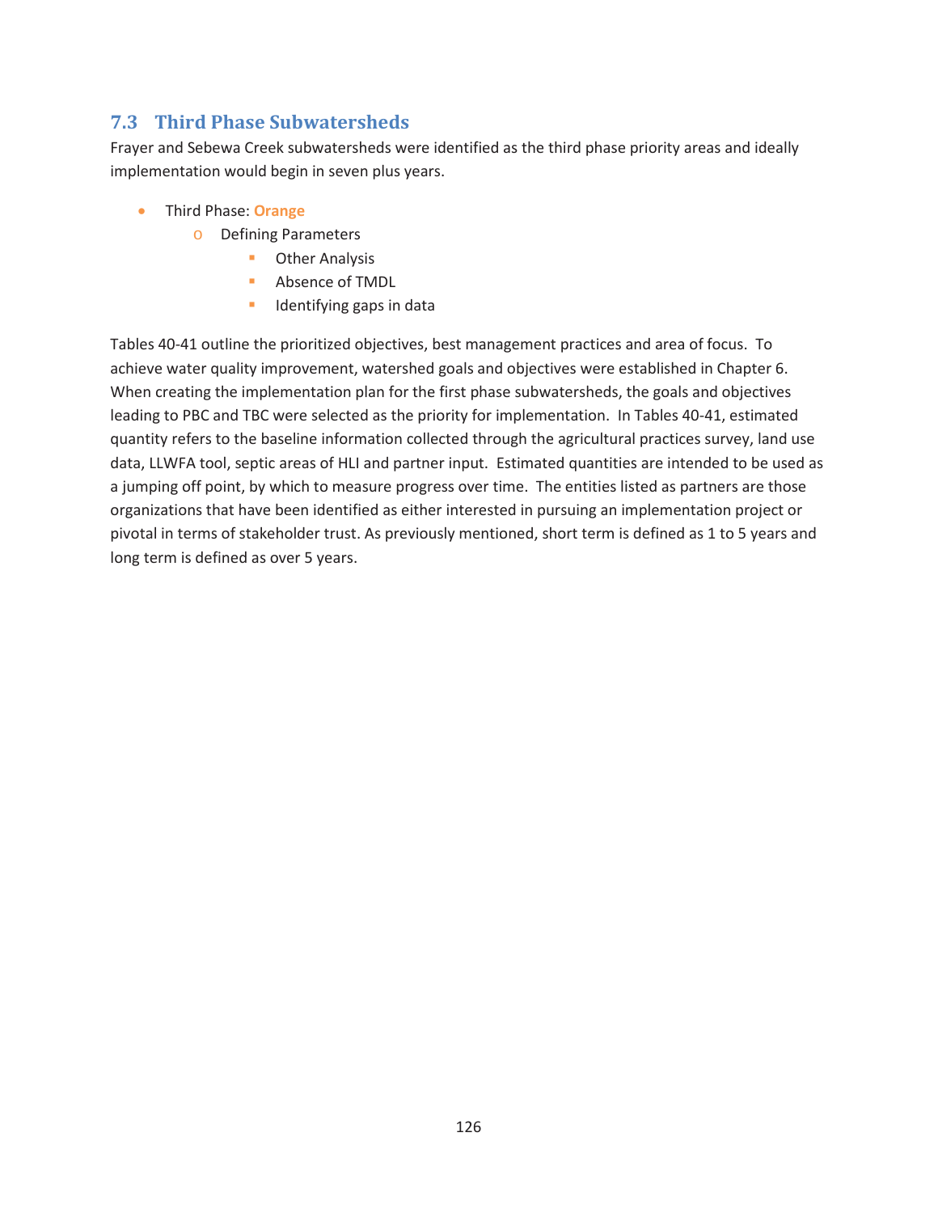## 7.3 Third Phase Subwatersheds

Frayer and Sebewa Creek subwatersheds were identified as the third phase priority areas and ideally implementation would begin in seven plus years.

- Third Phase: **Orange**
  - Defining Parameters
    - Other Analysis
    - Absence of TMDL
    - Identifying gaps in data

Tables 40-41 outline the prioritized objectives, best management practices and area of focus. To achieve water quality improvement, watershed goals and objectives were established in Chapter 6. When creating the implementation plan for the first phase subwatersheds, the goals and objectives leading to PBC and TBC were selected as the priority for implementation. In Tables 40-41, estimated quantity refers to the baseline information collected through the agricultural practices survey, land use data, LLWFA tool, septic areas of HLI and partner input. Estimated quantities are intended to be used as a jumping off point, by which to measure progress over time. The entities listed as partners are those organizations that have been identified as either interested in pursuing an implementation project or pivotal in terms of stakeholder trust. As previously mentioned, short term is defined as 1 to 5 years and long term is defined as over 5 years.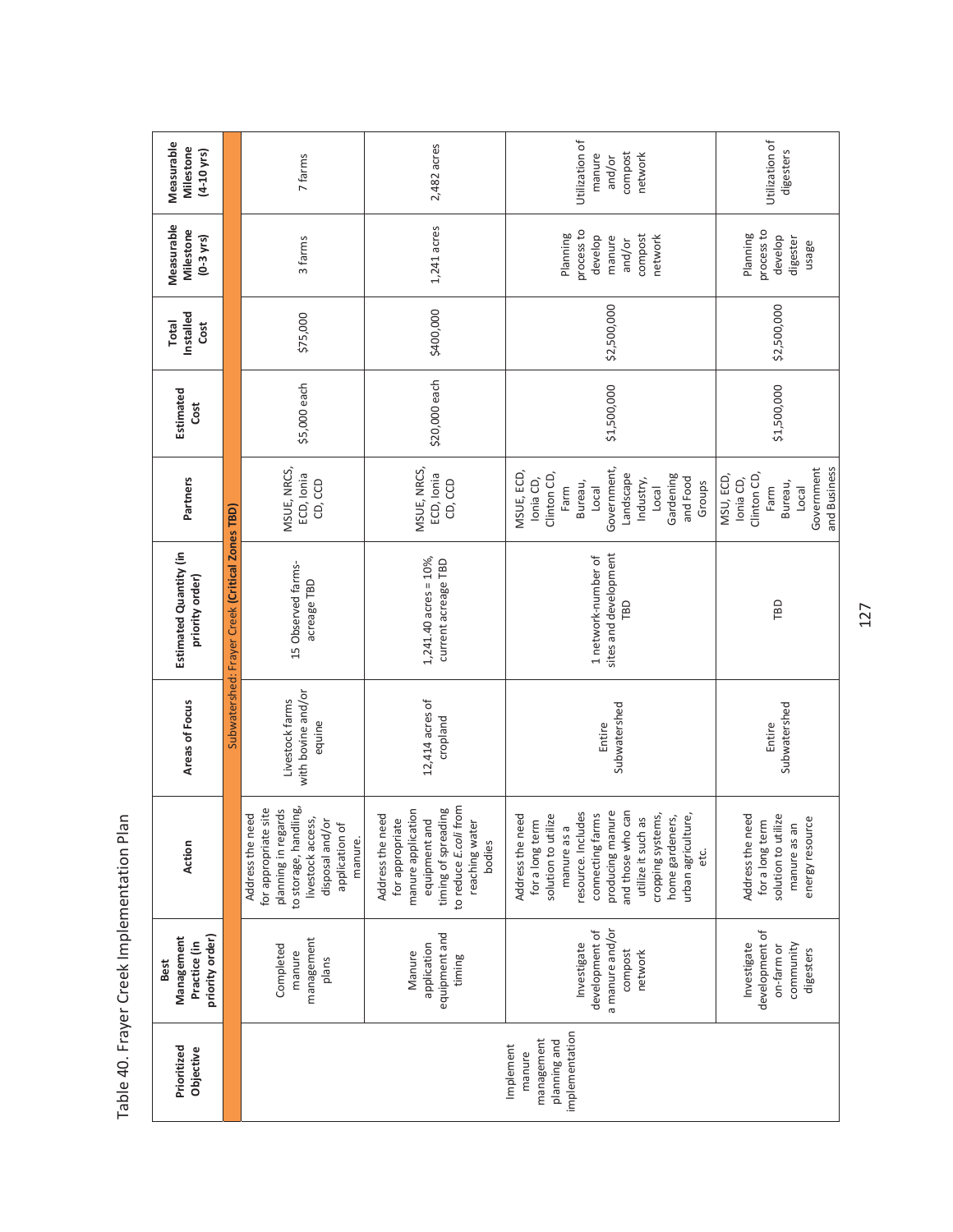Table 40. Frayer Creek Implementation Plan

| Prioritized Objective | Best Management Practice (in priority order) | Action | Areas of Focus | Estimated Quantity (in priority order) | Partners | Estimated Cost | Total Installed Cost | Measurable Milestone (0-3 yrs) | Measurable Milestone (4-10 yrs) |
|---|---|---|---|---|---|---|---|---|---|
| Subwatershed: Frayer Creek **(Critical Zones TBD)** | | | | | | | | | |
| Implement manure management planning and implementation | Completed manure management plans | Address the need for appropriate site planning in regards to storage, handling, livestock access, disposal and/or application of manure. | Livestock farms with bovine and/or equine | 15 Observed farms-acreage TBD | MSUE, NRCS, ECD, Ionia CD, CCD | $5,000 each | $75,000 | 3 farms | 7 farms |
| | Manure application equipment and timing | Address the need for appropriate manure application equipment and timing of spreading to reduce *E.coli* from reaching water bodies | 12,414 acres of cropland | 1,241.40 acres = 10%, current acreage TBD | MSUE, NRCS, ECD, Ionia CD, CCD | $20,000 each | $400,000 | 1,241 acres | 2,482 acres |
| | Investigate development of a manure and/or compost network | Address the need for a long term solution to utilize manure as a resource. Includes connecting farms producing manure and those who can utilize it such as cropping systems, home gardeners, urban agriculture, etc. | Entire Subwatershed | 1 network-number of sites and development TBD | MSUE, ECD, Ionia CD, Clinton CD, Farm Bureau, Local Government, Landscape Industry, Local Gardening and Food Groups | $1,500,000 | $2,500,000 | Planning process to develop manure and/or compost network | Utilization of manure and/or compost network |
| | Investigate development of on-farm or community digesters | Address the need for a long term solution to utilize manure as an energy resource | Entire Subwatershed | TBD | MSU, ECD, Ionia CD, Clinton CD, Farm Bureau, Local Government and Business | $1,500,000 | $2,500,000 | Planning process to develop digester usage | Utilization of digesters |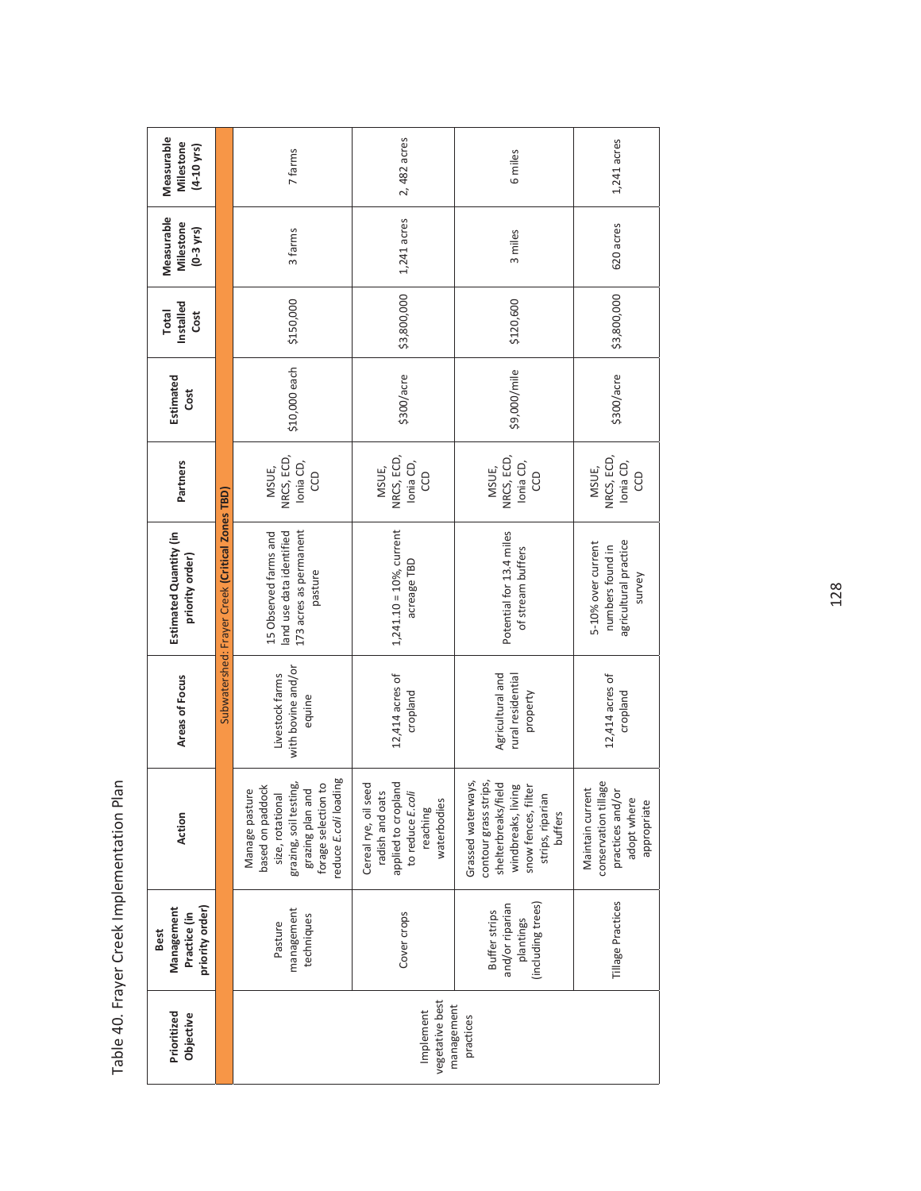Table 40. Frayer Creek Implementation Plan

| Prioritized Objective | Best Management Practice (in priority order) | Action | Areas of Focus | Estimated Quantity (in priority order) | Partners | Estimated Cost | Total Installed Cost | Measurable Milestone (0-3 yrs) | Measurable Milestone (4-10 yrs) |
|---|---|---|---|---|---|---|---|---|---|
| Subwatershed: Frayer Creek **(Critical Zones TBD)** | | | | | | | | | |
| Implement vegetative best management practices | Pasture management techniques | Manage pasture based on paddock size, rotational grazing, soil testing, grazing plan and forage selection to reduce *E.coli* loading | Livestock farms with bovine and/or equine | 15 Observed farms and land use data identified 173 acres as permanent pasture | MSUE, NRCS, ECD, Ionia CD, CCD | $10,000 each | $150,000 | 3 farms | 7 farms |
| | Cover crops | Cereal rye, oil seed radish and oats applied to cropland to reduce *E.coli* reaching waterbodies | 12,414 acres of cropland | 1,241.10 = 10%, current acreage TBD | MSUE, NRCS, ECD, Ionia CD, CCD | $300/acre | $3,800,000 | 1,241 acres | 2, 482 acres |
| | Buffer strips and/or riparian plantings (including trees) | Grassed waterways, contour grass strips, shelterbreaks/field windbreaks, living snow fences, filter strips, riparian buffers | Agricultural and rural residential property | Potential for 13.4 miles of stream buffers | MSUE, NRCS, ECD, Ionia CD, CCD | $9,000/mile | $120,600 | 3 miles | 6 miles |
| | Tillage Practices | Maintain current conservation tillage practices and/or adopt where appropriate | 12,414 acres of cropland | 5-10% over current numbers found in agricultural practice survey | MSUE, NRCS, ECD, Ionia CD, CCD | $300/acre | $3,800,000 | 620 acres | 1,241 acres |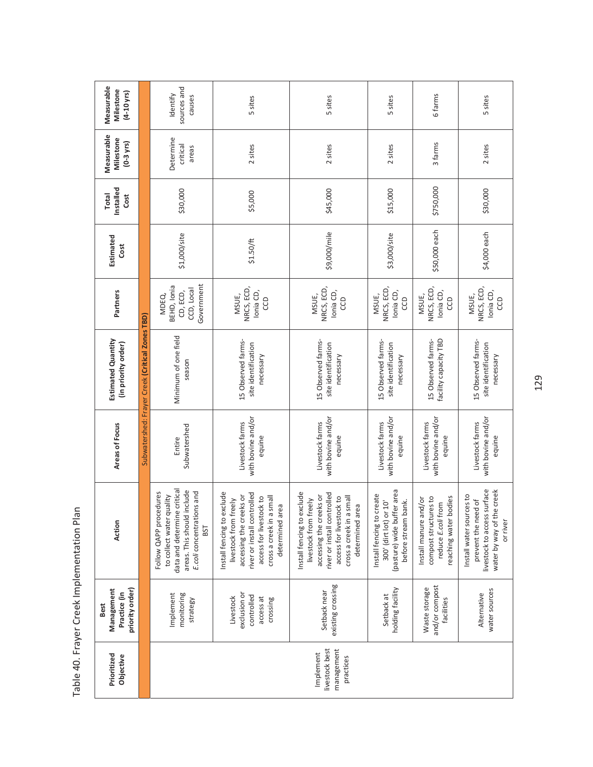Table 40. Frayer Creek Implementation Plan

| Prioritized Objective | Best Management Practice (in priority order) | Action | Areas of Focus | Estimated Quantity (in priority order) | Partners | Estimated Cost | Total Installed Cost | Measurable Milestone (0-3 yrs) | Measurable Milestone (4-10 yrs) |
|---|---|---|---|---|---|---|---|---|---|
| Subwatershed: Frayer Creek **(Critical Zones TBD)** | | | | | | | | | |
| Implement livestock best management practices | Implement monitoring strategy | Follow QAPP procedures to collect water quality data and determine critical areas. This should include *E.coli* concentrations and BST | Entire Subwatershed | Minimum of one field season | MDEQ, BEHD, Ionia CD, ECD, CCD, Local Government | $1,000/site | $30,000 | Determine critical areas | Identify sources and causes |
| | Livestock exclusion or controlled access at crossing | Install fencing to exclude livestock from freely accessing the creeks or river or install controlled access for livestock to cross a creek in a small determined area | Livestock farms with bovine and/or equine | 15 Observed farms-site identification necessary | MSUE, NRCS, ECD, Ionia CD, CCD | $1.50/ft | $5,000 | 2 sites | 5 sites |
| | Setback near existing crossing | Install fencing to exclude livestock from freely accessing the creeks or river or install controlled access for livestock to cross a creek in a small determined area | Livestock farms with bovine and/or equine | 15 Observed farms-site identification necessary | MSUE, NRCS, ECD, Ionia CD, CCD | $9,000/mile | $45,000 | 2 sites | 5 sites |
| | Setback at holding facility | Install fencing to create 300' (dirt lot) or 10' (pasture) wide buffer area before stream bank. | Livestock farms with bovine and/or equine | 15 Observed farms-site identification necessary | MSUE, NRCS, ECD, Ionia CD, CCD | $3,000/site | $15,000 | 2 sites | 5 sites |
| | Waste storage and/or compost facilities | Install manure and/or compost structures to reduce *E.coli* from reaching water bodies | Livestock farms with bovine and/or equine | 15 Observed farms-facility capacity TBD | MSUE, NRCS, ECD, Ionia CD, CCD | $50,000 each | $750,000 | 3 farms | 6 farms |
| | Alternative water sources | Install water sources to prevent the need of livestock to access surface water by way of the creek or river | Livestock farms with bovine and/or equine | 15 Observed farms-site identification necessary | MSUE, NRCS, ECD, Ionia CD, CCD | $4,000 each | $30,000 | 2 sites | 5 sites |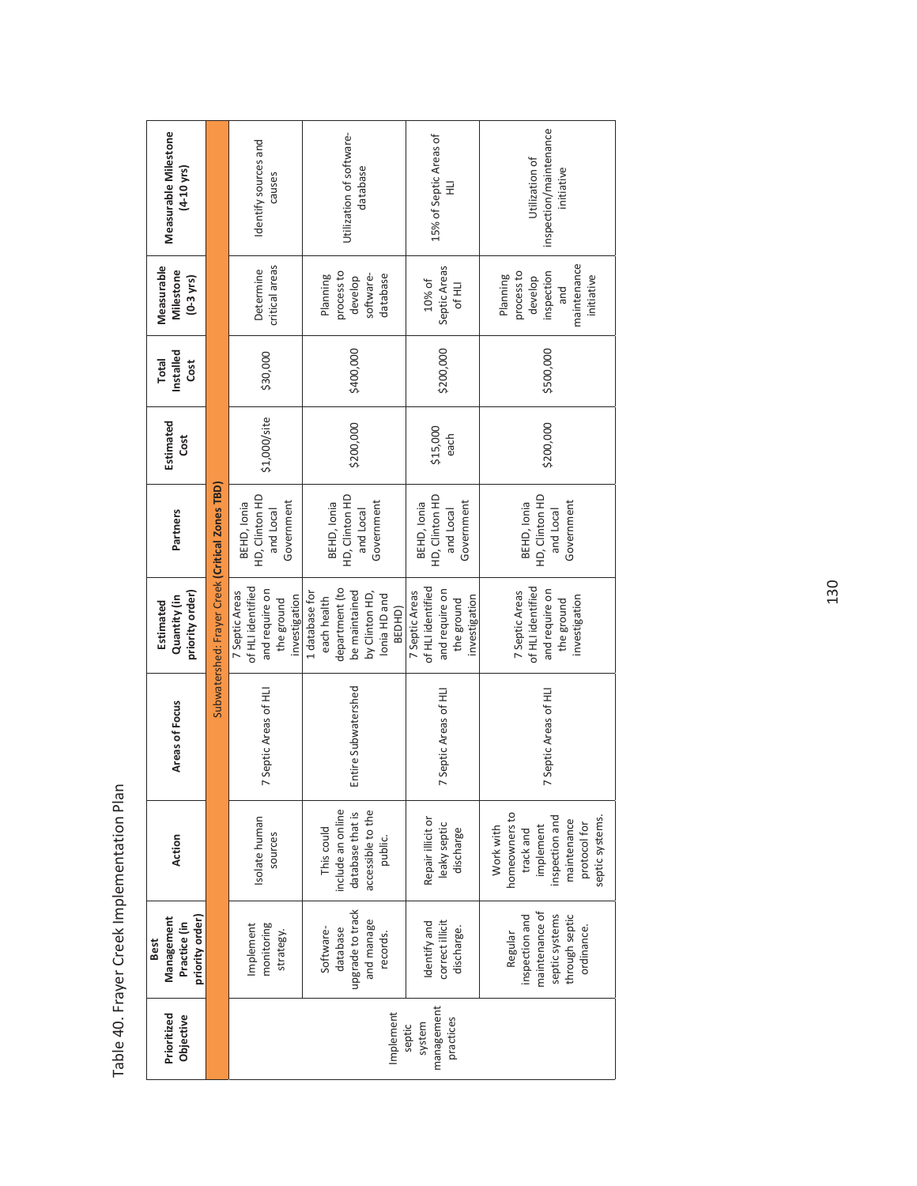# Table 40. Frayer Creek Implementation Plan

| Prioritized Objective | Best Management Practice (in priority order) | Action | Areas of Focus | Estimated Quantity (in priority order) | Partners | Estimated Cost | Total Installed Cost | Measurable Milestone (0-3 yrs) | Measurable Milestone (4-10 yrs) |
|---|---|---|---|---|---|---|---|---|---|
| Subwatershed: Frayer Creek **(Critical Zones TBD)** | | | | | | | | | |
| Implement septic system management practices | Implement monitoring strategy. | Isolate human sources | 7 Septic Areas of HLI | 7 Septic Areas of HLI identified and require on the ground investigation | BEHD, Ionia HD, Clinton HD and Local Government | $1,000/site | $30,000 | Determine critical areas | Identify sources and causes |
| | Software-database upgrade to track and manage records. | This could include an online database that is accessible to the public. | Entire Subwatershed | 1 database for each health department (to be maintained by Clinton HD, Ionia HD and BEHD) | BEHD, Ionia HD, Clinton HD and Local Government | $200,000 | $400,000 | Planning process to develop software-database | Utilization of software-database |
| | Identify and correct illicit discharge. | Repair illicit or leaky septic discharge | 7 Septic Areas of HLI | 7 Septic Areas of HLI identified and require on the ground investigation | BEHD, Ionia HD, Clinton HD and Local Government | $15,000 each | $200,000 | 10% of Septic Areas of HLI | 15% of Septic Areas of HLI |
| | Regular inspection and maintenance of septic systems through septic ordinance. | Work with homeowners to track and implement inspection and maintenance protocol for septic systems. | 7 Septic Areas of HLI | 7 Septic Areas of HLI identified and require on the ground investigation | BEHD, Ionia HD, Clinton HD and Local Government | $200,000 | $500,000 | Planning process to develop inspection and maintenance initiative | Utilization of inspection/maintenance initiative |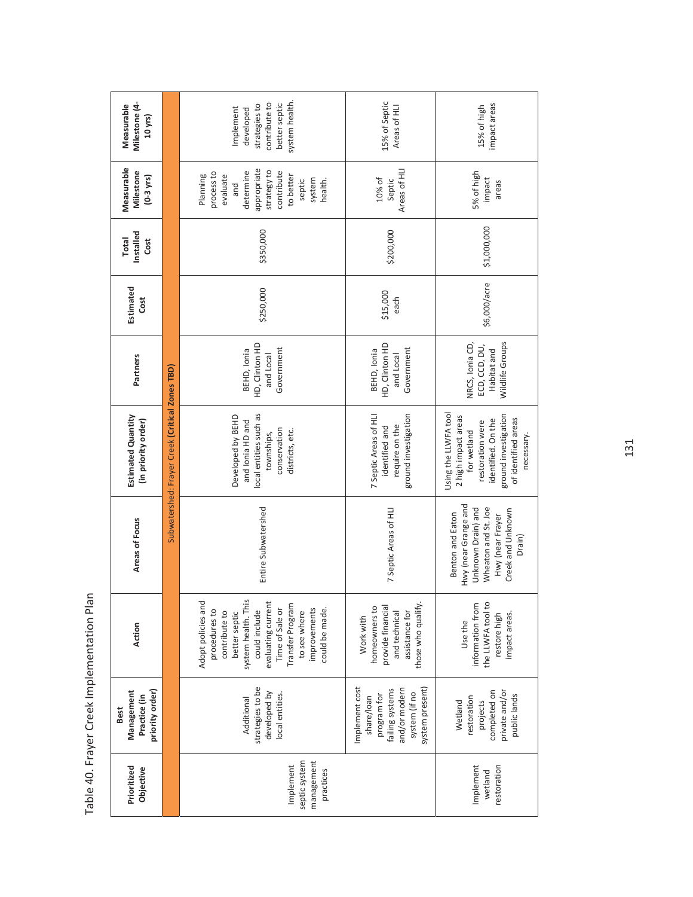Table 40. Frayer Creek Implementation Plan

| Prioritized Objective | Best Management Practice (in priority order) | Action | Areas of Focus | Estimated Quantity (in priority order) | Partners | Estimated Cost | Total Installed Cost | Measurable Milestone (0-3 yrs) | Measurable Milestone (4-10 yrs) |
|---|---|---|---|---|---|---|---|---|---|
| Subwatershed: Frayer Creek **(Critical Zones TBD)** | | | | | | | | | |
| Implement septic system management practices | Additional strategies to be developed by local entities. | Adopt policies and procedures to contribute to better septic system health. This could include evaluating current Time of Sale or Transfer Program to see where improvements could be made. | Entire Subwatershed | Developed by BEHD and Ionia HD and local entities such as townships, conservation districts, etc. | BEHD, Ionia HD, Clinton HD and Local Government | $250,000 | $350,000 | Planning process to evaluate and determine appropriate strategy to contribute to better septic system health. | Implement developed strategies to contribute to better septic system health. |
| | Implement cost share/loan program for failing systems and/or modern system (if no system present) | Work with homeowners to provide financial and technical assistance for those who qualify. | 7 Septic Areas of HLI | 7 Septic Areas of HLI identified and require on the ground investigation | BEHD, Ionia HD, Clinton HD and Local Government | $15,000 each | $200,000 | 10% of Septic Areas of HLI | 15% of Septic Areas of HLI |
| Implement wetland restoration | Wetland restoration projects completed on private and/or public lands | Use the information from the LLWFA tool to restore high impact areas. | Benton and Eaton Hwy (near Grange and Unknown Drain) and Wheaton and St. Joe Hwy (near Frayer Creek and Unknown Drain) | Using the LLWFA tool 2 high impact areas for wetland restoration were identified. On the ground investigation of identified areas necessary. | NRCS, Ionia CD, ECD, CCD, DU, Habitat and Wildlife Groups | $6,000/acre | $1,000,000 | 5% of high impact areas | 15% of high impact areas |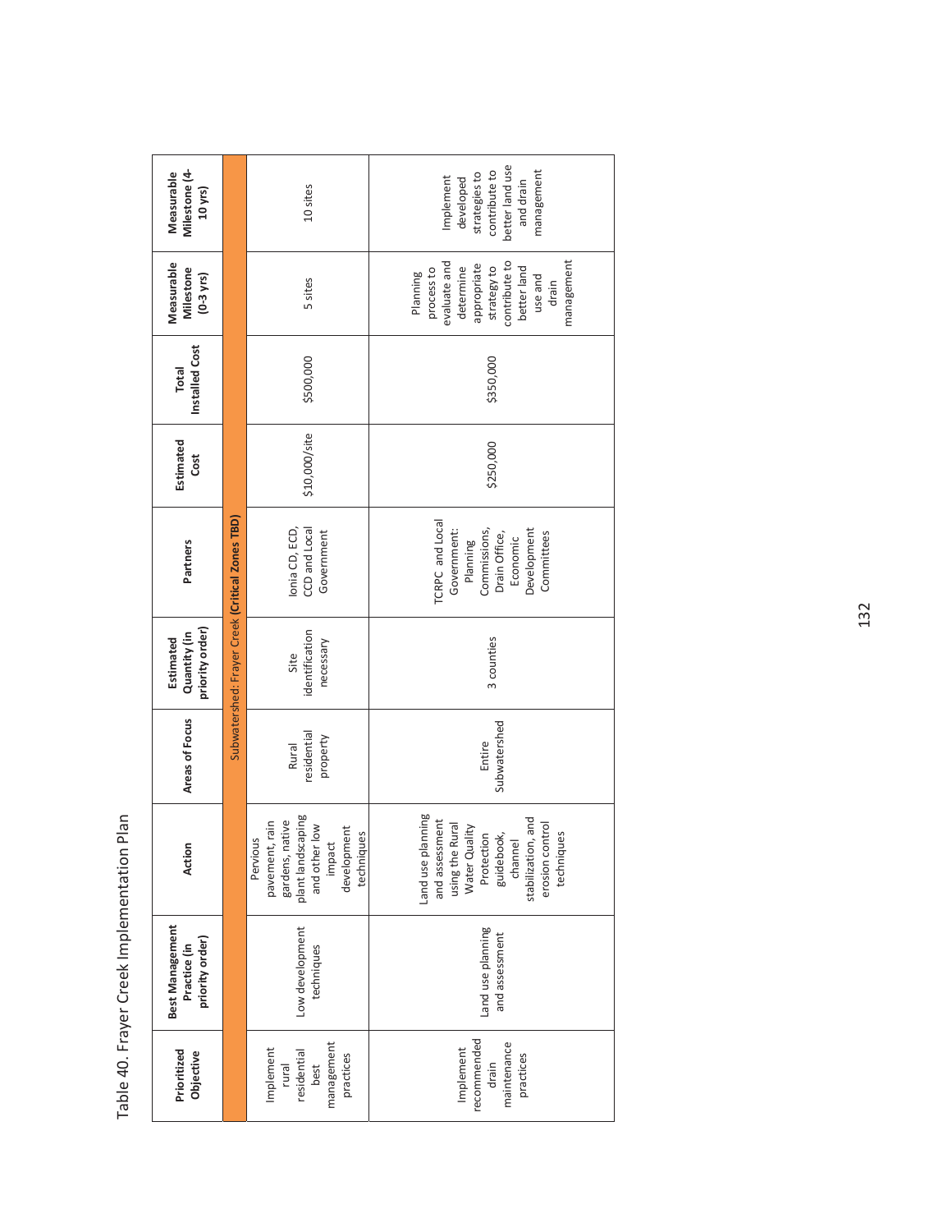Table 40. Frayer Creek Implementation Plan

| Prioritized Objective | Best Management Practice (in priority order) | Action | Areas of Focus | Estimated Quantity (in priority order) | Partners | Estimated Cost | Total Installed Cost | Measurable Milestone (0-3 yrs) | Measurable Milestone (4-10 yrs) |
|---|---|---|---|---|---|---|---|---|---|
| Subwatershed: Frayer Creek **(Critical Zones TBD)** | | | | | | | | | |
| Implement rural residential best management practices | Low development techniques | Pervious pavement, rain gardens, native plant landscaping and other low impact development techniques | Rural residential property | Site identification necessary | Ionia CD, ECD, CCD and Local Government | $10,000/site | $500,000 | 5 sites | 10 sites |
| Implement recommended drain maintenance practices | Land use planning and assessment | Land use planning and assessment using the Rural Water Quality Protection guidebook, channel stabilization, and erosion control techniques | Entire Subwatershed | 3 counties | TCRPC and Local Government: Planning Commissions, Drain Office, Economic Development Committees | $250,000 | $350,000 | Planning process to evaluate and determine appropriate strategy to contribute to better land use and drain management | Implement developed strategies to contribute to better land use and drain management |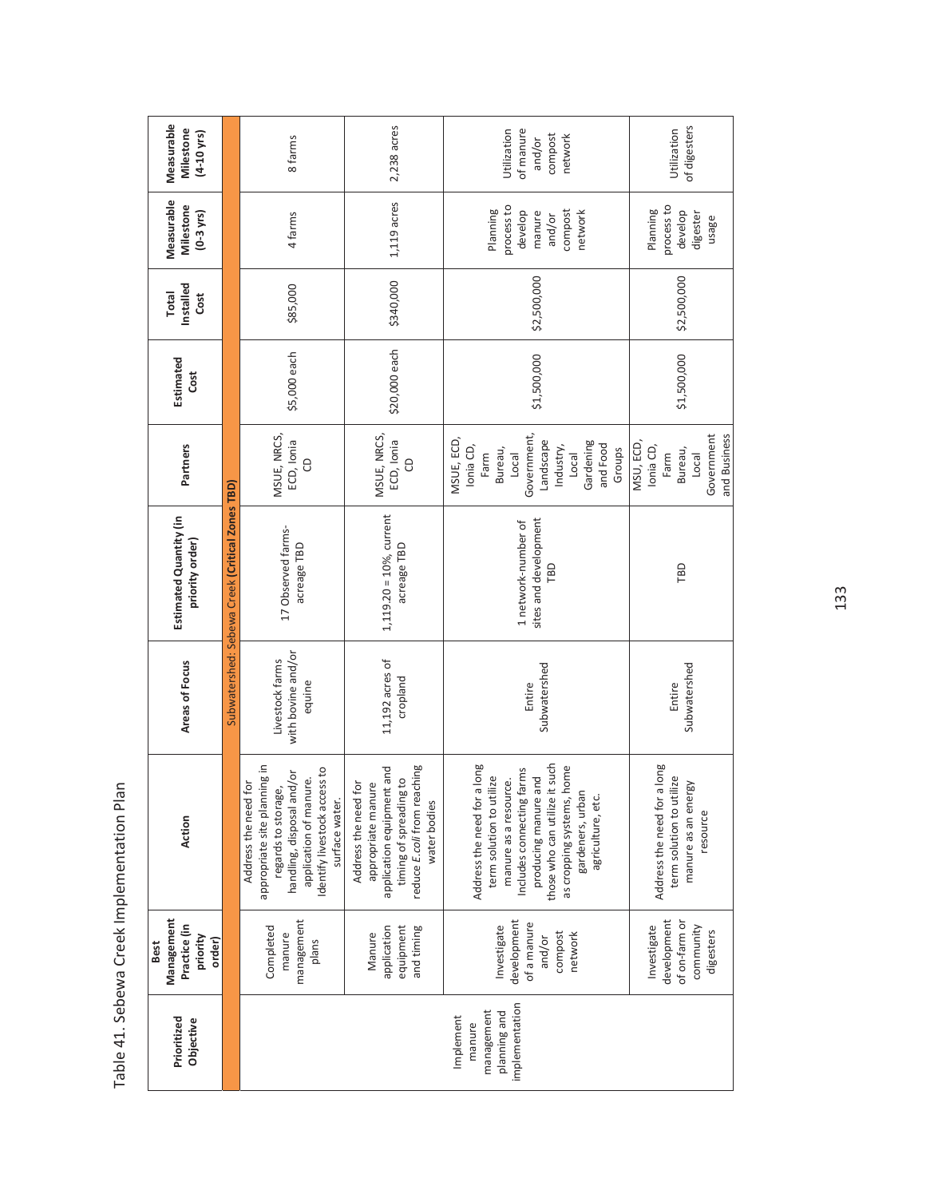Table 41. Sebewa Creek Implementation Plan

| Prioritized Objective | Best Management Practice (in priority order) | Action | Areas of Focus | Estimated Quantity (in priority order) | Partners | Estimated Cost | Total Installed Cost | Measurable Milestone (0-3 yrs) | Measurable Milestone (4-10 yrs) |
|---|---|---|---|---|---|---|---|---|---|
| Subwatershed: Sebewa Creek **(Critical Zones TBD)** | | | | | | | | | |
| Implement manure management planning and implementation | Completed manure management plans | Address the need for appropriate site planning in regards to storage, handling, disposal and/or application of manure. Identify livestock access to surface water. | Livestock farms with bovine and/or equine | 17 Observed farms-acreage TBD | MSUE, NRCS, ECD, Ionia CD | $5,000 each | $85,000 | 4 farms | 8 farms |
| | Manure application equipment and timing | Address the need for appropriate manure application equipment and timing of spreading to reduce *E. coli* from reaching water bodies | 11,192 acres of cropland | 1,119.20 = 10%, current acreage TBD | MSUE, NRCS, ECD, Ionia CD | $20,000 each | $340,000 | 1,119 acres | 2,238 acres |
| | Investigate development of a manure and/or compost network | Address the need for a long term solution to utilize manure as a resource. Includes connecting farms producing manure and those who can utilize it such as cropping systems, home gardeners, urban agriculture, etc. | Entire Subwatershed | 1 network-number of sites and development TBD | MSUE, ECD, Ionia CD, Farm Bureau, Local Government, Landscape Industry, Local Gardening and Food Groups | $1,500,000 | $2,500,000 | Planning process to develop manure and/or compost network | Utilization of manure and/or compost network |
| | Investigate development of on-farm or community digesters | Address the need for a long term solution to utilize manure as an energy resource | Entire Subwatershed | TBD | MSU, ECD, Ionia CD, Farm Bureau, Local Government and Business | $1,500,000 | $2,500,000 | Planning process to develop digester usage | Utilization of digesters |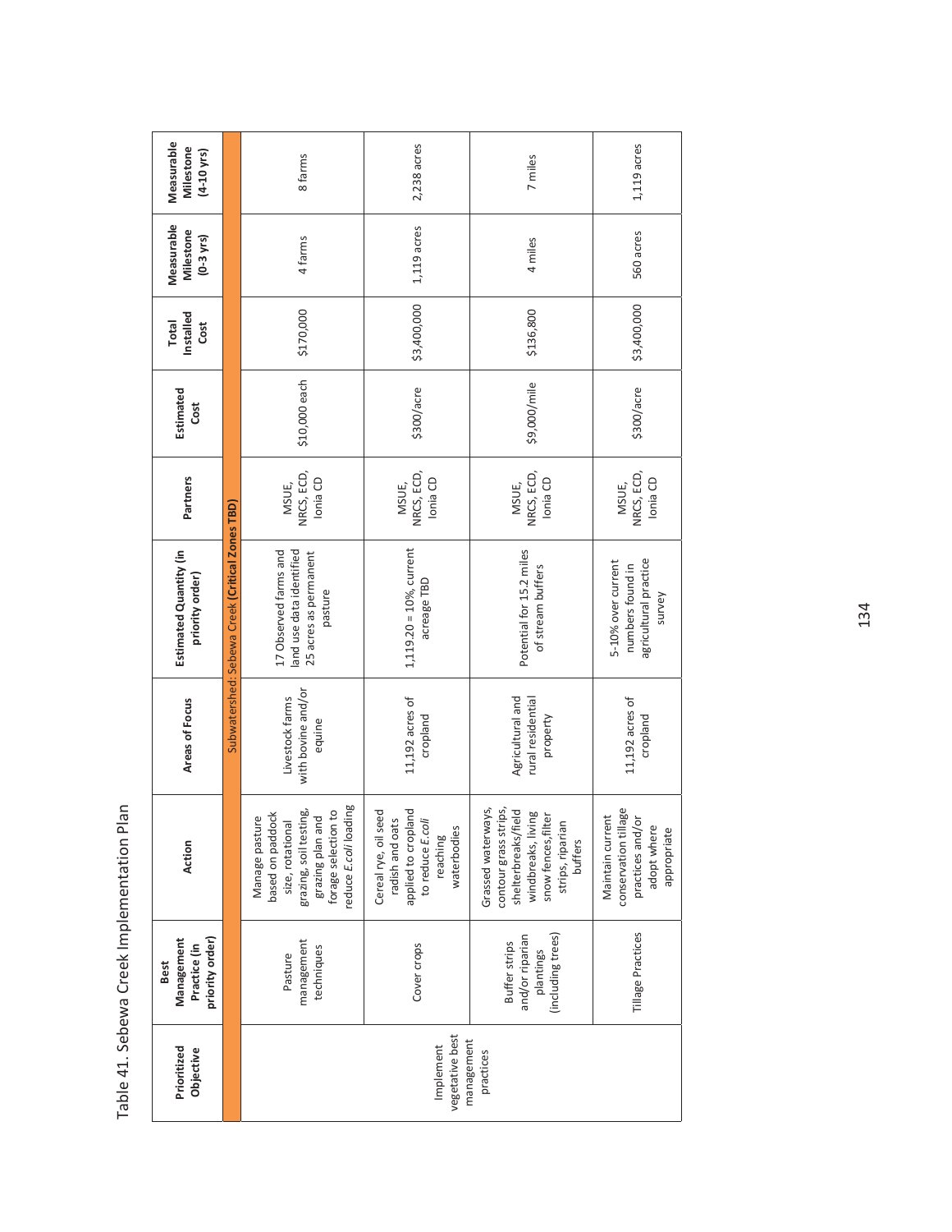Table 41. Sebewa Creek Implementation Plan

| Prioritized Objective | Best Management Practice (in priority order) | Action | Areas of Focus | Estimated Quantity (in priority order) | Partners | Estimated Cost | Total Installed Cost | Measurable Milestone (0-3 yrs) | Measurable Milestone (4-10 yrs) |
|---|---|---|---|---|---|---|---|---|---|
| Subwatershed: Sebewa Creek **(Critical Zones TBD)** | | | | | | | | | |
| Implement vegetative best management practices | Pasture management techniques | Manage pasture based on paddock size, rotational grazing, soil testing, grazing plan and forage selection to reduce *E.coli* loading | Livestock farms with bovine and/or equine | 17 Observed farms and land use data identified 25 acres as permanent pasture | MSUE, NRCS, ECD, Ionia CD | $10,000 each | $170,000 | 4 farms | 8 farms |
| | Cover crops | Cereal rye, oil seed radish and oats applied to cropland to reduce *E.coli* reaching waterbodies | 11,192 acres of cropland | 1,119.20 = 10%, current acreage TBD | MSUE, NRCS, ECD, Ionia CD | $300/acre | $3,400,000 | 1,119 acres | 2,238 acres |
| | Buffer strips and/or riparian plantings (including trees) | Grassed waterways, contour grass strips, shelterbreaks/field windbreaks, living snow fences, filter strips, riparian buffers | Agricultural and rural residential property | Potential for 15.2 miles of stream buffers | MSUE, NRCS, ECD, Ionia CD | $9,000/mile | $136,800 | 4 miles | 7 miles |
| | Tillage Practices | Maintain current conservation tillage practices and/or adopt where appropriate | 11,192 acres of cropland | 5-10% over current numbers found in agricultural practice survey | MSUE, NRCS, ECD, Ionia CD | $300/acre | $3,400,000 | 560 acres | 1,119 acres |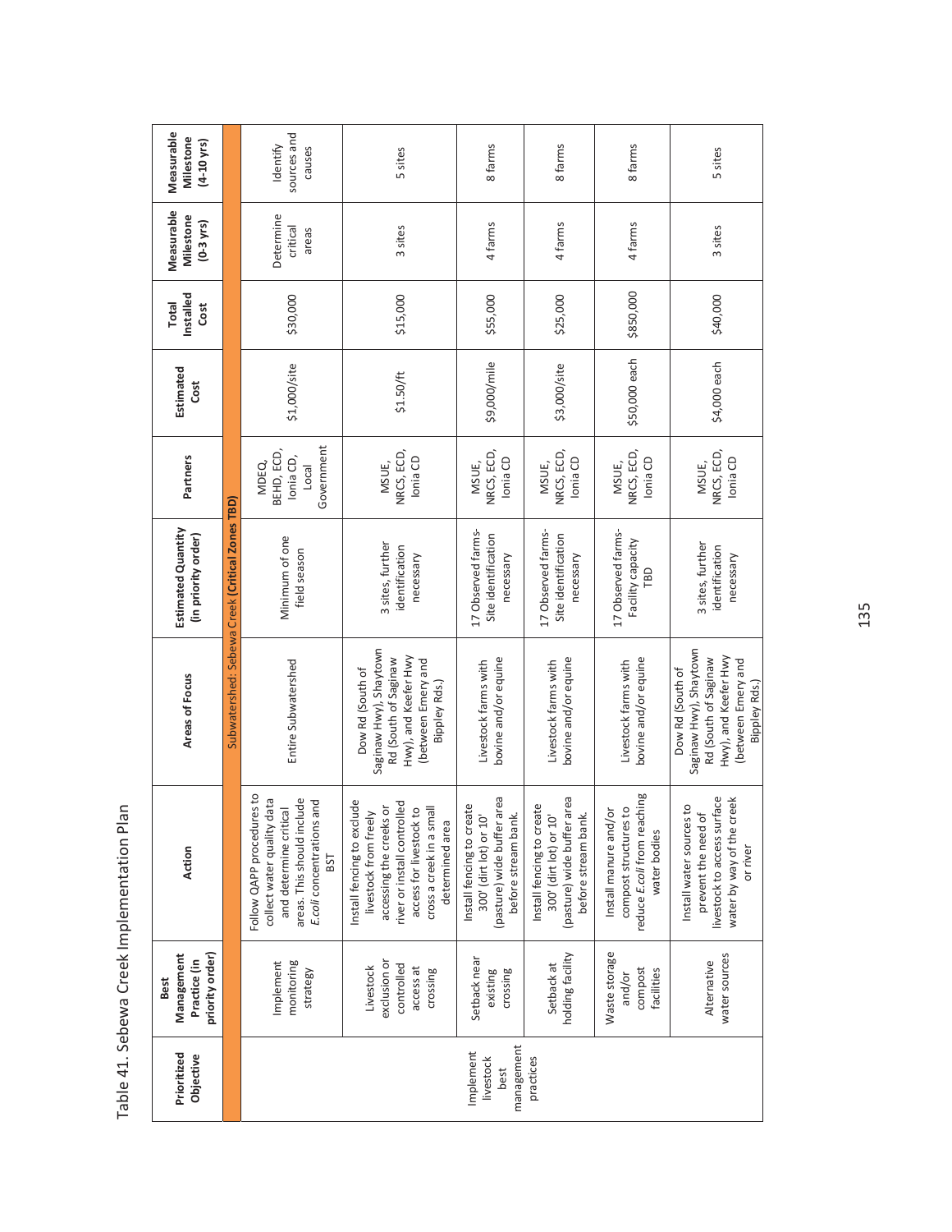Table 41. Sebewa Creek Implementation Plan

| Prioritized Objective | Best Management Practice (in priority order) | Action | Areas of Focus | Estimated Quantity (in priority order) | Partners | Estimated Cost | Total Installed Cost | Measurable Milestone (0-3 yrs) | Measurable Milestone (4-10 yrs) |
|---|---|---|---|---|---|---|---|---|---|
| Subwatershed: Sebewa Creek **(Critical Zones TBD)** | | | | | | | | | |
| Implement livestock best management practices | Implement monitoring strategy | Follow QAPP procedures to collect water quality data and determine critical areas. This should include *E.coli* concentrations and BST | Entire Subwatershed | Minimum of one field season | MDEQ, BEHD, ECD, Ionia CD, Local Government | $1,000/site | $30,000 | Determine critical areas | Identify sources and causes |
| | Livestock exclusion or controlled access at crossing | Install fencing to exclude livestock from freely accessing the creeks or river or install controlled access for livestock to cross a creek in a small determined area | Dow Rd (South of Saginaw Hwy), Shaytown Rd (South of Saginaw Hwy), and Keefer Hwy (between Emery and Bippley Rds.) | 3 sites, further identification necessary | MSUE, NRCS, ECD, Ionia CD | $1.50/ft | $15,000 | 3 sites | 5 sites |
| | Setback near existing crossing | Install fencing to create 300' (dirt lot) or 10' (pasture) wide buffer area before stream bank. | Livestock farms with bovine and/or equine | 17 Observed farms-Site identification necessary | MSUE, NRCS, ECD, Ionia CD | $9,000/mile | $55,000 | 4 farms | 8 farms |
| | Setback at holding facility | Install fencing to create 300' (dirt lot) or 10' (pasture) wide buffer area before stream bank. | Livestock farms with bovine and/or equine | 17 Observed farms-Site identification necessary | MSUE, NRCS, ECD, Ionia CD | $3,000/site | $25,000 | 4 farms | 8 farms |
| | Waste storage and/or compost facilities | Install manure and/or compost structures to reduce *E.coli* from reaching water bodies | Livestock farms with bovine and/or equine | 17 Observed farms-Facility capacity TBD | MSUE, NRCS, ECD, Ionia CD | $50,000 each | $850,000 | 4 farms | 8 farms |
| | Alternative water sources | Install water sources to prevent the need of livestock to access surface water by way of the creek or river | Dow Rd (South of Saginaw Hwy), Shaytown Rd (South of Saginaw Hwy), and Keefer Hwy (between Emery and Bippley Rds.) | 3 sites, further identification necessary | MSUE, NRCS, ECD, Ionia CD | $4,000 each | $40,000 | 3 sites | 5 sites |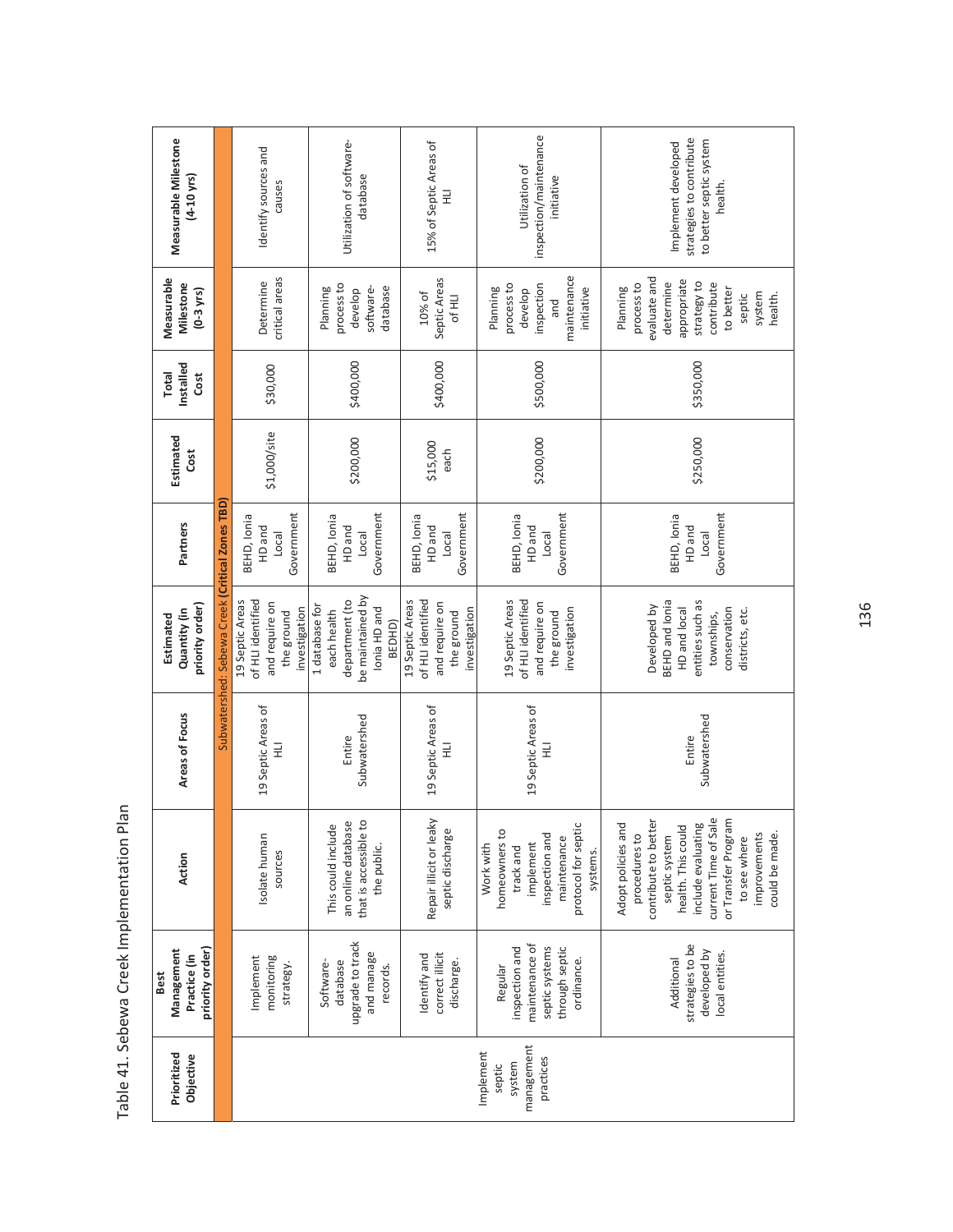Table 41. Sebewa Creek Implementation Plan

| Prioritized Objective | Best Management Practice (in priority order) | Action | Areas of Focus | Estimated Quantity (in priority order) | Partners | Estimated Cost | Total Installed Cost | Measurable Milestone (0-3 yrs) | Measurable Milestone (4-10 yrs) |
|---|---|---|---|---|---|---|---|---|---|
| Subwatershed: Sebewa Creek **(Critical Zones TBD)** | | | | | | | | | |
| Implement septic system management practices | Implement monitoring strategy. | Isolate human sources | 19 Septic Areas of HLI | 19 Septic Areas of HLI identified and require on the ground investigation | BEHD, Ionia HD and Local Government | $1,000/site | $30,000 | Determine critical areas | Identify sources and causes |
| | Software-database upgrade to track and manage records. | This could include an online database that is accessible to the public. | Entire Subwatershed | 1 database for each health department (to be maintained by Ionia HD and BEHD) | BEHD, Ionia HD and Local Government | $200,000 | $400,000 | Planning process to develop software-database | Utilization of software-database |
| | Identify and correct illicit discharge. | Repair illicit or leaky septic discharge | 19 Septic Areas of HLI | 19 Septic Areas of HLI identified and require on the ground investigation | BEHD, Ionia HD and Local Government | $15,000 each | $400,000 | 10% of Septic Areas of HLI | 15% of Septic Areas of HLI |
| | Regular inspection and maintenance of septic systems through septic ordinance. | Work with homeowners to track and implement inspection and maintenance protocol for septic systems. | 19 Septic Areas of HLI | 19 Septic Areas of HLI identified and require on the ground investigation | BEHD, Ionia HD and Local Government | $200,000 | $500,000 | Planning process to develop inspection and maintenance initiative | Utilization of inspection/maintenance initiative |
| | Additional strategies to be developed by local entities. | Adopt policies and procedures to contribute to better septic system health. This could include evaluating current Time of Sale or Transfer Program to see where improvements could be made. | Entire Subwatershed | Developed by BEHD and Ionia HD and local entities such as townships, conservation districts, etc. | BEHD, Ionia HD and Local Government | $250,000 | $350,000 | Planning process to evaluate and determine appropriate strategy to contribute to better septic system health. | Implement developed strategies to contribute to better septic system health. |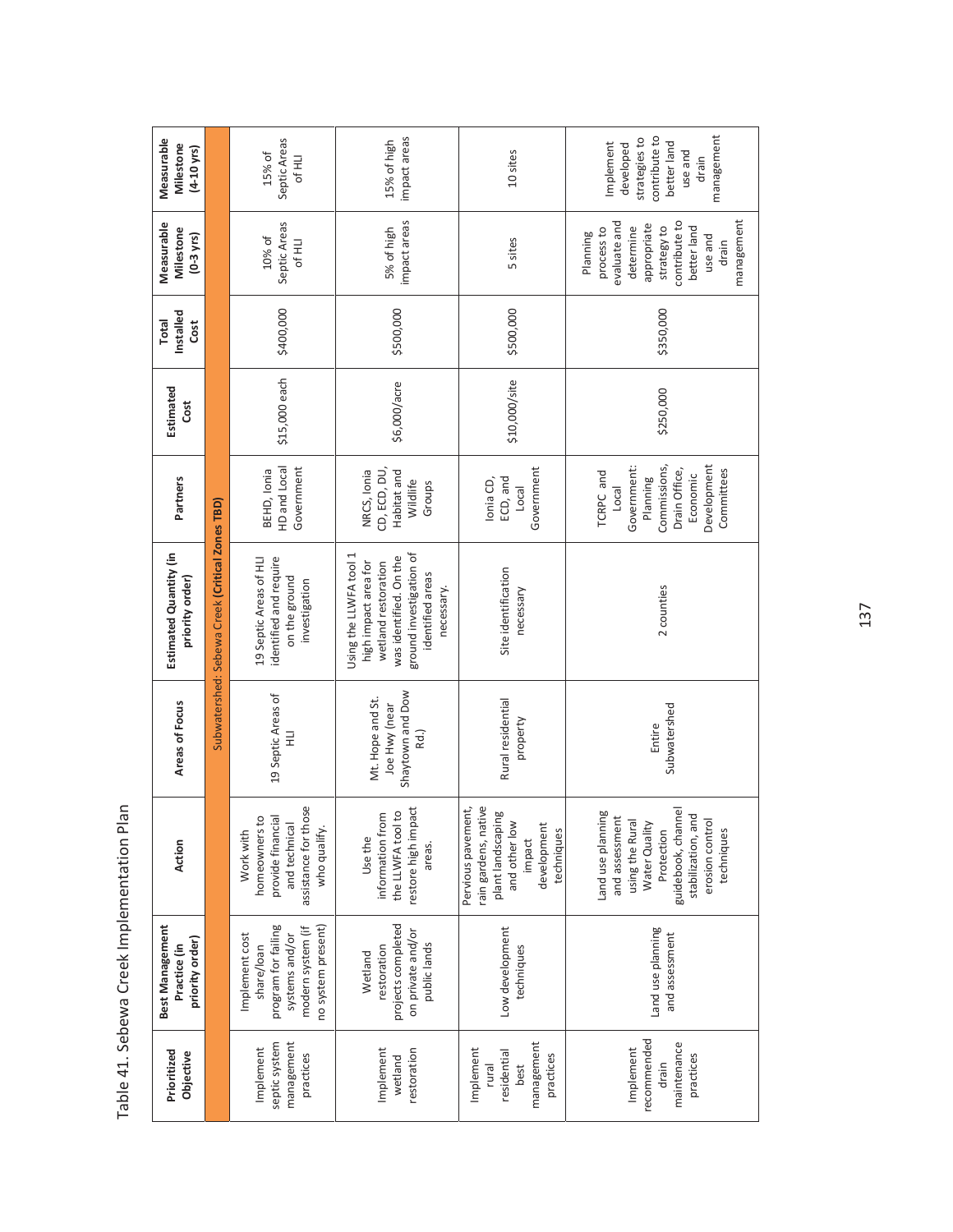# Table 41. Sebewa Creek Implementation Plan

| Prioritized Objective | Best Management Practice (in priority order) | Action | Areas of Focus | Estimated Quantity (in priority order) | Partners | Estimated Cost | Total Installed Cost | Measurable Milestone (0-3 yrs) | Measurable Milestone (4-10 yrs) |
|---|---|---|---|---|---|---|---|---|---|
| Subwatershed: Sebewa Creek **(Critical Zones TBD)** | | | | | | | | | |
| Implement septic system management practices | Implement cost share/loan program for failing systems and/or modern system (if no system present) | Work with homeowners to provide financial and technical assistance for those who qualify. | 19 Septic Areas of HLI | 19 Septic Areas of HLI identified and require on the ground investigation | BEHD, Ionia HD and Local Government | $15,000 each | $400,000 | 10% of Septic Areas of HLI | 15% of Septic Areas of HLI |
| Implement wetland restoration | Wetland restoration projects completed on private and/or public lands | Use the information from the LLWFA tool to restore high impact areas. | Mt. Hope and St. Joe Hwy (near Shaytown and Dow Rd.) | Using the LLWFA tool 1 high impact area for wetland restoration was identified. On the ground investigation of identified areas necessary. | NRCS, Ionia CD, ECD, DU, Habitat and Wildlife Groups | $6,000/acre | $500,000 | 5% of high impact areas | 15% of high impact areas |
| Implement rural residential best management practices | Low development techniques | Pervious pavement, rain gardens, native plant landscaping and other low impact development techniques | Rural residential property | Site identification necessary | Ionia CD, ECD, and Local Government | $10,000/site | $500,000 | 5 sites | 10 sites |
| Implement recommended drain maintenance practices | Land use planning and assessment | Land use planning and assessment using the Rural Water Quality Protection guidebook, channel stabilization, and erosion control techniques | Entire Subwatershed | 2 counties | TCRPC and Local Government: Planning Commissions, Drain Office, Economic Development Committees | $250,000 | $350,000 | Planning process to evaluate and determine appropriate strategy to contribute to better land use and drain management | Implement developed strategies to contribute to better land use and drain management |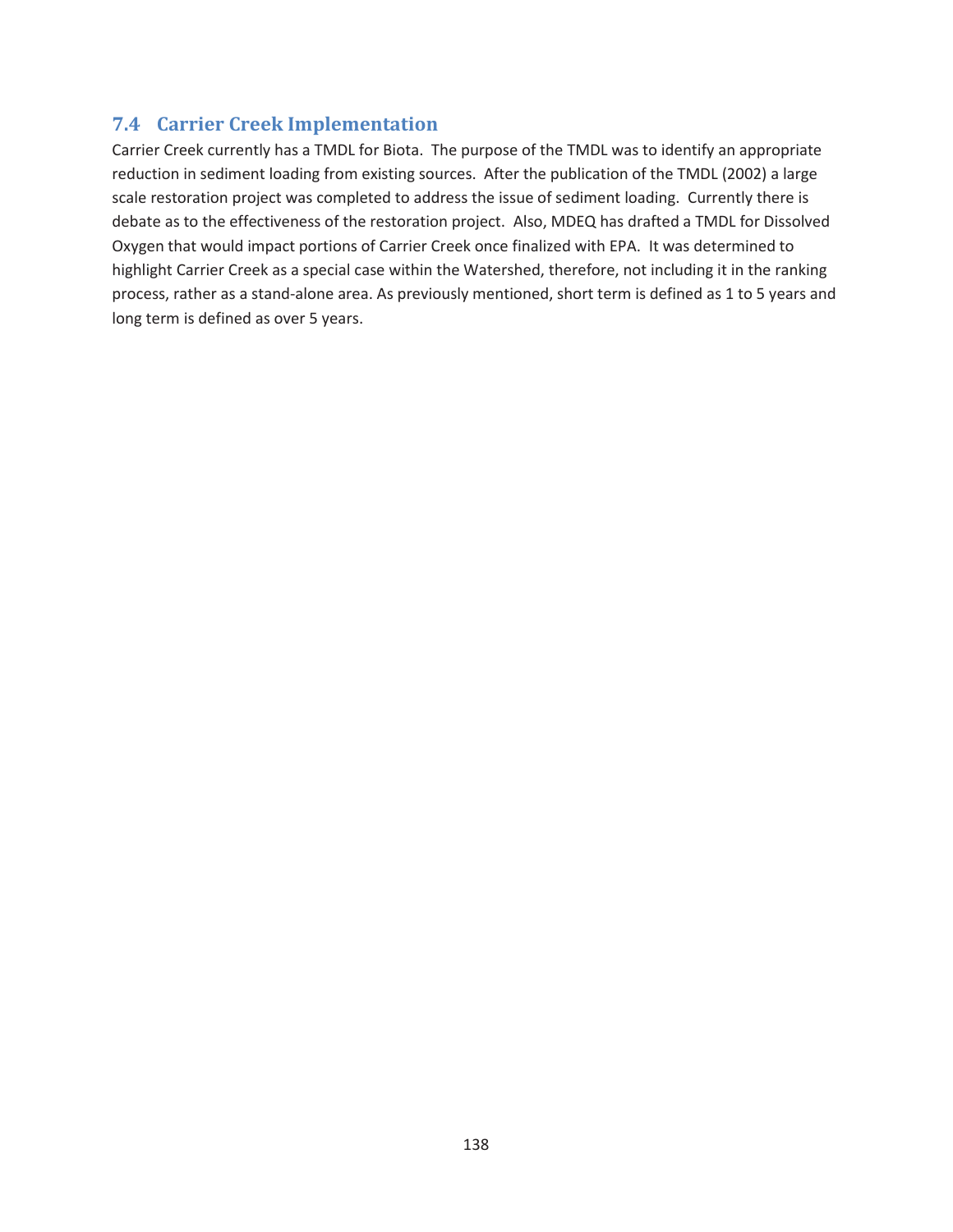## 7.4 Carrier Creek Implementation

Carrier Creek currently has a TMDL for Biota. The purpose of the TMDL was to identify an appropriate reduction in sediment loading from existing sources. After the publication of the TMDL (2002) a large scale restoration project was completed to address the issue of sediment loading. Currently there is debate as to the effectiveness of the restoration project. Also, MDEQ has drafted a TMDL for Dissolved Oxygen that would impact portions of Carrier Creek once finalized with EPA. It was determined to highlight Carrier Creek as a special case within the Watershed, therefore, not including it in the ranking process, rather as a stand-alone area. As previously mentioned, short term is defined as 1 to 5 years and long term is defined as over 5 years.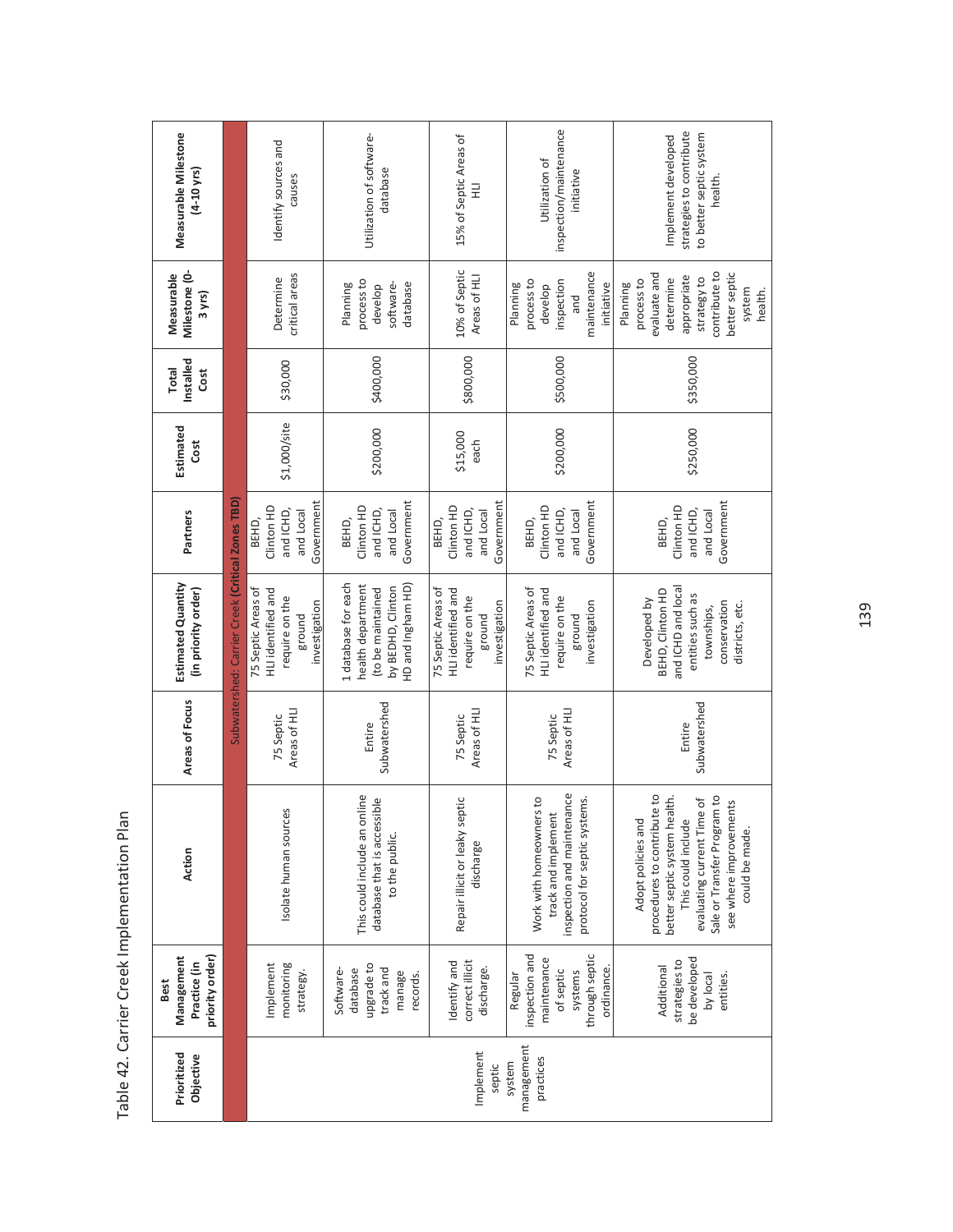Table 42. Carrier Creek Implementation Plan

| Prioritized Objective | Best Management Practice (in priority order) | Action | Areas of Focus | Estimated Quantity (in priority order) | Partners | Estimated Cost | Total Installed Cost | Measurable Milestone (0-3 yrs) | Measurable Milestone (4-10 yrs) |
|---|---|---|---|---|---|---|---|---|---|
| Subwatershed: Carrier Creek **(Critical Zones TBD)** | | | | | | | | | |
| Implement septic system management practices | Implement monitoring strategy. | Isolate human sources | 75 Septic Areas of HLI | 75 Septic Areas of HLI identified and require on the ground investigation | BEHD, Clinton HD and ICHD, and Local Government | $1,000/site | $30,000 | Determine critical areas | Identify sources and causes |
| | Software-database upgrade to track and manage records. | This could include an online database that is accessible to the public. | Entire Subwatershed | 1 database for each health department (to be maintained by BEDHD, Clinton HD and Ingham HD) | BEHD, Clinton HD and ICHD, and Local Government | $200,000 | $400,000 | Planning process to develop software-database | Utilization of software-database |
| | Identify and correct illicit discharge. | Repair illicit or leaky septic discharge | 75 Septic Areas of HLI | 75 Septic Areas of HLI identified and require on the ground investigation | BEHD, Clinton HD and ICHD, and Local Government | $15,000 each | $800,000 | 10% of Septic Areas of HLI | 15% of Septic Areas of HLI |
| | Regular inspection and maintenance of septic systems through septic ordinance. | Work with homeowners to track and implement inspection and maintenance protocol for septic systems. | 75 Septic Areas of HLI | 75 Septic Areas of HLI identified and require on the ground investigation | BEHD, Clinton HD and ICHD, and Local Government | $200,000 | $500,000 | Planning process to develop inspection and maintenance initiative | Utilization of inspection/maintenance initiative |
| | Additional strategies to be developed by local entities. | Adopt policies and procedures to contribute to better septic system health. This could include evaluating current Time of Sale or Transfer Program to see where improvements could be made. | Entire Subwatershed | Developed by BEHD, Clinton HD and ICHD and local entities such as townships, conservation districts, etc. | BEHD, Clinton HD and ICHD, and Local Government | $250,000 | $350,000 | Planning process to evaluate and determine appropriate strategy to contribute to better septic system health. | Implement developed strategies to contribute to better septic system health. |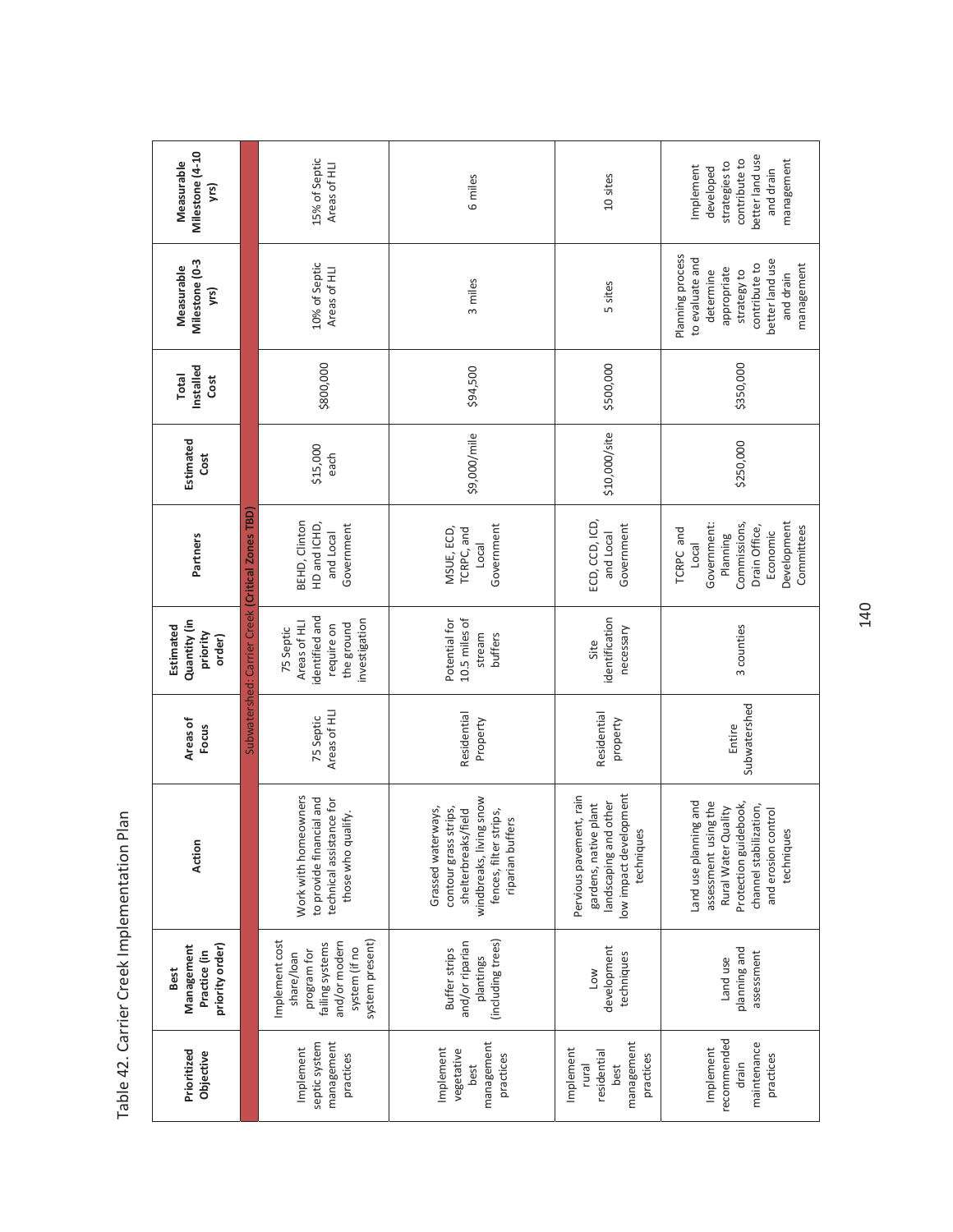Table 42. Carrier Creek Implementation Plan

| Prioritized Objective | Best Management Practice (in priority order) | Action | Areas of Focus | Estimated Quantity (in priority order) | Partners | Estimated Cost | Total Installed Cost | Measurable Milestone (0-3 yrs) | Measurable Milestone (4-10 yrs) |
|---|---|---|---|---|---|---|---|---|---|
| | | | | Subwatershed: Carrier Creek (Critical Zones TBD) | | | | | |
| Implement septic system management practices | Implement cost share/loan program for failing systems and/or modern system (if no system present) | Work with homeowners to provide financial and technical assistance for those who qualify. | 75 Septic Areas of HLI | 75 Septic Areas of HLI identified and require on the ground investigation | BEHD, Clinton HD and ICHD, and Local Government | $15,000 each | $800,000 | 10% of Septic Areas of HLI | 15% of Septic Areas of HLI |
| Implement vegetative best management practices | Buffer strips and/or riparian plantings (including trees) | Grassed waterways, contour grass strips, shelterbreaks/field windbreaks, living snow fences, filter strips, riparian buffers | Residential Property | Potential for 10.5 miles of stream buffers | MSUE, ECD, TCRPC, and Local Government | $9,000/mile | $94,500 | 3 miles | 6 miles |
| Implement rural residential best management practices | Low development techniques | Pervious pavement, rain gardens, native plant landscaping and other low impact development techniques | Residential property | Site identification necessary | ECD, CCD, ICD, and Local Government | $10,000/site | $500,000 | 5 sites | 10 sites |
| Implement recommended drain maintenance practices | Land use planning and assessment | Land use planning and assessment using the Rural Water Quality Protection guidebook, channel stabilization, and erosion control techniques | Entire Subwatershed | 3 counties | TCRPC and Local Government: Planning Commissions, Drain Office, Economic Development Committees | $250,000 | $350,000 | Planning process to evaluate and determine appropriate strategy to contribute to better land use and drain management | Implement developed strategies to contribute to better land use and drain management |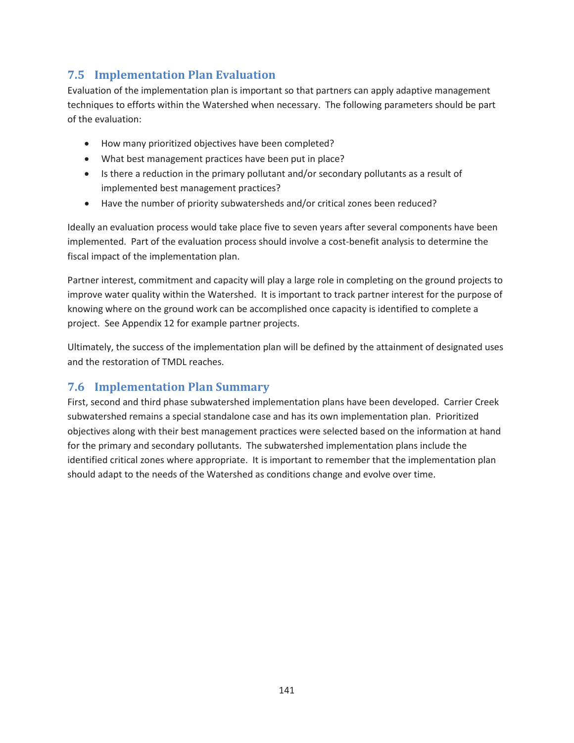## 7.5 Implementation Plan Evaluation

Evaluation of the implementation plan is important so that partners can apply adaptive management techniques to efforts within the Watershed when necessary. The following parameters should be part of the evaluation:

- How many prioritized objectives have been completed?
- What best management practices have been put in place?
- Is there a reduction in the primary pollutant and/or secondary pollutants as a result of implemented best management practices?
- Have the number of priority subwatersheds and/or critical zones been reduced?

Ideally an evaluation process would take place five to seven years after several components have been implemented. Part of the evaluation process should involve a cost-benefit analysis to determine the fiscal impact of the implementation plan.

Partner interest, commitment and capacity will play a large role in completing on the ground projects to improve water quality within the Watershed. It is important to track partner interest for the purpose of knowing where on the ground work can be accomplished once capacity is identified to complete a project. See Appendix 12 for example partner projects.

Ultimately, the success of the implementation plan will be defined by the attainment of designated uses and the restoration of TMDL reaches.

## 7.6 Implementation Plan Summary

First, second and third phase subwatershed implementation plans have been developed. Carrier Creek subwatershed remains a special standalone case and has its own implementation plan. Prioritized objectives along with their best management practices were selected based on the information at hand for the primary and secondary pollutants. The subwatershed implementation plans include the identified critical zones where appropriate. It is important to remember that the implementation plan should adapt to the needs of the Watershed as conditions change and evolve over time.